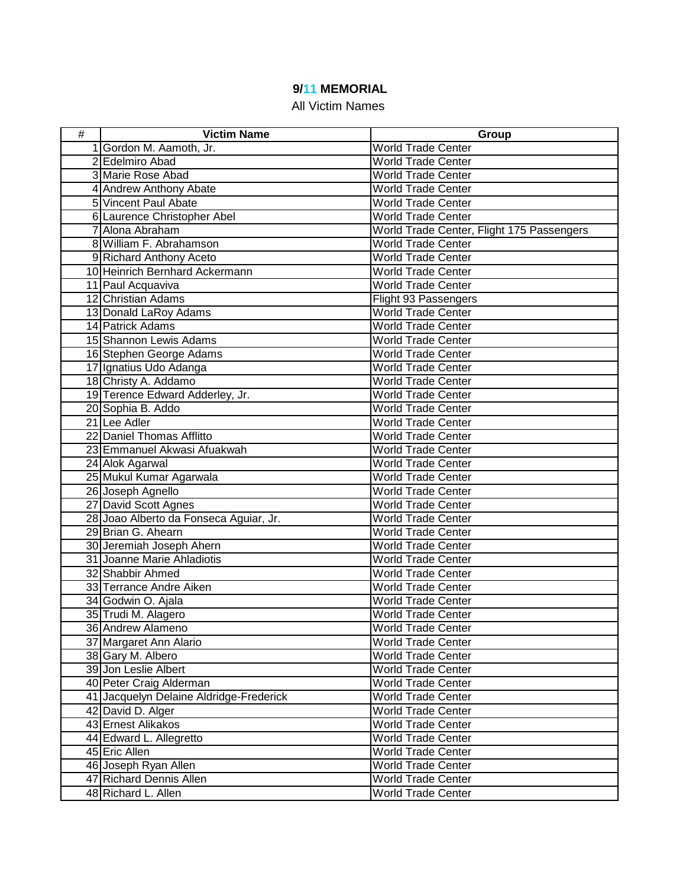# 9/11 MEMORIAL

All Victim Names

| # | Victim Name | Group |
|---|---|---|
| 1 | Gordon M. Aamoth, Jr. | World Trade Center |
| 2 | Edelmiro Abad | World Trade Center |
| 3 | Marie Rose Abad | World Trade Center |
| 4 | Andrew Anthony Abate | World Trade Center |
| 5 | Vincent Paul Abate | World Trade Center |
| 6 | Laurence Christopher Abel | World Trade Center |
| 7 | Alona Abraham | World Trade Center, Flight 175 Passengers |
| 8 | William F. Abrahamson | World Trade Center |
| 9 | Richard Anthony Aceto | World Trade Center |
| 10 | Heinrich Bernhard Ackermann | World Trade Center |
| 11 | Paul Acquaviva | World Trade Center |
| 12 | Christian Adams | Flight 93 Passengers |
| 13 | Donald LaRoy Adams | World Trade Center |
| 14 | Patrick Adams | World Trade Center |
| 15 | Shannon Lewis Adams | World Trade Center |
| 16 | Stephen George Adams | World Trade Center |
| 17 | Ignatius Udo Adanga | World Trade Center |
| 18 | Christy A. Addamo | World Trade Center |
| 19 | Terence Edward Adderley, Jr. | World Trade Center |
| 20 | Sophia B. Addo | World Trade Center |
| 21 | Lee Adler | World Trade Center |
| 22 | Daniel Thomas Afflitto | World Trade Center |
| 23 | Emmanuel Akwasi Afuakwah | World Trade Center |
| 24 | Alok Agarwal | World Trade Center |
| 25 | Mukul Kumar Agarwala | World Trade Center |
| 26 | Joseph Agnello | World Trade Center |
| 27 | David Scott Agnes | World Trade Center |
| 28 | Joao Alberto da Fonseca Aguiar, Jr. | World Trade Center |
| 29 | Brian G. Ahearn | World Trade Center |
| 30 | Jeremiah Joseph Ahern | World Trade Center |
| 31 | Joanne Marie Ahladiotis | World Trade Center |
| 32 | Shabbir Ahmed | World Trade Center |
| 33 | Terrance Andre Aiken | World Trade Center |
| 34 | Godwin O. Ajala | World Trade Center |
| 35 | Trudi M. Alagero | World Trade Center |
| 36 | Andrew Alameno | World Trade Center |
| 37 | Margaret Ann Alario | World Trade Center |
| 38 | Gary M. Albero | World Trade Center |
| 39 | Jon Leslie Albert | World Trade Center |
| 40 | Peter Craig Alderman | World Trade Center |
| 41 | Jacquelyn Delaine Aldridge-Frederick | World Trade Center |
| 42 | David D. Alger | World Trade Center |
| 43 | Ernest Alikakos | World Trade Center |
| 44 | Edward L. Allegretto | World Trade Center |
| 45 | Eric Allen | World Trade Center |
| 46 | Joseph Ryan Allen | World Trade Center |
| 47 | Richard Dennis Allen | World Trade Center |
| 48 | Richard L. Allen | World Trade Center |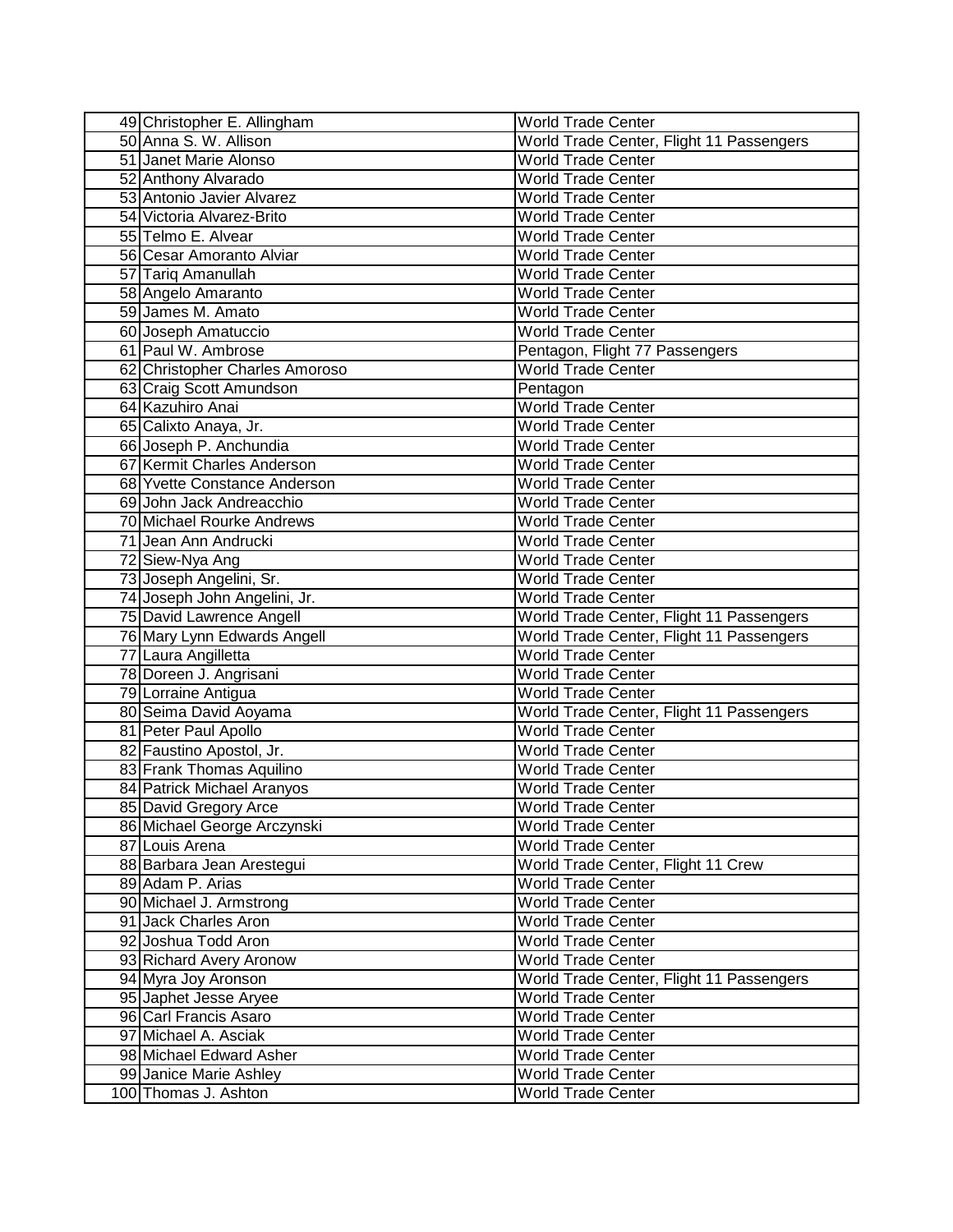| | | |
|---|---|---|
| 49 | Christopher E. Allingham | World Trade Center |
| 50 | Anna S. W. Allison | World Trade Center, Flight 11 Passengers |
| 51 | Janet Marie Alonso | World Trade Center |
| 52 | Anthony Alvarado | World Trade Center |
| 53 | Antonio Javier Alvarez | World Trade Center |
| 54 | Victoria Alvarez-Brito | World Trade Center |
| 55 | Telmo E. Alvear | World Trade Center |
| 56 | Cesar Amoranto Alviar | World Trade Center |
| 57 | Tariq Amanullah | World Trade Center |
| 58 | Angelo Amaranto | World Trade Center |
| 59 | James M. Amato | World Trade Center |
| 60 | Joseph Amatuccio | World Trade Center |
| 61 | Paul W. Ambrose | Pentagon, Flight 77 Passengers |
| 62 | Christopher Charles Amoroso | World Trade Center |
| 63 | Craig Scott Amundson | Pentagon |
| 64 | Kazuhiro Anai | World Trade Center |
| 65 | Calixto Anaya, Jr. | World Trade Center |
| 66 | Joseph P. Anchundia | World Trade Center |
| 67 | Kermit Charles Anderson | World Trade Center |
| 68 | Yvette Constance Anderson | World Trade Center |
| 69 | John Jack Andreacchio | World Trade Center |
| 70 | Michael Rourke Andrews | World Trade Center |
| 71 | Jean Ann Andrucki | World Trade Center |
| 72 | Siew-Nya Ang | World Trade Center |
| 73 | Joseph Angelini, Sr. | World Trade Center |
| 74 | Joseph John Angelini, Jr. | World Trade Center |
| 75 | David Lawrence Angell | World Trade Center, Flight 11 Passengers |
| 76 | Mary Lynn Edwards Angell | World Trade Center, Flight 11 Passengers |
| 77 | Laura Angilletta | World Trade Center |
| 78 | Doreen J. Angrisani | World Trade Center |
| 79 | Lorraine Antigua | World Trade Center |
| 80 | Seima David Aoyama | World Trade Center, Flight 11 Passengers |
| 81 | Peter Paul Apollo | World Trade Center |
| 82 | Faustino Apostol, Jr. | World Trade Center |
| 83 | Frank Thomas Aquilino | World Trade Center |
| 84 | Patrick Michael Aranyos | World Trade Center |
| 85 | David Gregory Arce | World Trade Center |
| 86 | Michael George Arczynski | World Trade Center |
| 87 | Louis Arena | World Trade Center |
| 88 | Barbara Jean Arestegui | World Trade Center, Flight 11 Crew |
| 89 | Adam P. Arias | World Trade Center |
| 90 | Michael J. Armstrong | World Trade Center |
| 91 | Jack Charles Aron | World Trade Center |
| 92 | Joshua Todd Aron | World Trade Center |
| 93 | Richard Avery Aronow | World Trade Center |
| 94 | Myra Joy Aronson | World Trade Center, Flight 11 Passengers |
| 95 | Japhet Jesse Aryee | World Trade Center |
| 96 | Carl Francis Asaro | World Trade Center |
| 97 | Michael A. Asciak | World Trade Center |
| 98 | Michael Edward Asher | World Trade Center |
| 99 | Janice Marie Ashley | World Trade Center |
| 100 | Thomas J. Ashton | World Trade Center |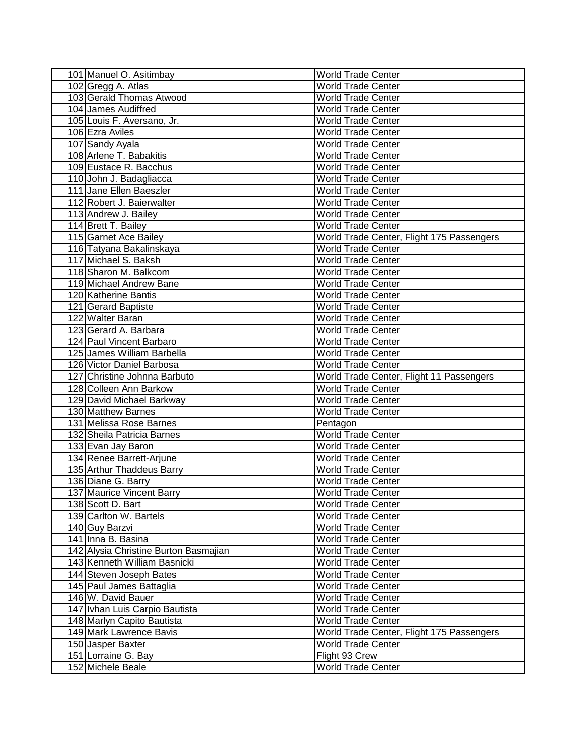| | | |
|---|---|---|
| 101 | Manuel O. Asitimbay | World Trade Center |
| 102 | Gregg A. Atlas | World Trade Center |
| 103 | Gerald Thomas Atwood | World Trade Center |
| 104 | James Audiffred | World Trade Center |
| 105 | Louis F. Aversano, Jr. | World Trade Center |
| 106 | Ezra Aviles | World Trade Center |
| 107 | Sandy Ayala | World Trade Center |
| 108 | Arlene T. Babakitis | World Trade Center |
| 109 | Eustace R. Bacchus | World Trade Center |
| 110 | John J. Badagliacca | World Trade Center |
| 111 | Jane Ellen Baeszler | World Trade Center |
| 112 | Robert J. Baierwalter | World Trade Center |
| 113 | Andrew J. Bailey | World Trade Center |
| 114 | Brett T. Bailey | World Trade Center |
| 115 | Garnet Ace Bailey | World Trade Center, Flight 175 Passengers |
| 116 | Tatyana Bakalinskaya | World Trade Center |
| 117 | Michael S. Baksh | World Trade Center |
| 118 | Sharon M. Balkcom | World Trade Center |
| 119 | Michael Andrew Bane | World Trade Center |
| 120 | Katherine Bantis | World Trade Center |
| 121 | Gerard Baptiste | World Trade Center |
| 122 | Walter Baran | World Trade Center |
| 123 | Gerard A. Barbara | World Trade Center |
| 124 | Paul Vincent Barbaro | World Trade Center |
| 125 | James William Barbella | World Trade Center |
| 126 | Victor Daniel Barbosa | World Trade Center |
| 127 | Christine Johnna Barbuto | World Trade Center, Flight 11 Passengers |
| 128 | Colleen Ann Barkow | World Trade Center |
| 129 | David Michael Barkway | World Trade Center |
| 130 | Matthew Barnes | World Trade Center |
| 131 | Melissa Rose Barnes | Pentagon |
| 132 | Sheila Patricia Barnes | World Trade Center |
| 133 | Evan Jay Baron | World Trade Center |
| 134 | Renee Barrett-Arjune | World Trade Center |
| 135 | Arthur Thaddeus Barry | World Trade Center |
| 136 | Diane G. Barry | World Trade Center |
| 137 | Maurice Vincent Barry | World Trade Center |
| 138 | Scott D. Bart | World Trade Center |
| 139 | Carlton W. Bartels | World Trade Center |
| 140 | Guy Barzvi | World Trade Center |
| 141 | Inna B. Basina | World Trade Center |
| 142 | Alysia Christine Burton Basmajian | World Trade Center |
| 143 | Kenneth William Basnicki | World Trade Center |
| 144 | Steven Joseph Bates | World Trade Center |
| 145 | Paul James Battaglia | World Trade Center |
| 146 | W. David Bauer | World Trade Center |
| 147 | Ivhan Luis Carpio Bautista | World Trade Center |
| 148 | Marlyn Capito Bautista | World Trade Center |
| 149 | Mark Lawrence Bavis | World Trade Center, Flight 175 Passengers |
| 150 | Jasper Baxter | World Trade Center |
| 151 | Lorraine G. Bay | Flight 93 Crew |
| 152 | Michele Beale | World Trade Center |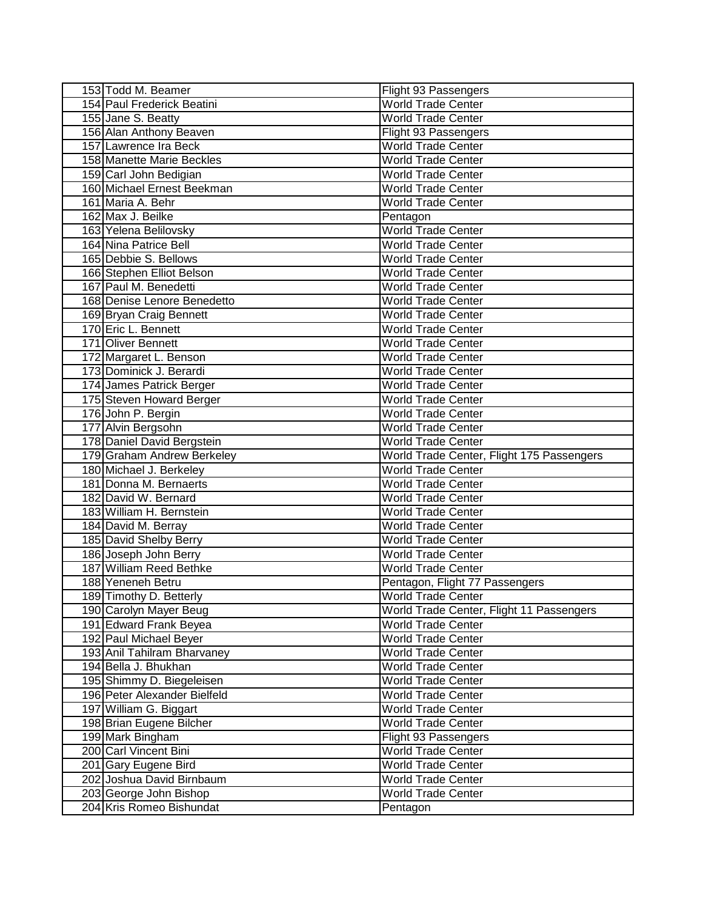| | | |
|---|---|---|
| 153 | Todd M. Beamer | Flight 93 Passengers |
| 154 | Paul Frederick Beatini | World Trade Center |
| 155 | Jane S. Beatty | World Trade Center |
| 156 | Alan Anthony Beaven | Flight 93 Passengers |
| 157 | Lawrence Ira Beck | World Trade Center |
| 158 | Manette Marie Beckles | World Trade Center |
| 159 | Carl John Bedigian | World Trade Center |
| 160 | Michael Ernest Beekman | World Trade Center |
| 161 | Maria A. Behr | World Trade Center |
| 162 | Max J. Beilke | Pentagon |
| 163 | Yelena Belilovsky | World Trade Center |
| 164 | Nina Patrice Bell | World Trade Center |
| 165 | Debbie S. Bellows | World Trade Center |
| 166 | Stephen Elliot Belson | World Trade Center |
| 167 | Paul M. Benedetti | World Trade Center |
| 168 | Denise Lenore Benedetto | World Trade Center |
| 169 | Bryan Craig Bennett | World Trade Center |
| 170 | Eric L. Bennett | World Trade Center |
| 171 | Oliver Bennett | World Trade Center |
| 172 | Margaret L. Benson | World Trade Center |
| 173 | Dominick J. Berardi | World Trade Center |
| 174 | James Patrick Berger | World Trade Center |
| 175 | Steven Howard Berger | World Trade Center |
| 176 | John P. Bergin | World Trade Center |
| 177 | Alvin Bergsohn | World Trade Center |
| 178 | Daniel David Bergstein | World Trade Center |
| 179 | Graham Andrew Berkeley | World Trade Center, Flight 175 Passengers |
| 180 | Michael J. Berkeley | World Trade Center |
| 181 | Donna M. Bernaerts | World Trade Center |
| 182 | David W. Bernard | World Trade Center |
| 183 | William H. Bernstein | World Trade Center |
| 184 | David M. Berray | World Trade Center |
| 185 | David Shelby Berry | World Trade Center |
| 186 | Joseph John Berry | World Trade Center |
| 187 | William Reed Bethke | World Trade Center |
| 188 | Yeneneh Betru | Pentagon, Flight 77 Passengers |
| 189 | Timothy D. Betterly | World Trade Center |
| 190 | Carolyn Mayer Beug | World Trade Center, Flight 11 Passengers |
| 191 | Edward Frank Beyea | World Trade Center |
| 192 | Paul Michael Beyer | World Trade Center |
| 193 | Anil Tahilram Bharvaney | World Trade Center |
| 194 | Bella J. Bhukhan | World Trade Center |
| 195 | Shimmy D. Biegeleisen | World Trade Center |
| 196 | Peter Alexander Bielfeld | World Trade Center |
| 197 | William G. Biggart | World Trade Center |
| 198 | Brian Eugene Bilcher | World Trade Center |
| 199 | Mark Bingham | Flight 93 Passengers |
| 200 | Carl Vincent Bini | World Trade Center |
| 201 | Gary Eugene Bird | World Trade Center |
| 202 | Joshua David Birnbaum | World Trade Center |
| 203 | George John Bishop | World Trade Center |
| 204 | Kris Romeo Bishundat | Pentagon |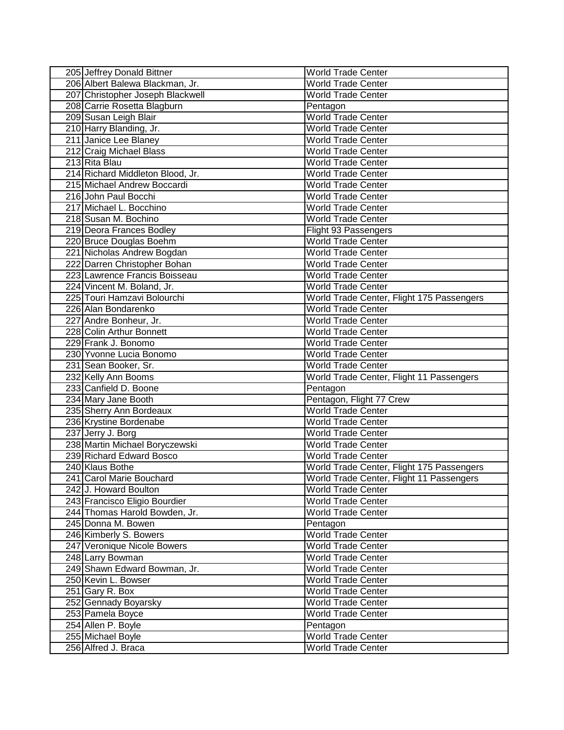| | | |
|---|---|---|
| 205 | Jeffrey Donald Bittner | World Trade Center |
| 206 | Albert Balewa Blackman, Jr. | World Trade Center |
| 207 | Christopher Joseph Blackwell | World Trade Center |
| 208 | Carrie Rosetta Blagburn | Pentagon |
| 209 | Susan Leigh Blair | World Trade Center |
| 210 | Harry Blanding, Jr. | World Trade Center |
| 211 | Janice Lee Blaney | World Trade Center |
| 212 | Craig Michael Blass | World Trade Center |
| 213 | Rita Blau | World Trade Center |
| 214 | Richard Middleton Blood, Jr. | World Trade Center |
| 215 | Michael Andrew Boccardi | World Trade Center |
| 216 | John Paul Bocchi | World Trade Center |
| 217 | Michael L. Bocchino | World Trade Center |
| 218 | Susan M. Bochino | World Trade Center |
| 219 | Deora Frances Bodley | Flight 93 Passengers |
| 220 | Bruce Douglas Boehm | World Trade Center |
| 221 | Nicholas Andrew Bogdan | World Trade Center |
| 222 | Darren Christopher Bohan | World Trade Center |
| 223 | Lawrence Francis Boisseau | World Trade Center |
| 224 | Vincent M. Boland, Jr. | World Trade Center |
| 225 | Touri Hamzavi Bolourchi | World Trade Center, Flight 175 Passengers |
| 226 | Alan Bondarenko | World Trade Center |
| 227 | Andre Bonheur, Jr. | World Trade Center |
| 228 | Colin Arthur Bonnett | World Trade Center |
| 229 | Frank J. Bonomo | World Trade Center |
| 230 | Yvonne Lucia Bonomo | World Trade Center |
| 231 | Sean Booker, Sr. | World Trade Center |
| 232 | Kelly Ann Booms | World Trade Center, Flight 11 Passengers |
| 233 | Canfield D. Boone | Pentagon |
| 234 | Mary Jane Booth | Pentagon, Flight 77 Crew |
| 235 | Sherry Ann Bordeaux | World Trade Center |
| 236 | Krystine Bordenabe | World Trade Center |
| 237 | Jerry J. Borg | World Trade Center |
| 238 | Martin Michael Boryczewski | World Trade Center |
| 239 | Richard Edward Bosco | World Trade Center |
| 240 | Klaus Bothe | World Trade Center, Flight 175 Passengers |
| 241 | Carol Marie Bouchard | World Trade Center, Flight 11 Passengers |
| 242 | J. Howard Boulton | World Trade Center |
| 243 | Francisco Eligio Bourdier | World Trade Center |
| 244 | Thomas Harold Bowden, Jr. | World Trade Center |
| 245 | Donna M. Bowen | Pentagon |
| 246 | Kimberly S. Bowers | World Trade Center |
| 247 | Veronique Nicole Bowers | World Trade Center |
| 248 | Larry Bowman | World Trade Center |
| 249 | Shawn Edward Bowman, Jr. | World Trade Center |
| 250 | Kevin L. Bowser | World Trade Center |
| 251 | Gary R. Box | World Trade Center |
| 252 | Gennady Boyarsky | World Trade Center |
| 253 | Pamela Boyce | World Trade Center |
| 254 | Allen P. Boyle | Pentagon |
| 255 | Michael Boyle | World Trade Center |
| 256 | Alfred J. Braca | World Trade Center |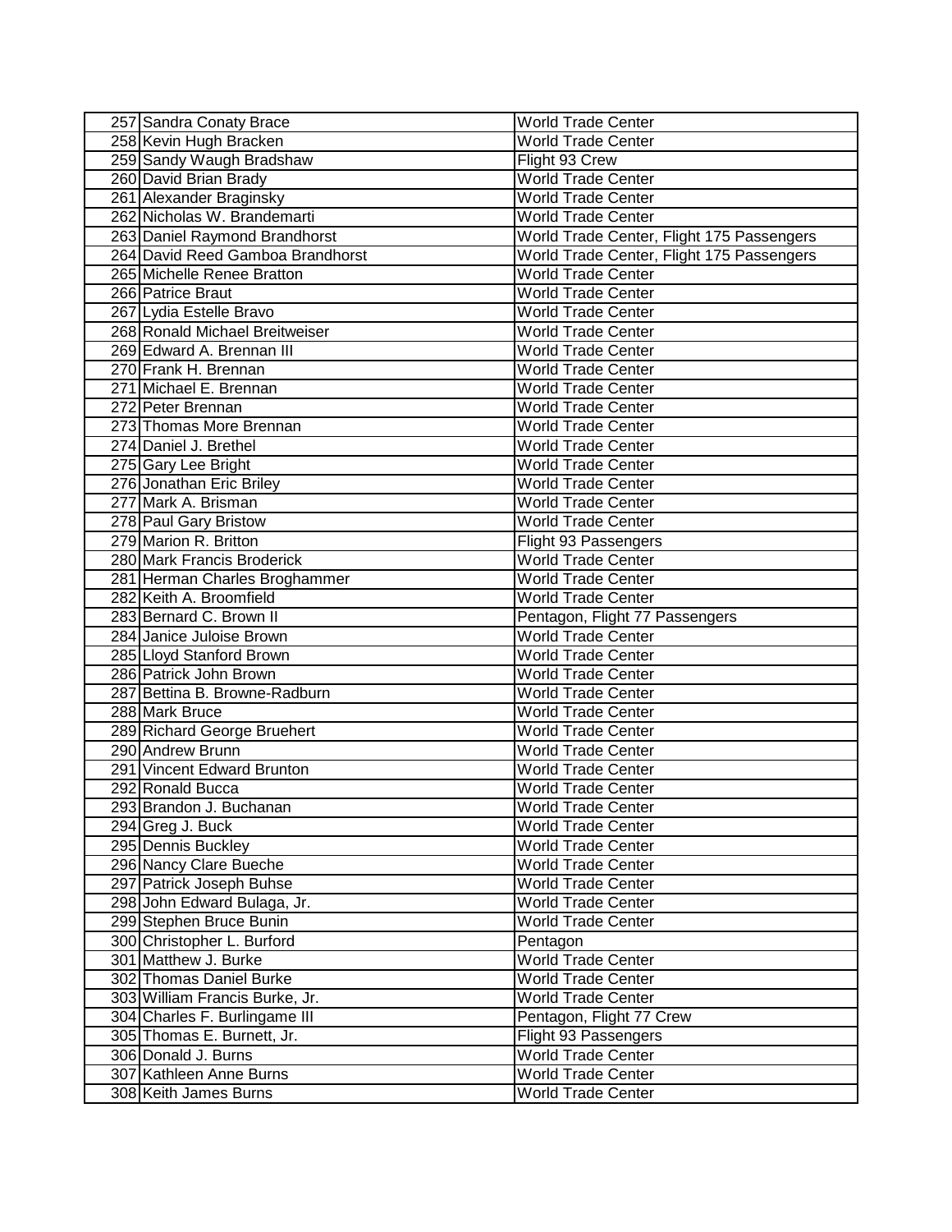| | | |
|---|---|---|
| 257 | Sandra Conaty Brace | World Trade Center |
| 258 | Kevin Hugh Bracken | World Trade Center |
| 259 | Sandy Waugh Bradshaw | Flight 93 Crew |
| 260 | David Brian Brady | World Trade Center |
| 261 | Alexander Braginsky | World Trade Center |
| 262 | Nicholas W. Brandemarti | World Trade Center |
| 263 | Daniel Raymond Brandhorst | World Trade Center, Flight 175 Passengers |
| 264 | David Reed Gamboa Brandhorst | World Trade Center, Flight 175 Passengers |
| 265 | Michelle Renee Bratton | World Trade Center |
| 266 | Patrice Braut | World Trade Center |
| 267 | Lydia Estelle Bravo | World Trade Center |
| 268 | Ronald Michael Breitweiser | World Trade Center |
| 269 | Edward A. Brennan III | World Trade Center |
| 270 | Frank H. Brennan | World Trade Center |
| 271 | Michael E. Brennan | World Trade Center |
| 272 | Peter Brennan | World Trade Center |
| 273 | Thomas More Brennan | World Trade Center |
| 274 | Daniel J. Brethel | World Trade Center |
| 275 | Gary Lee Bright | World Trade Center |
| 276 | Jonathan Eric Briley | World Trade Center |
| 277 | Mark A. Brisman | World Trade Center |
| 278 | Paul Gary Bristow | World Trade Center |
| 279 | Marion R. Britton | Flight 93 Passengers |
| 280 | Mark Francis Broderick | World Trade Center |
| 281 | Herman Charles Broghammer | World Trade Center |
| 282 | Keith A. Broomfield | World Trade Center |
| 283 | Bernard C. Brown II | Pentagon, Flight 77 Passengers |
| 284 | Janice Juloise Brown | World Trade Center |
| 285 | Lloyd Stanford Brown | World Trade Center |
| 286 | Patrick John Brown | World Trade Center |
| 287 | Bettina B. Browne-Radburn | World Trade Center |
| 288 | Mark Bruce | World Trade Center |
| 289 | Richard George Bruehert | World Trade Center |
| 290 | Andrew Brunn | World Trade Center |
| 291 | Vincent Edward Brunton | World Trade Center |
| 292 | Ronald Bucca | World Trade Center |
| 293 | Brandon J. Buchanan | World Trade Center |
| 294 | Greg J. Buck | World Trade Center |
| 295 | Dennis Buckley | World Trade Center |
| 296 | Nancy Clare Bueche | World Trade Center |
| 297 | Patrick Joseph Buhse | World Trade Center |
| 298 | John Edward Bulaga, Jr. | World Trade Center |
| 299 | Stephen Bruce Bunin | World Trade Center |
| 300 | Christopher L. Burford | Pentagon |
| 301 | Matthew J. Burke | World Trade Center |
| 302 | Thomas Daniel Burke | World Trade Center |
| 303 | William Francis Burke, Jr. | World Trade Center |
| 304 | Charles F. Burlingame III | Pentagon, Flight 77 Crew |
| 305 | Thomas E. Burnett, Jr. | Flight 93 Passengers |
| 306 | Donald J. Burns | World Trade Center |
| 307 | Kathleen Anne Burns | World Trade Center |
| 308 | Keith James Burns | World Trade Center |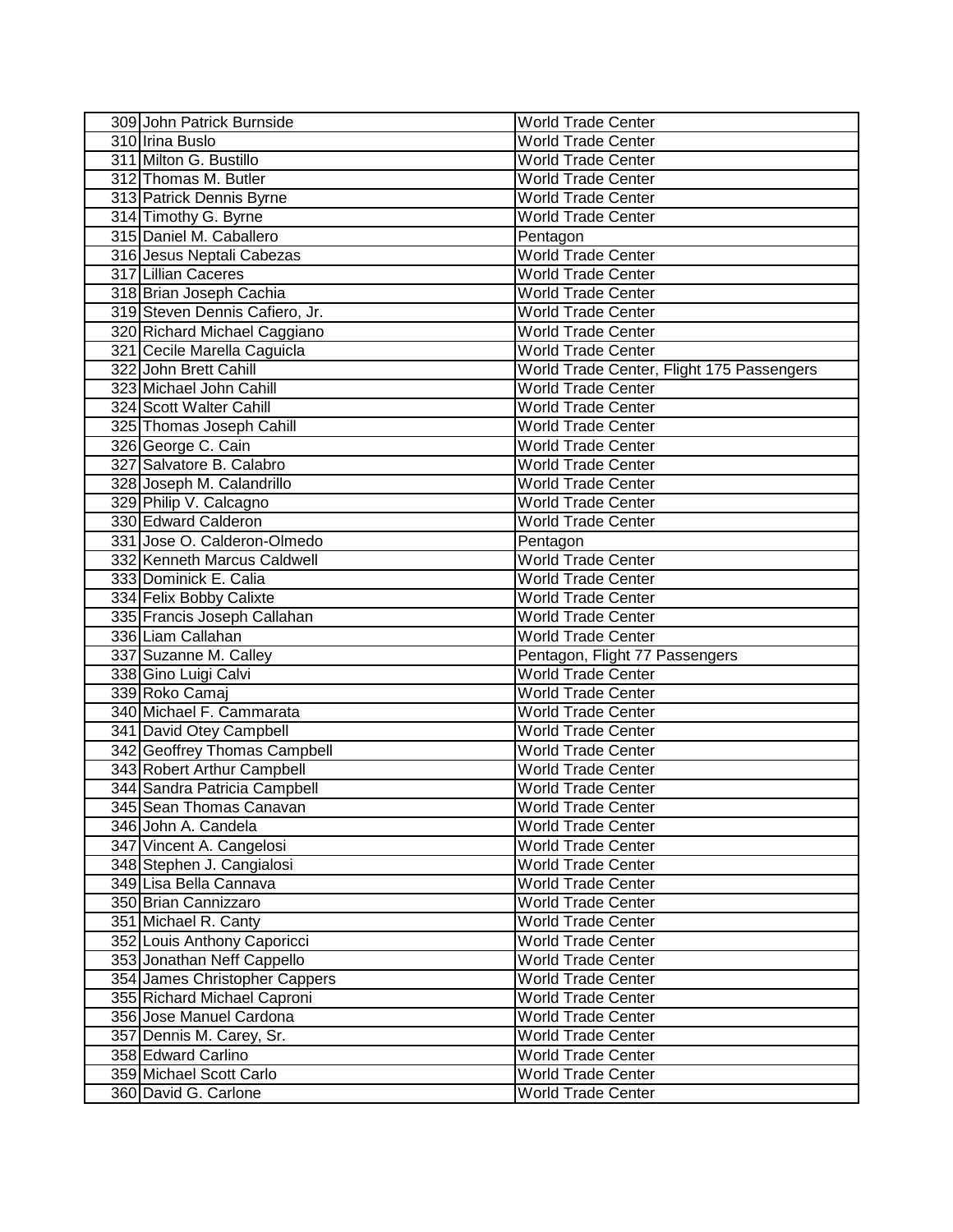| | | |
|---|---|---|
| 309 | John Patrick Burnside | World Trade Center |
| 310 | Irina Buslo | World Trade Center |
| 311 | Milton G. Bustillo | World Trade Center |
| 312 | Thomas M. Butler | World Trade Center |
| 313 | Patrick Dennis Byrne | World Trade Center |
| 314 | Timothy G. Byrne | World Trade Center |
| 315 | Daniel M. Caballero | Pentagon |
| 316 | Jesus Neptali Cabezas | World Trade Center |
| 317 | Lillian Caceres | World Trade Center |
| 318 | Brian Joseph Cachia | World Trade Center |
| 319 | Steven Dennis Cafiero, Jr. | World Trade Center |
| 320 | Richard Michael Caggiano | World Trade Center |
| 321 | Cecile Marella Caguicla | World Trade Center |
| 322 | John Brett Cahill | World Trade Center, Flight 175 Passengers |
| 323 | Michael John Cahill | World Trade Center |
| 324 | Scott Walter Cahill | World Trade Center |
| 325 | Thomas Joseph Cahill | World Trade Center |
| 326 | George C. Cain | World Trade Center |
| 327 | Salvatore B. Calabro | World Trade Center |
| 328 | Joseph M. Calandrillo | World Trade Center |
| 329 | Philip V. Calcagno | World Trade Center |
| 330 | Edward Calderon | World Trade Center |
| 331 | Jose O. Calderon-Olmedo | Pentagon |
| 332 | Kenneth Marcus Caldwell | World Trade Center |
| 333 | Dominick E. Calia | World Trade Center |
| 334 | Felix Bobby Calixte | World Trade Center |
| 335 | Francis Joseph Callahan | World Trade Center |
| 336 | Liam Callahan | World Trade Center |
| 337 | Suzanne M. Calley | Pentagon, Flight 77 Passengers |
| 338 | Gino Luigi Calvi | World Trade Center |
| 339 | Roko Camaj | World Trade Center |
| 340 | Michael F. Cammarata | World Trade Center |
| 341 | David Otey Campbell | World Trade Center |
| 342 | Geoffrey Thomas Campbell | World Trade Center |
| 343 | Robert Arthur Campbell | World Trade Center |
| 344 | Sandra Patricia Campbell | World Trade Center |
| 345 | Sean Thomas Canavan | World Trade Center |
| 346 | John A. Candela | World Trade Center |
| 347 | Vincent A. Cangelosi | World Trade Center |
| 348 | Stephen J. Cangialosi | World Trade Center |
| 349 | Lisa Bella Cannava | World Trade Center |
| 350 | Brian Cannizzaro | World Trade Center |
| 351 | Michael R. Canty | World Trade Center |
| 352 | Louis Anthony Caporicci | World Trade Center |
| 353 | Jonathan Neff Cappello | World Trade Center |
| 354 | James Christopher Cappers | World Trade Center |
| 355 | Richard Michael Caproni | World Trade Center |
| 356 | Jose Manuel Cardona | World Trade Center |
| 357 | Dennis M. Carey, Sr. | World Trade Center |
| 358 | Edward Carlino | World Trade Center |
| 359 | Michael Scott Carlo | World Trade Center |
| 360 | David G. Carlone | World Trade Center |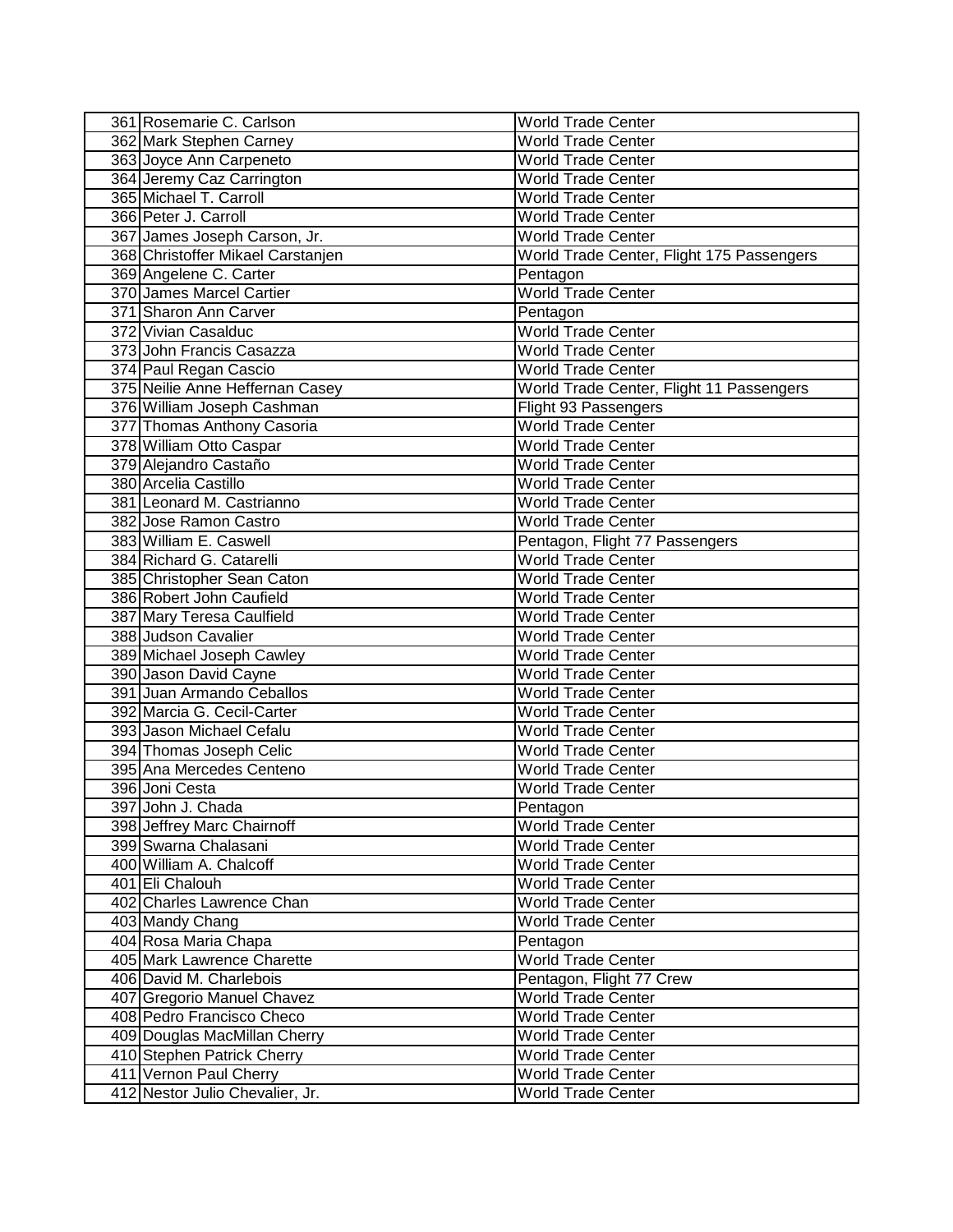| | | |
|---|---|---|
| 361 | Rosemarie C. Carlson | World Trade Center |
| 362 | Mark Stephen Carney | World Trade Center |
| 363 | Joyce Ann Carpeneto | World Trade Center |
| 364 | Jeremy Caz Carrington | World Trade Center |
| 365 | Michael T. Carroll | World Trade Center |
| 366 | Peter J. Carroll | World Trade Center |
| 367 | James Joseph Carson, Jr. | World Trade Center |
| 368 | Christoffer Mikael Carstanjen | World Trade Center, Flight 175 Passengers |
| 369 | Angelene C. Carter | Pentagon |
| 370 | James Marcel Cartier | World Trade Center |
| 371 | Sharon Ann Carver | Pentagon |
| 372 | Vivian Casalduc | World Trade Center |
| 373 | John Francis Casazza | World Trade Center |
| 374 | Paul Regan Cascio | World Trade Center |
| 375 | Neilie Anne Heffernan Casey | World Trade Center, Flight 11 Passengers |
| 376 | William Joseph Cashman | Flight 93 Passengers |
| 377 | Thomas Anthony Casoria | World Trade Center |
| 378 | William Otto Caspar | World Trade Center |
| 379 | Alejandro Castaño | World Trade Center |
| 380 | Arcelia Castillo | World Trade Center |
| 381 | Leonard M. Castrianno | World Trade Center |
| 382 | Jose Ramon Castro | World Trade Center |
| 383 | William E. Caswell | Pentagon, Flight 77 Passengers |
| 384 | Richard G. Catarelli | World Trade Center |
| 385 | Christopher Sean Caton | World Trade Center |
| 386 | Robert John Caufield | World Trade Center |
| 387 | Mary Teresa Caulfield | World Trade Center |
| 388 | Judson Cavalier | World Trade Center |
| 389 | Michael Joseph Cawley | World Trade Center |
| 390 | Jason David Cayne | World Trade Center |
| 391 | Juan Armando Ceballos | World Trade Center |
| 392 | Marcia G. Cecil-Carter | World Trade Center |
| 393 | Jason Michael Cefalu | World Trade Center |
| 394 | Thomas Joseph Celic | World Trade Center |
| 395 | Ana Mercedes Centeno | World Trade Center |
| 396 | Joni Cesta | World Trade Center |
| 397 | John J. Chada | Pentagon |
| 398 | Jeffrey Marc Chairnoff | World Trade Center |
| 399 | Swarna Chalasani | World Trade Center |
| 400 | William A. Chalcoff | World Trade Center |
| 401 | Eli Chalouh | World Trade Center |
| 402 | Charles Lawrence Chan | World Trade Center |
| 403 | Mandy Chang | World Trade Center |
| 404 | Rosa Maria Chapa | Pentagon |
| 405 | Mark Lawrence Charette | World Trade Center |
| 406 | David M. Charlebois | Pentagon, Flight 77 Crew |
| 407 | Gregorio Manuel Chavez | World Trade Center |
| 408 | Pedro Francisco Checo | World Trade Center |
| 409 | Douglas MacMillan Cherry | World Trade Center |
| 410 | Stephen Patrick Cherry | World Trade Center |
| 411 | Vernon Paul Cherry | World Trade Center |
| 412 | Nestor Julio Chevalier, Jr. | World Trade Center |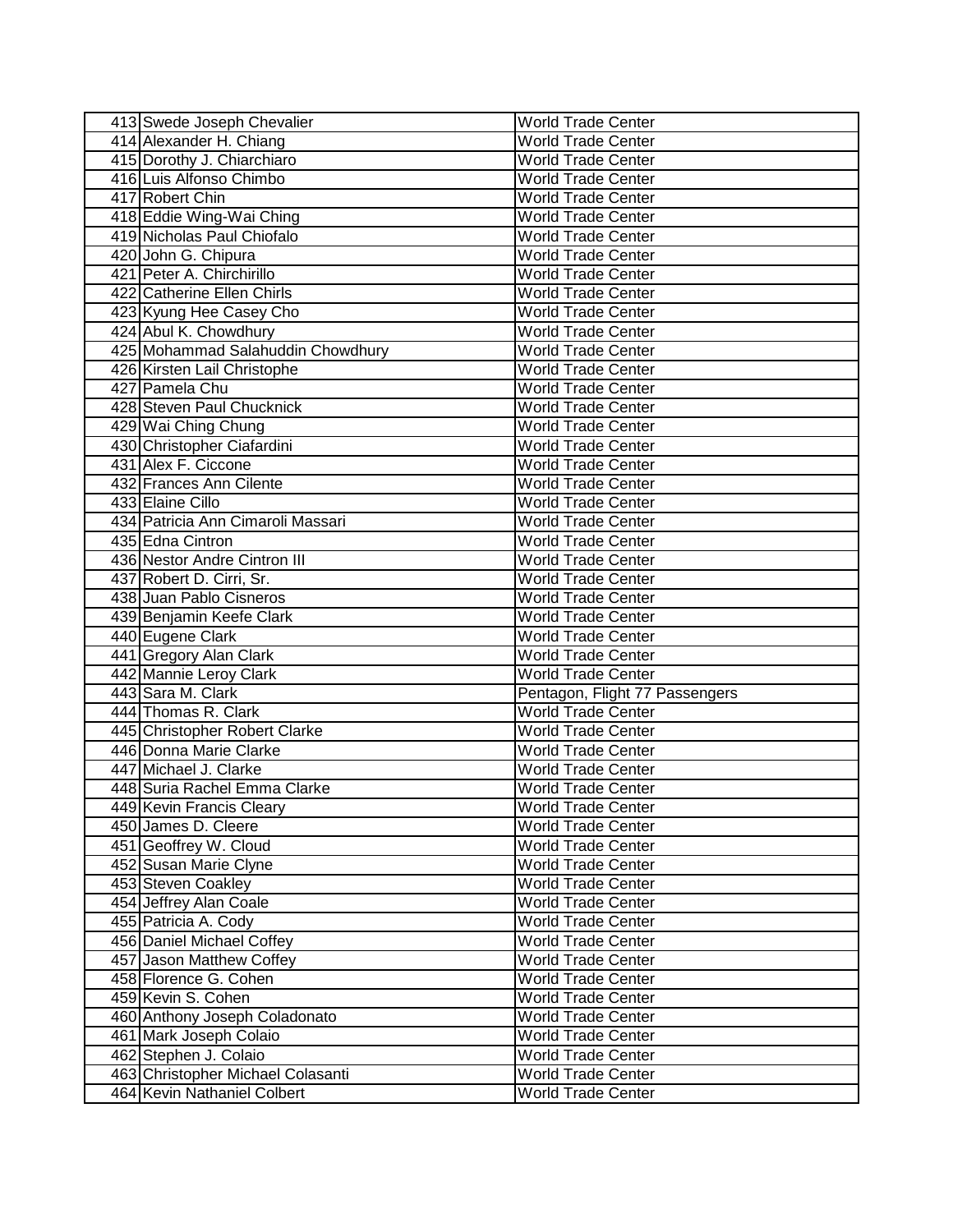| | | |
|---|---|---|
| 413 | Swede Joseph Chevalier | World Trade Center |
| 414 | Alexander H. Chiang | World Trade Center |
| 415 | Dorothy J. Chiarchiaro | World Trade Center |
| 416 | Luis Alfonso Chimbo | World Trade Center |
| 417 | Robert Chin | World Trade Center |
| 418 | Eddie Wing-Wai Ching | World Trade Center |
| 419 | Nicholas Paul Chiofalo | World Trade Center |
| 420 | John G. Chipura | World Trade Center |
| 421 | Peter A. Chirchirillo | World Trade Center |
| 422 | Catherine Ellen Chirls | World Trade Center |
| 423 | Kyung Hee Casey Cho | World Trade Center |
| 424 | Abul K. Chowdhury | World Trade Center |
| 425 | Mohammad Salahuddin Chowdhury | World Trade Center |
| 426 | Kirsten Lail Christophe | World Trade Center |
| 427 | Pamela Chu | World Trade Center |
| 428 | Steven Paul Chucknick | World Trade Center |
| 429 | Wai Ching Chung | World Trade Center |
| 430 | Christopher Ciafardini | World Trade Center |
| 431 | Alex F. Ciccone | World Trade Center |
| 432 | Frances Ann Cilente | World Trade Center |
| 433 | Elaine Cillo | World Trade Center |
| 434 | Patricia Ann Cimaroli Massari | World Trade Center |
| 435 | Edna Cintron | World Trade Center |
| 436 | Nestor Andre Cintron III | World Trade Center |
| 437 | Robert D. Cirri, Sr. | World Trade Center |
| 438 | Juan Pablo Cisneros | World Trade Center |
| 439 | Benjamin Keefe Clark | World Trade Center |
| 440 | Eugene Clark | World Trade Center |
| 441 | Gregory Alan Clark | World Trade Center |
| 442 | Mannie Leroy Clark | World Trade Center |
| 443 | Sara M. Clark | Pentagon, Flight 77 Passengers |
| 444 | Thomas R. Clark | World Trade Center |
| 445 | Christopher Robert Clarke | World Trade Center |
| 446 | Donna Marie Clarke | World Trade Center |
| 447 | Michael J. Clarke | World Trade Center |
| 448 | Suria Rachel Emma Clarke | World Trade Center |
| 449 | Kevin Francis Cleary | World Trade Center |
| 450 | James D. Cleere | World Trade Center |
| 451 | Geoffrey W. Cloud | World Trade Center |
| 452 | Susan Marie Clyne | World Trade Center |
| 453 | Steven Coakley | World Trade Center |
| 454 | Jeffrey Alan Coale | World Trade Center |
| 455 | Patricia A. Cody | World Trade Center |
| 456 | Daniel Michael Coffey | World Trade Center |
| 457 | Jason Matthew Coffey | World Trade Center |
| 458 | Florence G. Cohen | World Trade Center |
| 459 | Kevin S. Cohen | World Trade Center |
| 460 | Anthony Joseph Coladonato | World Trade Center |
| 461 | Mark Joseph Colaio | World Trade Center |
| 462 | Stephen J. Colaio | World Trade Center |
| 463 | Christopher Michael Colasanti | World Trade Center |
| 464 | Kevin Nathaniel Colbert | World Trade Center |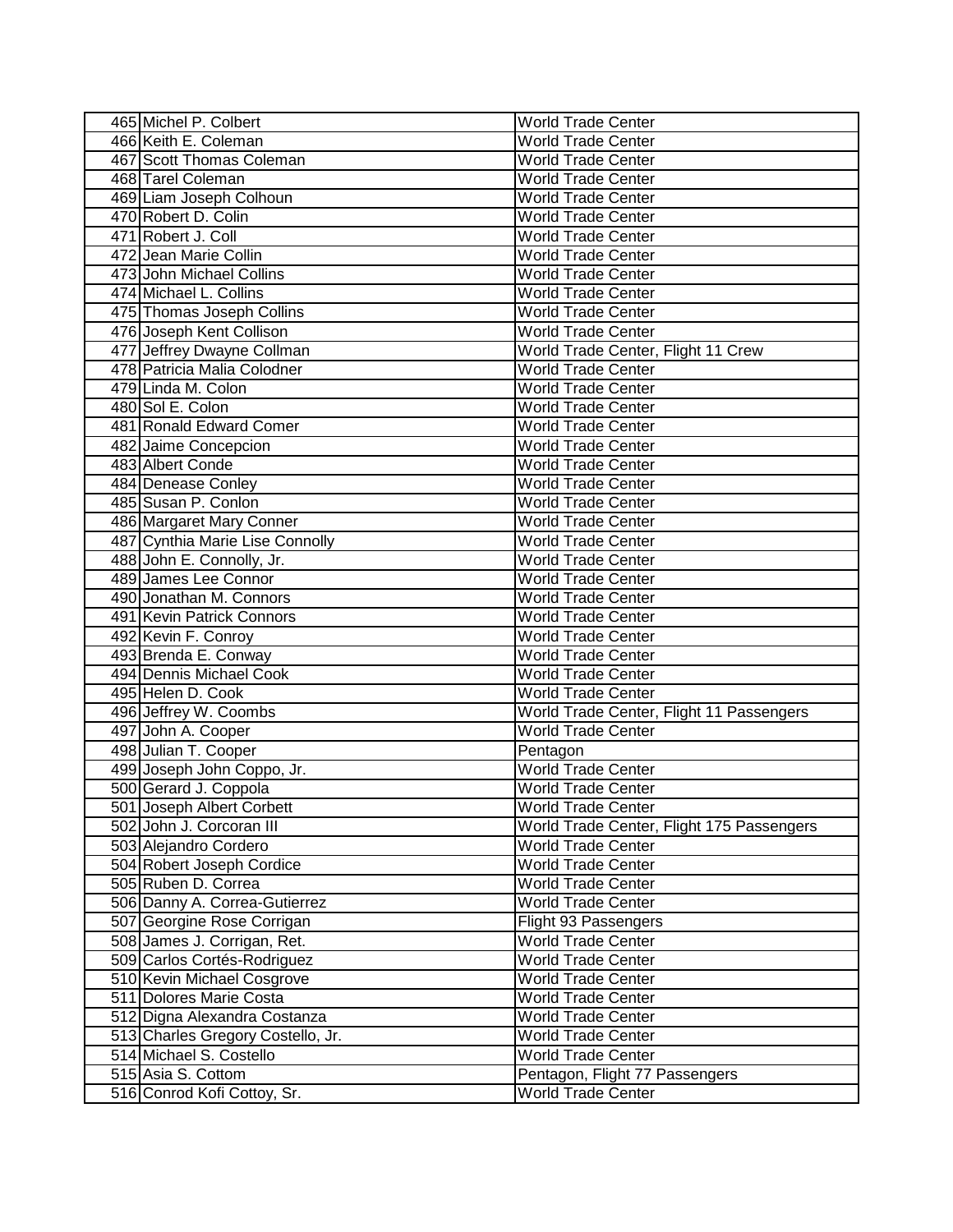| | | |
|---|---|---|
| 465 | Michel P. Colbert | World Trade Center |
| 466 | Keith E. Coleman | World Trade Center |
| 467 | Scott Thomas Coleman | World Trade Center |
| 468 | Tarel Coleman | World Trade Center |
| 469 | Liam Joseph Colhoun | World Trade Center |
| 470 | Robert D. Colin | World Trade Center |
| 471 | Robert J. Coll | World Trade Center |
| 472 | Jean Marie Collin | World Trade Center |
| 473 | John Michael Collins | World Trade Center |
| 474 | Michael L. Collins | World Trade Center |
| 475 | Thomas Joseph Collins | World Trade Center |
| 476 | Joseph Kent Collison | World Trade Center |
| 477 | Jeffrey Dwayne Collman | World Trade Center, Flight 11 Crew |
| 478 | Patricia Malia Colodner | World Trade Center |
| 479 | Linda M. Colon | World Trade Center |
| 480 | Sol E. Colon | World Trade Center |
| 481 | Ronald Edward Comer | World Trade Center |
| 482 | Jaime Concepcion | World Trade Center |
| 483 | Albert Conde | World Trade Center |
| 484 | Denease Conley | World Trade Center |
| 485 | Susan P. Conlon | World Trade Center |
| 486 | Margaret Mary Conner | World Trade Center |
| 487 | Cynthia Marie Lise Connolly | World Trade Center |
| 488 | John E. Connolly, Jr. | World Trade Center |
| 489 | James Lee Connor | World Trade Center |
| 490 | Jonathan M. Connors | World Trade Center |
| 491 | Kevin Patrick Connors | World Trade Center |
| 492 | Kevin F. Conroy | World Trade Center |
| 493 | Brenda E. Conway | World Trade Center |
| 494 | Dennis Michael Cook | World Trade Center |
| 495 | Helen D. Cook | World Trade Center |
| 496 | Jeffrey W. Coombs | World Trade Center, Flight 11 Passengers |
| 497 | John A. Cooper | World Trade Center |
| 498 | Julian T. Cooper | Pentagon |
| 499 | Joseph John Coppo, Jr. | World Trade Center |
| 500 | Gerard J. Coppola | World Trade Center |
| 501 | Joseph Albert Corbett | World Trade Center |
| 502 | John J. Corcoran III | World Trade Center, Flight 175 Passengers |
| 503 | Alejandro Cordero | World Trade Center |
| 504 | Robert Joseph Cordice | World Trade Center |
| 505 | Ruben D. Correa | World Trade Center |
| 506 | Danny A. Correa-Gutierrez | World Trade Center |
| 507 | Georgine Rose Corrigan | Flight 93 Passengers |
| 508 | James J. Corrigan, Ret. | World Trade Center |
| 509 | Carlos Cortés-Rodriguez | World Trade Center |
| 510 | Kevin Michael Cosgrove | World Trade Center |
| 511 | Dolores Marie Costa | World Trade Center |
| 512 | Digna Alexandra Costanza | World Trade Center |
| 513 | Charles Gregory Costello, Jr. | World Trade Center |
| 514 | Michael S. Costello | World Trade Center |
| 515 | Asia S. Cottom | Pentagon, Flight 77 Passengers |
| 516 | Conrod Kofi Cottoy, Sr. | World Trade Center |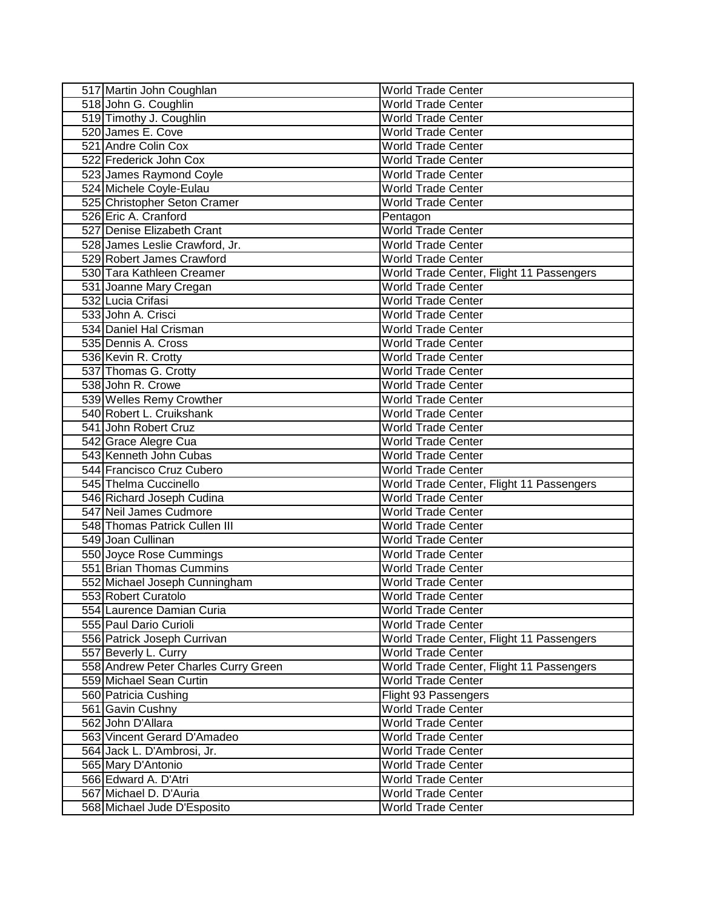| | | |
|---|---|---|
| 517 | Martin John Coughlan | World Trade Center |
| 518 | John G. Coughlin | World Trade Center |
| 519 | Timothy J. Coughlin | World Trade Center |
| 520 | James E. Cove | World Trade Center |
| 521 | Andre Colin Cox | World Trade Center |
| 522 | Frederick John Cox | World Trade Center |
| 523 | James Raymond Coyle | World Trade Center |
| 524 | Michele Coyle-Eulau | World Trade Center |
| 525 | Christopher Seton Cramer | World Trade Center |
| 526 | Eric A. Cranford | Pentagon |
| 527 | Denise Elizabeth Crant | World Trade Center |
| 528 | James Leslie Crawford, Jr. | World Trade Center |
| 529 | Robert James Crawford | World Trade Center |
| 530 | Tara Kathleen Creamer | World Trade Center, Flight 11 Passengers |
| 531 | Joanne Mary Cregan | World Trade Center |
| 532 | Lucia Crifasi | World Trade Center |
| 533 | John A. Crisci | World Trade Center |
| 534 | Daniel Hal Crisman | World Trade Center |
| 535 | Dennis A. Cross | World Trade Center |
| 536 | Kevin R. Crotty | World Trade Center |
| 537 | Thomas G. Crotty | World Trade Center |
| 538 | John R. Crowe | World Trade Center |
| 539 | Welles Remy Crowther | World Trade Center |
| 540 | Robert L. Cruikshank | World Trade Center |
| 541 | John Robert Cruz | World Trade Center |
| 542 | Grace Alegre Cua | World Trade Center |
| 543 | Kenneth John Cubas | World Trade Center |
| 544 | Francisco Cruz Cubero | World Trade Center |
| 545 | Thelma Cuccinello | World Trade Center, Flight 11 Passengers |
| 546 | Richard Joseph Cudina | World Trade Center |
| 547 | Neil James Cudmore | World Trade Center |
| 548 | Thomas Patrick Cullen III | World Trade Center |
| 549 | Joan Cullinan | World Trade Center |
| 550 | Joyce Rose Cummings | World Trade Center |
| 551 | Brian Thomas Cummins | World Trade Center |
| 552 | Michael Joseph Cunningham | World Trade Center |
| 553 | Robert Curatolo | World Trade Center |
| 554 | Laurence Damian Curia | World Trade Center |
| 555 | Paul Dario Curioli | World Trade Center |
| 556 | Patrick Joseph Currivan | World Trade Center, Flight 11 Passengers |
| 557 | Beverly L. Curry | World Trade Center |
| 558 | Andrew Peter Charles Curry Green | World Trade Center, Flight 11 Passengers |
| 559 | Michael Sean Curtin | World Trade Center |
| 560 | Patricia Cushing | Flight 93 Passengers |
| 561 | Gavin Cushny | World Trade Center |
| 562 | John D'Allara | World Trade Center |
| 563 | Vincent Gerard D'Amadeo | World Trade Center |
| 564 | Jack L. D'Ambrosi, Jr. | World Trade Center |
| 565 | Mary D'Antonio | World Trade Center |
| 566 | Edward A. D'Atri | World Trade Center |
| 567 | Michael D. D'Auria | World Trade Center |
| 568 | Michael Jude D'Esposito | World Trade Center |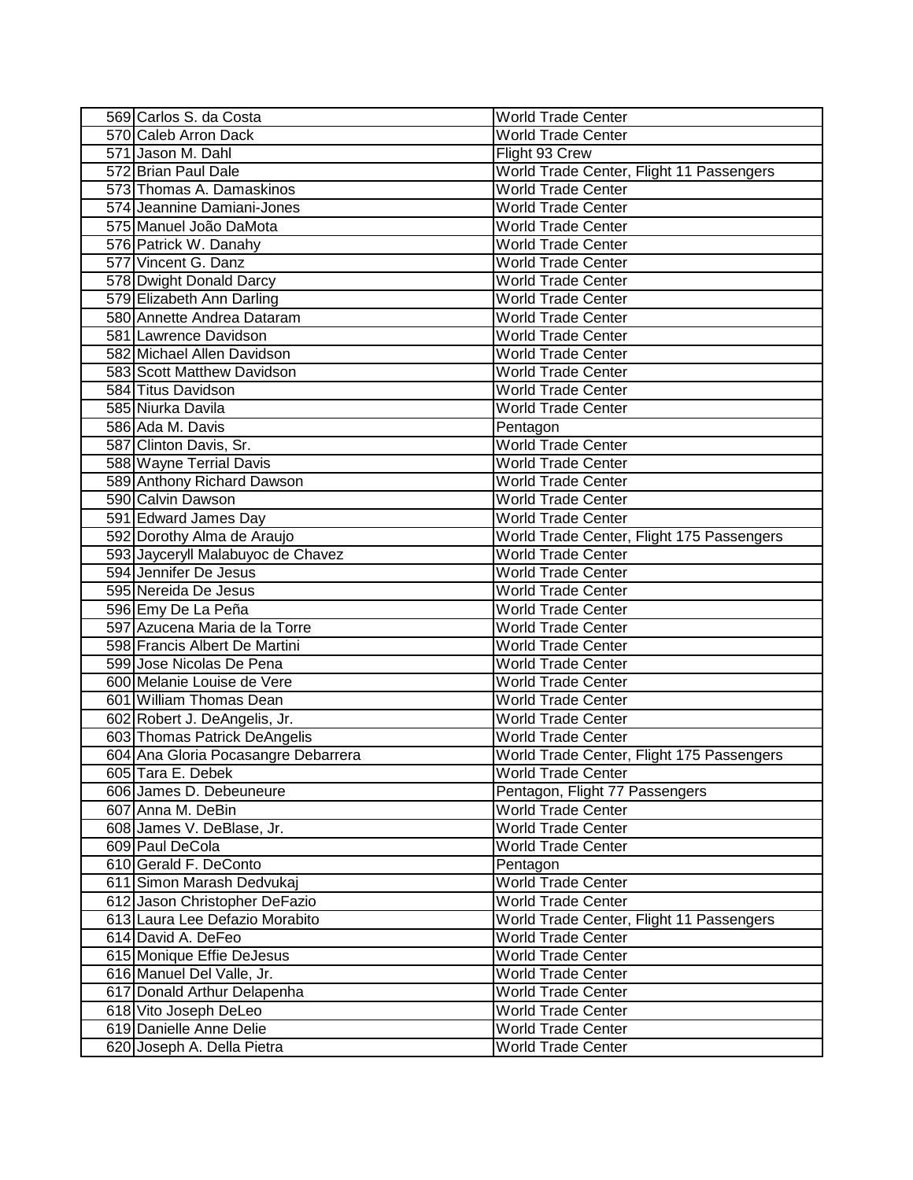| | | |
|---|---|---|
| 569 | Carlos S. da Costa | World Trade Center |
| 570 | Caleb Arron Dack | World Trade Center |
| 571 | Jason M. Dahl | Flight 93 Crew |
| 572 | Brian Paul Dale | World Trade Center, Flight 11 Passengers |
| 573 | Thomas A. Damaskinos | World Trade Center |
| 574 | Jeannine Damiani-Jones | World Trade Center |
| 575 | Manuel João DaMota | World Trade Center |
| 576 | Patrick W. Danahy | World Trade Center |
| 577 | Vincent G. Danz | World Trade Center |
| 578 | Dwight Donald Darcy | World Trade Center |
| 579 | Elizabeth Ann Darling | World Trade Center |
| 580 | Annette Andrea Dataram | World Trade Center |
| 581 | Lawrence Davidson | World Trade Center |
| 582 | Michael Allen Davidson | World Trade Center |
| 583 | Scott Matthew Davidson | World Trade Center |
| 584 | Titus Davidson | World Trade Center |
| 585 | Niurka Davila | World Trade Center |
| 586 | Ada M. Davis | Pentagon |
| 587 | Clinton Davis, Sr. | World Trade Center |
| 588 | Wayne Terrial Davis | World Trade Center |
| 589 | Anthony Richard Dawson | World Trade Center |
| 590 | Calvin Dawson | World Trade Center |
| 591 | Edward James Day | World Trade Center |
| 592 | Dorothy Alma de Araujo | World Trade Center, Flight 175 Passengers |
| 593 | Jayceryll Malabuyoc de Chavez | World Trade Center |
| 594 | Jennifer De Jesus | World Trade Center |
| 595 | Nereida De Jesus | World Trade Center |
| 596 | Emy De La Peña | World Trade Center |
| 597 | Azucena Maria de la Torre | World Trade Center |
| 598 | Francis Albert De Martini | World Trade Center |
| 599 | Jose Nicolas De Pena | World Trade Center |
| 600 | Melanie Louise de Vere | World Trade Center |
| 601 | William Thomas Dean | World Trade Center |
| 602 | Robert J. DeAngelis, Jr. | World Trade Center |
| 603 | Thomas Patrick DeAngelis | World Trade Center |
| 604 | Ana Gloria Pocasangre Debarrera | World Trade Center, Flight 175 Passengers |
| 605 | Tara E. Debek | World Trade Center |
| 606 | James D. Debeuneure | Pentagon, Flight 77 Passengers |
| 607 | Anna M. DeBin | World Trade Center |
| 608 | James V. DeBlase, Jr. | World Trade Center |
| 609 | Paul DeCola | World Trade Center |
| 610 | Gerald F. DeConto | Pentagon |
| 611 | Simon Marash Dedvukaj | World Trade Center |
| 612 | Jason Christopher DeFazio | World Trade Center |
| 613 | Laura Lee Defazio Morabito | World Trade Center, Flight 11 Passengers |
| 614 | David A. DeFeo | World Trade Center |
| 615 | Monique Effie DeJesus | World Trade Center |
| 616 | Manuel Del Valle, Jr. | World Trade Center |
| 617 | Donald Arthur Delapenha | World Trade Center |
| 618 | Vito Joseph DeLeo | World Trade Center |
| 619 | Danielle Anne Delie | World Trade Center |
| 620 | Joseph A. Della Pietra | World Trade Center |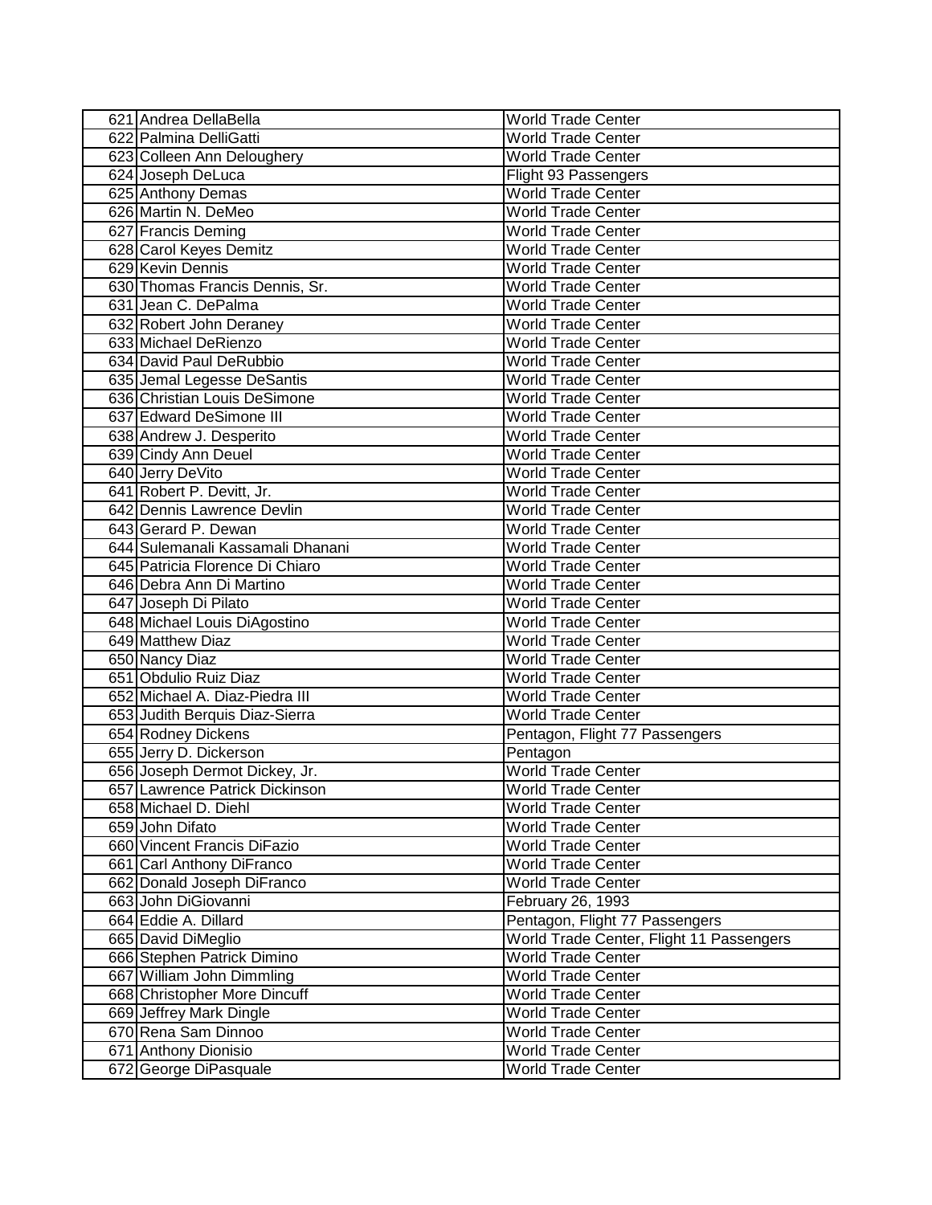| | | |
|---|---|---|
| 621 | Andrea DellaBella | World Trade Center |
| 622 | Palmina DelliGatti | World Trade Center |
| 623 | Colleen Ann Deloughery | World Trade Center |
| 624 | Joseph DeLuca | Flight 93 Passengers |
| 625 | Anthony Demas | World Trade Center |
| 626 | Martin N. DeMeo | World Trade Center |
| 627 | Francis Deming | World Trade Center |
| 628 | Carol Keyes Demitz | World Trade Center |
| 629 | Kevin Dennis | World Trade Center |
| 630 | Thomas Francis Dennis, Sr. | World Trade Center |
| 631 | Jean C. DePalma | World Trade Center |
| 632 | Robert John Deraney | World Trade Center |
| 633 | Michael DeRienzo | World Trade Center |
| 634 | David Paul DeRubbio | World Trade Center |
| 635 | Jemal Legesse DeSantis | World Trade Center |
| 636 | Christian Louis DeSimone | World Trade Center |
| 637 | Edward DeSimone III | World Trade Center |
| 638 | Andrew J. Desperito | World Trade Center |
| 639 | Cindy Ann Deuel | World Trade Center |
| 640 | Jerry DeVito | World Trade Center |
| 641 | Robert P. Devitt, Jr. | World Trade Center |
| 642 | Dennis Lawrence Devlin | World Trade Center |
| 643 | Gerard P. Dewan | World Trade Center |
| 644 | Sulemanali Kassamali Dhanani | World Trade Center |
| 645 | Patricia Florence Di Chiaro | World Trade Center |
| 646 | Debra Ann Di Martino | World Trade Center |
| 647 | Joseph Di Pilato | World Trade Center |
| 648 | Michael Louis DiAgostino | World Trade Center |
| 649 | Matthew Diaz | World Trade Center |
| 650 | Nancy Diaz | World Trade Center |
| 651 | Obdulio Ruiz Diaz | World Trade Center |
| 652 | Michael A. Diaz-Piedra III | World Trade Center |
| 653 | Judith Berquis Diaz-Sierra | World Trade Center |
| 654 | Rodney Dickens | Pentagon, Flight 77 Passengers |
| 655 | Jerry D. Dickerson | Pentagon |
| 656 | Joseph Dermot Dickey, Jr. | World Trade Center |
| 657 | Lawrence Patrick Dickinson | World Trade Center |
| 658 | Michael D. Diehl | World Trade Center |
| 659 | John Difato | World Trade Center |
| 660 | Vincent Francis DiFazio | World Trade Center |
| 661 | Carl Anthony DiFranco | World Trade Center |
| 662 | Donald Joseph DiFranco | World Trade Center |
| 663 | John DiGiovanni | February 26, 1993 |
| 664 | Eddie A. Dillard | Pentagon, Flight 77 Passengers |
| 665 | David DiMeglio | World Trade Center, Flight 11 Passengers |
| 666 | Stephen Patrick Dimino | World Trade Center |
| 667 | William John Dimmling | World Trade Center |
| 668 | Christopher More Dincuff | World Trade Center |
| 669 | Jeffrey Mark Dingle | World Trade Center |
| 670 | Rena Sam Dinnoo | World Trade Center |
| 671 | Anthony Dionisio | World Trade Center |
| 672 | George DiPasquale | World Trade Center |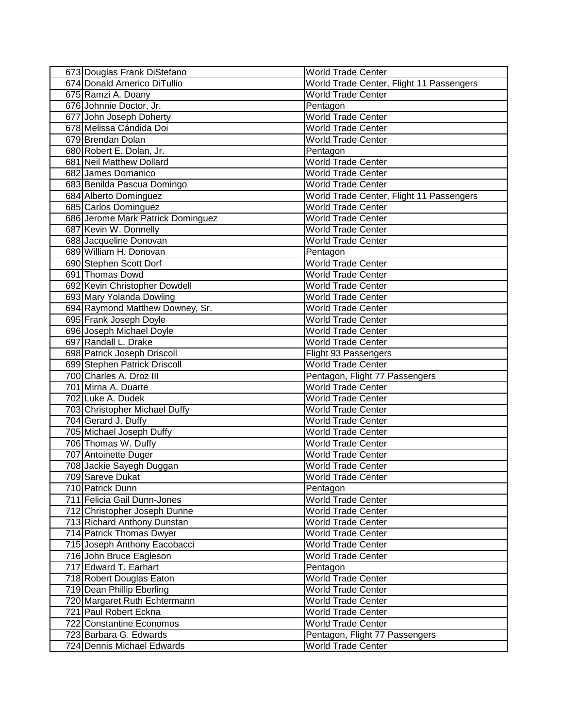| | | |
|---|---|---|
| 673 | Douglas Frank DiStefano | World Trade Center |
| 674 | Donald Americo DiTullio | World Trade Center, Flight 11 Passengers |
| 675 | Ramzi A. Doany | World Trade Center |
| 676 | Johnnie Doctor, Jr. | Pentagon |
| 677 | John Joseph Doherty | World Trade Center |
| 678 | Melissa Cándida Doi | World Trade Center |
| 679 | Brendan Dolan | World Trade Center |
| 680 | Robert E. Dolan, Jr. | Pentagon |
| 681 | Neil Matthew Dollard | World Trade Center |
| 682 | James Domanico | World Trade Center |
| 683 | Benilda Pascua Domingo | World Trade Center |
| 684 | Alberto Dominguez | World Trade Center, Flight 11 Passengers |
| 685 | Carlos Dominguez | World Trade Center |
| 686 | Jerome Mark Patrick Dominguez | World Trade Center |
| 687 | Kevin W. Donnelly | World Trade Center |
| 688 | Jacqueline Donovan | World Trade Center |
| 689 | William H. Donovan | Pentagon |
| 690 | Stephen Scott Dorf | World Trade Center |
| 691 | Thomas Dowd | World Trade Center |
| 692 | Kevin Christopher Dowdell | World Trade Center |
| 693 | Mary Yolanda Dowling | World Trade Center |
| 694 | Raymond Matthew Downey, Sr. | World Trade Center |
| 695 | Frank Joseph Doyle | World Trade Center |
| 696 | Joseph Michael Doyle | World Trade Center |
| 697 | Randall L. Drake | World Trade Center |
| 698 | Patrick Joseph Driscoll | Flight 93 Passengers |
| 699 | Stephen Patrick Driscoll | World Trade Center |
| 700 | Charles A. Droz III | Pentagon, Flight 77 Passengers |
| 701 | Mirna A. Duarte | World Trade Center |
| 702 | Luke A. Dudek | World Trade Center |
| 703 | Christopher Michael Duffy | World Trade Center |
| 704 | Gerard J. Duffy | World Trade Center |
| 705 | Michael Joseph Duffy | World Trade Center |
| 706 | Thomas W. Duffy | World Trade Center |
| 707 | Antoinette Duger | World Trade Center |
| 708 | Jackie Sayegh Duggan | World Trade Center |
| 709 | Sareve Dukat | World Trade Center |
| 710 | Patrick Dunn | Pentagon |
| 711 | Felicia Gail Dunn-Jones | World Trade Center |
| 712 | Christopher Joseph Dunne | World Trade Center |
| 713 | Richard Anthony Dunstan | World Trade Center |
| 714 | Patrick Thomas Dwyer | World Trade Center |
| 715 | Joseph Anthony Eacobacci | World Trade Center |
| 716 | John Bruce Eagleson | World Trade Center |
| 717 | Edward T. Earhart | Pentagon |
| 718 | Robert Douglas Eaton | World Trade Center |
| 719 | Dean Phillip Eberling | World Trade Center |
| 720 | Margaret Ruth Echtermann | World Trade Center |
| 721 | Paul Robert Eckna | World Trade Center |
| 722 | Constantine Economos | World Trade Center |
| 723 | Barbara G. Edwards | Pentagon, Flight 77 Passengers |
| 724 | Dennis Michael Edwards | World Trade Center |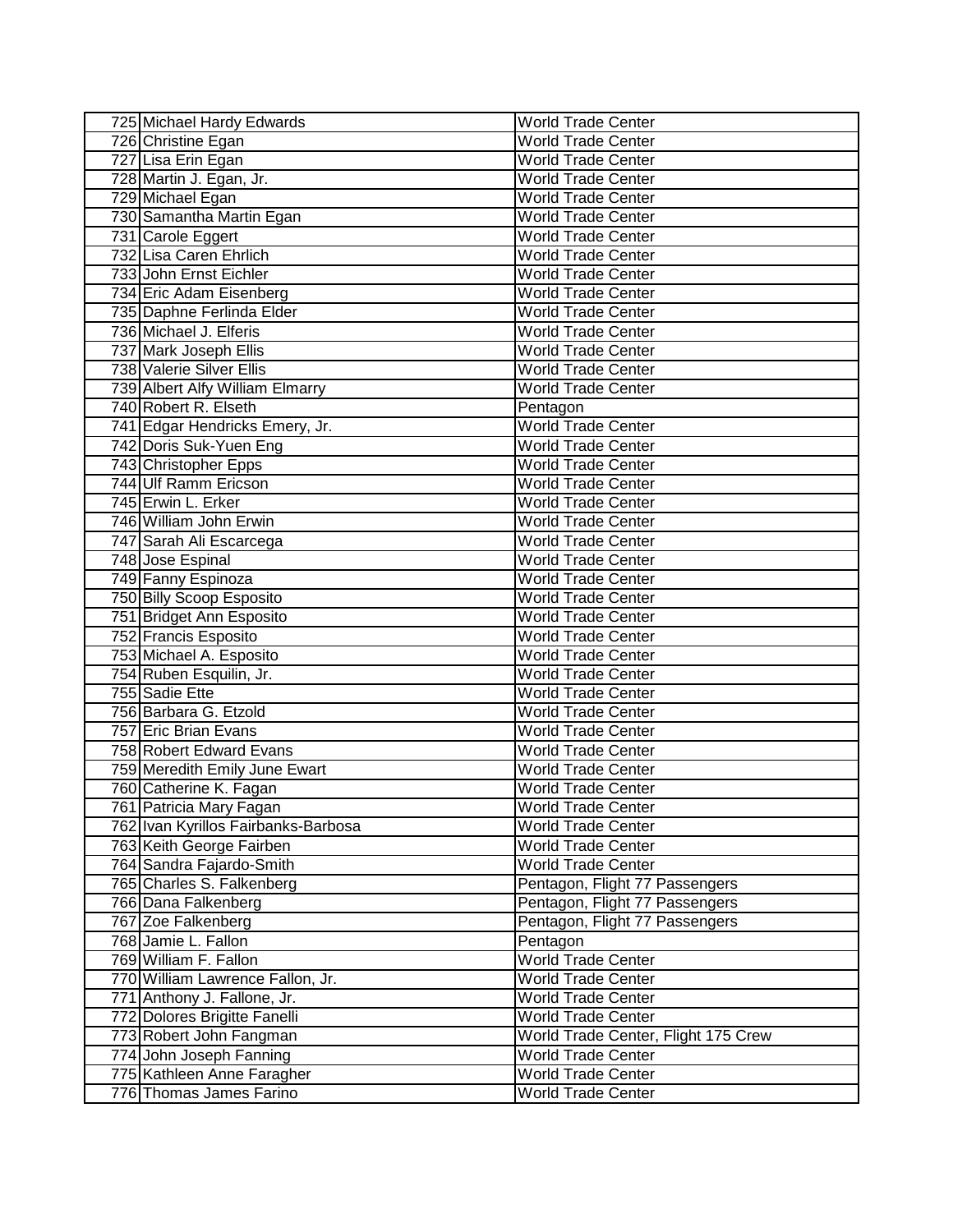| | | |
|---|---|---|
| 725 | Michael Hardy Edwards | World Trade Center |
| 726 | Christine Egan | World Trade Center |
| 727 | Lisa Erin Egan | World Trade Center |
| 728 | Martin J. Egan, Jr. | World Trade Center |
| 729 | Michael Egan | World Trade Center |
| 730 | Samantha Martin Egan | World Trade Center |
| 731 | Carole Eggert | World Trade Center |
| 732 | Lisa Caren Ehrlich | World Trade Center |
| 733 | John Ernst Eichler | World Trade Center |
| 734 | Eric Adam Eisenberg | World Trade Center |
| 735 | Daphne Ferlinda Elder | World Trade Center |
| 736 | Michael J. Elferis | World Trade Center |
| 737 | Mark Joseph Ellis | World Trade Center |
| 738 | Valerie Silver Ellis | World Trade Center |
| 739 | Albert Alfy William Elmarry | World Trade Center |
| 740 | Robert R. Elseth | Pentagon |
| 741 | Edgar Hendricks Emery, Jr. | World Trade Center |
| 742 | Doris Suk-Yuen Eng | World Trade Center |
| 743 | Christopher Epps | World Trade Center |
| 744 | Ulf Ramm Ericson | World Trade Center |
| 745 | Erwin L. Erker | World Trade Center |
| 746 | William John Erwin | World Trade Center |
| 747 | Sarah Ali Escarcega | World Trade Center |
| 748 | Jose Espinal | World Trade Center |
| 749 | Fanny Espinoza | World Trade Center |
| 750 | Billy Scoop Esposito | World Trade Center |
| 751 | Bridget Ann Esposito | World Trade Center |
| 752 | Francis Esposito | World Trade Center |
| 753 | Michael A. Esposito | World Trade Center |
| 754 | Ruben Esquilin, Jr. | World Trade Center |
| 755 | Sadie Ette | World Trade Center |
| 756 | Barbara G. Etzold | World Trade Center |
| 757 | Eric Brian Evans | World Trade Center |
| 758 | Robert Edward Evans | World Trade Center |
| 759 | Meredith Emily June Ewart | World Trade Center |
| 760 | Catherine K. Fagan | World Trade Center |
| 761 | Patricia Mary Fagan | World Trade Center |
| 762 | Ivan Kyrillos Fairbanks-Barbosa | World Trade Center |
| 763 | Keith George Fairben | World Trade Center |
| 764 | Sandra Fajardo-Smith | World Trade Center |
| 765 | Charles S. Falkenberg | Pentagon, Flight 77 Passengers |
| 766 | Dana Falkenberg | Pentagon, Flight 77 Passengers |
| 767 | Zoe Falkenberg | Pentagon, Flight 77 Passengers |
| 768 | Jamie L. Fallon | Pentagon |
| 769 | William F. Fallon | World Trade Center |
| 770 | William Lawrence Fallon, Jr. | World Trade Center |
| 771 | Anthony J. Fallone, Jr. | World Trade Center |
| 772 | Dolores Brigitte Fanelli | World Trade Center |
| 773 | Robert John Fangman | World Trade Center, Flight 175 Crew |
| 774 | John Joseph Fanning | World Trade Center |
| 775 | Kathleen Anne Faragher | World Trade Center |
| 776 | Thomas James Farino | World Trade Center |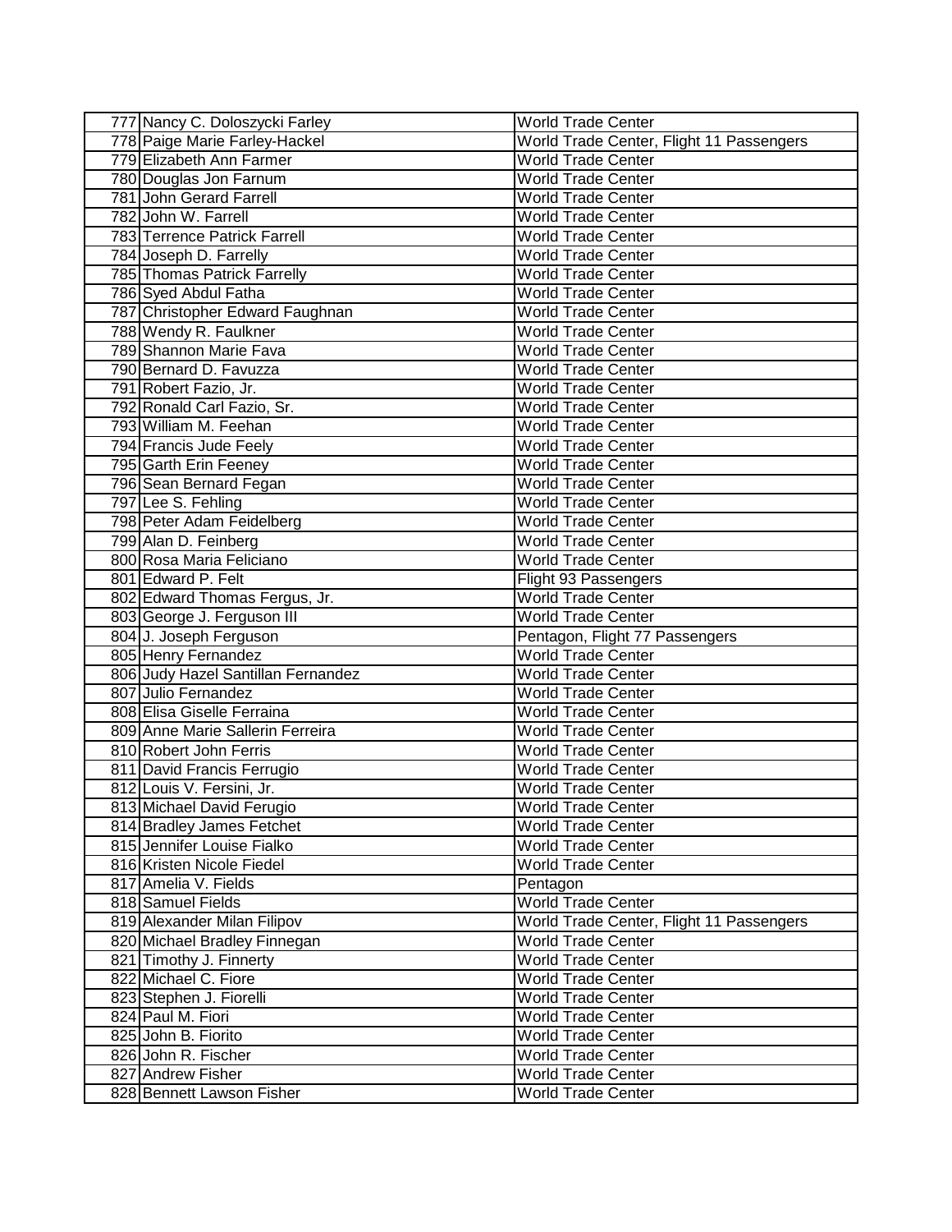| | | |
|---|---|---|
| 777 | Nancy C. Doloszycki Farley | World Trade Center |
| 778 | Paige Marie Farley-Hackel | World Trade Center, Flight 11 Passengers |
| 779 | Elizabeth Ann Farmer | World Trade Center |
| 780 | Douglas Jon Farnum | World Trade Center |
| 781 | John Gerard Farrell | World Trade Center |
| 782 | John W. Farrell | World Trade Center |
| 783 | Terrence Patrick Farrell | World Trade Center |
| 784 | Joseph D. Farrelly | World Trade Center |
| 785 | Thomas Patrick Farrelly | World Trade Center |
| 786 | Syed Abdul Fatha | World Trade Center |
| 787 | Christopher Edward Faughnan | World Trade Center |
| 788 | Wendy R. Faulkner | World Trade Center |
| 789 | Shannon Marie Fava | World Trade Center |
| 790 | Bernard D. Favuzza | World Trade Center |
| 791 | Robert Fazio, Jr. | World Trade Center |
| 792 | Ronald Carl Fazio, Sr. | World Trade Center |
| 793 | William M. Feehan | World Trade Center |
| 794 | Francis Jude Feely | World Trade Center |
| 795 | Garth Erin Feeney | World Trade Center |
| 796 | Sean Bernard Fegan | World Trade Center |
| 797 | Lee S. Fehling | World Trade Center |
| 798 | Peter Adam Feidelberg | World Trade Center |
| 799 | Alan D. Feinberg | World Trade Center |
| 800 | Rosa Maria Feliciano | World Trade Center |
| 801 | Edward P. Felt | Flight 93 Passengers |
| 802 | Edward Thomas Fergus, Jr. | World Trade Center |
| 803 | George J. Ferguson III | World Trade Center |
| 804 | J. Joseph Ferguson | Pentagon, Flight 77 Passengers |
| 805 | Henry Fernandez | World Trade Center |
| 806 | Judy Hazel Santillan Fernandez | World Trade Center |
| 807 | Julio Fernandez | World Trade Center |
| 808 | Elisa Giselle Ferraina | World Trade Center |
| 809 | Anne Marie Sallerin Ferreira | World Trade Center |
| 810 | Robert John Ferris | World Trade Center |
| 811 | David Francis Ferrugio | World Trade Center |
| 812 | Louis V. Fersini, Jr. | World Trade Center |
| 813 | Michael David Ferugio | World Trade Center |
| 814 | Bradley James Fetchet | World Trade Center |
| 815 | Jennifer Louise Fialko | World Trade Center |
| 816 | Kristen Nicole Fiedel | World Trade Center |
| 817 | Amelia V. Fields | Pentagon |
| 818 | Samuel Fields | World Trade Center |
| 819 | Alexander Milan Filipov | World Trade Center, Flight 11 Passengers |
| 820 | Michael Bradley Finnegan | World Trade Center |
| 821 | Timothy J. Finnerty | World Trade Center |
| 822 | Michael C. Fiore | World Trade Center |
| 823 | Stephen J. Fiorelli | World Trade Center |
| 824 | Paul M. Fiori | World Trade Center |
| 825 | John B. Fiorito | World Trade Center |
| 826 | John R. Fischer | World Trade Center |
| 827 | Andrew Fisher | World Trade Center |
| 828 | Bennett Lawson Fisher | World Trade Center |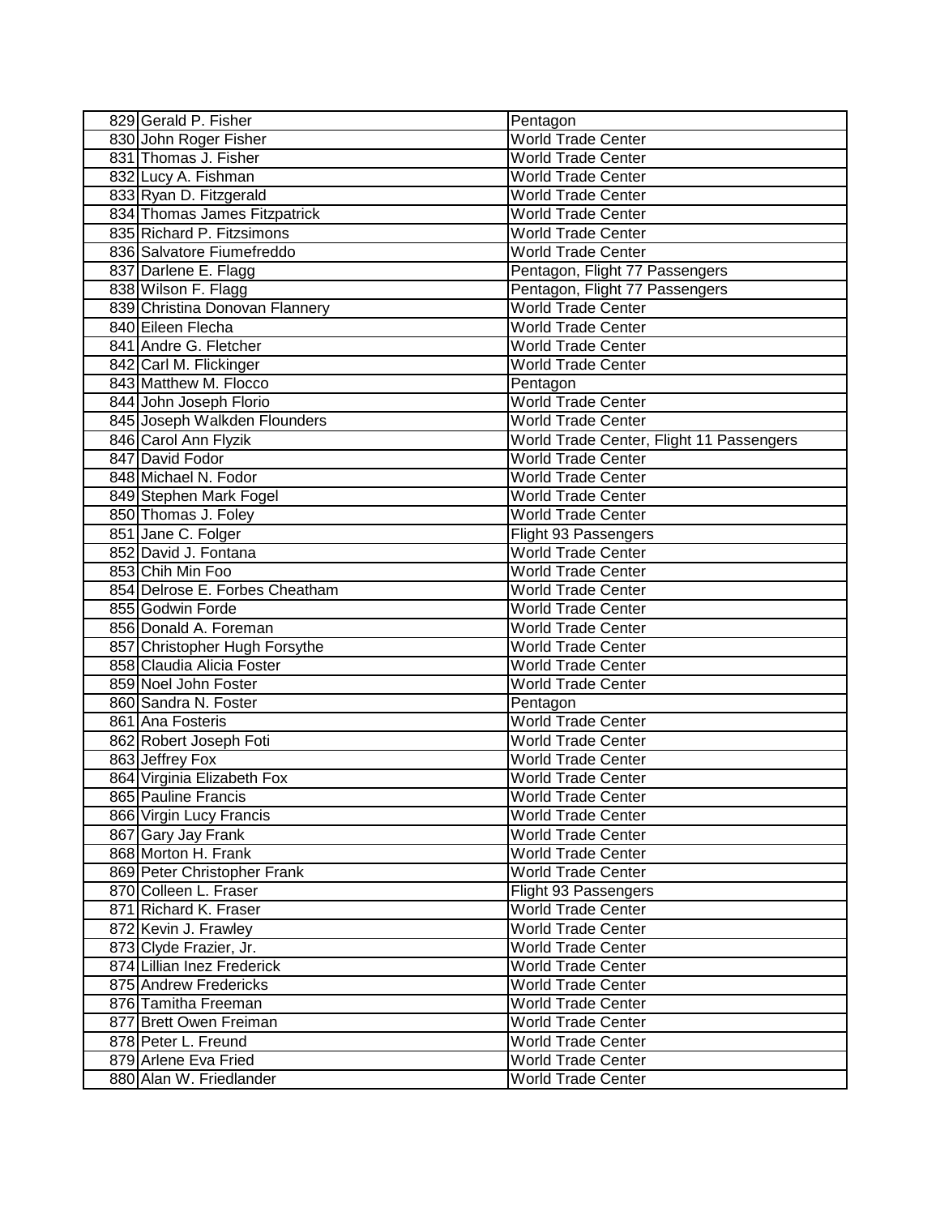| | | |
|---|---|---|
| 829 | Gerald P. Fisher | Pentagon |
| 830 | John Roger Fisher | World Trade Center |
| 831 | Thomas J. Fisher | World Trade Center |
| 832 | Lucy A. Fishman | World Trade Center |
| 833 | Ryan D. Fitzgerald | World Trade Center |
| 834 | Thomas James Fitzpatrick | World Trade Center |
| 835 | Richard P. Fitzsimons | World Trade Center |
| 836 | Salvatore Fiumefreddo | World Trade Center |
| 837 | Darlene E. Flagg | Pentagon, Flight 77 Passengers |
| 838 | Wilson F. Flagg | Pentagon, Flight 77 Passengers |
| 839 | Christina Donovan Flannery | World Trade Center |
| 840 | Eileen Flecha | World Trade Center |
| 841 | Andre G. Fletcher | World Trade Center |
| 842 | Carl M. Flickinger | World Trade Center |
| 843 | Matthew M. Flocco | Pentagon |
| 844 | John Joseph Florio | World Trade Center |
| 845 | Joseph Walkden Flounders | World Trade Center |
| 846 | Carol Ann Flyzik | World Trade Center, Flight 11 Passengers |
| 847 | David Fodor | World Trade Center |
| 848 | Michael N. Fodor | World Trade Center |
| 849 | Stephen Mark Fogel | World Trade Center |
| 850 | Thomas J. Foley | World Trade Center |
| 851 | Jane C. Folger | Flight 93 Passengers |
| 852 | David J. Fontana | World Trade Center |
| 853 | Chih Min Foo | World Trade Center |
| 854 | Delrose E. Forbes Cheatham | World Trade Center |
| 855 | Godwin Forde | World Trade Center |
| 856 | Donald A. Foreman | World Trade Center |
| 857 | Christopher Hugh Forsythe | World Trade Center |
| 858 | Claudia Alicia Foster | World Trade Center |
| 859 | Noel John Foster | World Trade Center |
| 860 | Sandra N. Foster | Pentagon |
| 861 | Ana Fosteris | World Trade Center |
| 862 | Robert Joseph Foti | World Trade Center |
| 863 | Jeffrey Fox | World Trade Center |
| 864 | Virginia Elizabeth Fox | World Trade Center |
| 865 | Pauline Francis | World Trade Center |
| 866 | Virgin Lucy Francis | World Trade Center |
| 867 | Gary Jay Frank | World Trade Center |
| 868 | Morton H. Frank | World Trade Center |
| 869 | Peter Christopher Frank | World Trade Center |
| 870 | Colleen L. Fraser | Flight 93 Passengers |
| 871 | Richard K. Fraser | World Trade Center |
| 872 | Kevin J. Frawley | World Trade Center |
| 873 | Clyde Frazier, Jr. | World Trade Center |
| 874 | Lillian Inez Frederick | World Trade Center |
| 875 | Andrew Fredericks | World Trade Center |
| 876 | Tamitha Freeman | World Trade Center |
| 877 | Brett Owen Freiman | World Trade Center |
| 878 | Peter L. Freund | World Trade Center |
| 879 | Arlene Eva Fried | World Trade Center |
| 880 | Alan W. Friedlander | World Trade Center |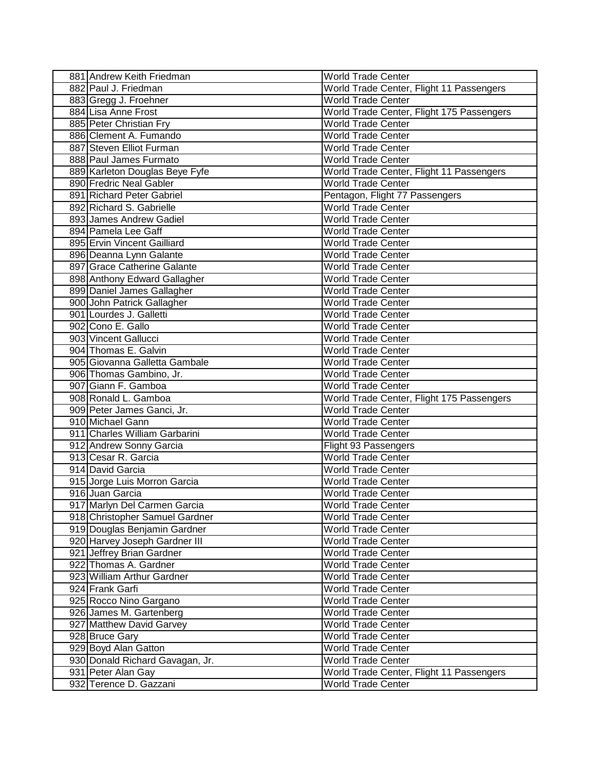| | | |
|---|---|---|
| 881 | Andrew Keith Friedman | World Trade Center |
| 882 | Paul J. Friedman | World Trade Center, Flight 11 Passengers |
| 883 | Gregg J. Froehner | World Trade Center |
| 884 | Lisa Anne Frost | World Trade Center, Flight 175 Passengers |
| 885 | Peter Christian Fry | World Trade Center |
| 886 | Clement A. Fumando | World Trade Center |
| 887 | Steven Elliot Furman | World Trade Center |
| 888 | Paul James Furmato | World Trade Center |
| 889 | Karleton Douglas Beye Fyfe | World Trade Center, Flight 11 Passengers |
| 890 | Fredric Neal Gabler | World Trade Center |
| 891 | Richard Peter Gabriel | Pentagon, Flight 77 Passengers |
| 892 | Richard S. Gabrielle | World Trade Center |
| 893 | James Andrew Gadiel | World Trade Center |
| 894 | Pamela Lee Gaff | World Trade Center |
| 895 | Ervin Vincent Gailliard | World Trade Center |
| 896 | Deanna Lynn Galante | World Trade Center |
| 897 | Grace Catherine Galante | World Trade Center |
| 898 | Anthony Edward Gallagher | World Trade Center |
| 899 | Daniel James Gallagher | World Trade Center |
| 900 | John Patrick Gallagher | World Trade Center |
| 901 | Lourdes J. Galletti | World Trade Center |
| 902 | Cono E. Gallo | World Trade Center |
| 903 | Vincent Gallucci | World Trade Center |
| 904 | Thomas E. Galvin | World Trade Center |
| 905 | Giovanna Galletta Gambale | World Trade Center |
| 906 | Thomas Gambino, Jr. | World Trade Center |
| 907 | Giann F. Gamboa | World Trade Center |
| 908 | Ronald L. Gamboa | World Trade Center, Flight 175 Passengers |
| 909 | Peter James Ganci, Jr. | World Trade Center |
| 910 | Michael Gann | World Trade Center |
| 911 | Charles William Garbarini | World Trade Center |
| 912 | Andrew Sonny Garcia | Flight 93 Passengers |
| 913 | Cesar R. Garcia | World Trade Center |
| 914 | David Garcia | World Trade Center |
| 915 | Jorge Luis Morron Garcia | World Trade Center |
| 916 | Juan Garcia | World Trade Center |
| 917 | Marlyn Del Carmen Garcia | World Trade Center |
| 918 | Christopher Samuel Gardner | World Trade Center |
| 919 | Douglas Benjamin Gardner | World Trade Center |
| 920 | Harvey Joseph Gardner III | World Trade Center |
| 921 | Jeffrey Brian Gardner | World Trade Center |
| 922 | Thomas A. Gardner | World Trade Center |
| 923 | William Arthur Gardner | World Trade Center |
| 924 | Frank Garfi | World Trade Center |
| 925 | Rocco Nino Gargano | World Trade Center |
| 926 | James M. Gartenberg | World Trade Center |
| 927 | Matthew David Garvey | World Trade Center |
| 928 | Bruce Gary | World Trade Center |
| 929 | Boyd Alan Gatton | World Trade Center |
| 930 | Donald Richard Gavagan, Jr. | World Trade Center |
| 931 | Peter Alan Gay | World Trade Center, Flight 11 Passengers |
| 932 | Terence D. Gazzani | World Trade Center |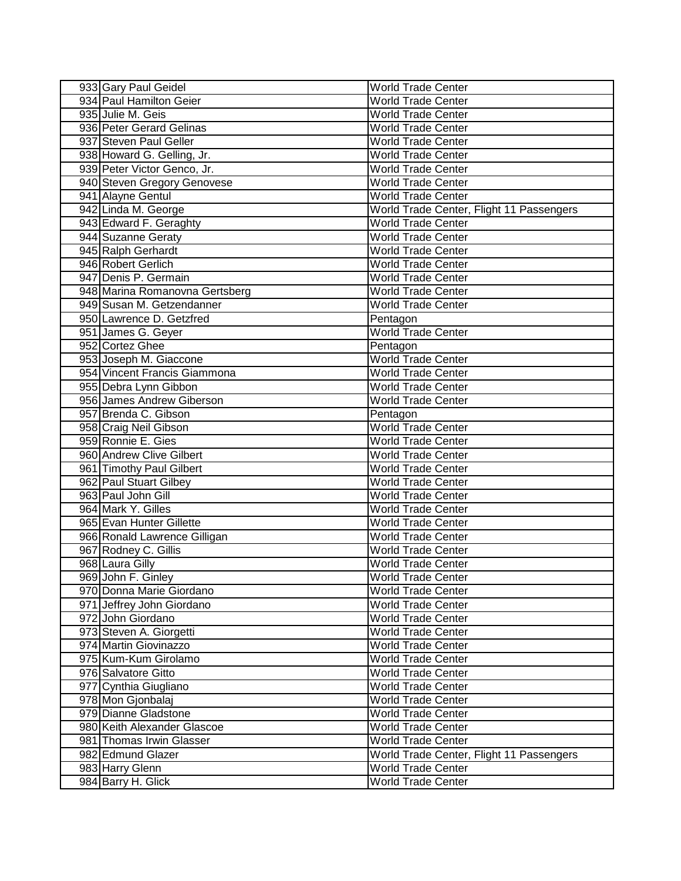| | | |
|---|---|---|
| 933 | Gary Paul Geidel | World Trade Center |
| 934 | Paul Hamilton Geier | World Trade Center |
| 935 | Julie M. Geis | World Trade Center |
| 936 | Peter Gerard Gelinas | World Trade Center |
| 937 | Steven Paul Geller | World Trade Center |
| 938 | Howard G. Gelling, Jr. | World Trade Center |
| 939 | Peter Victor Genco, Jr. | World Trade Center |
| 940 | Steven Gregory Genovese | World Trade Center |
| 941 | Alayne Gentul | World Trade Center |
| 942 | Linda M. George | World Trade Center, Flight 11 Passengers |
| 943 | Edward F. Geraghty | World Trade Center |
| 944 | Suzanne Geraty | World Trade Center |
| 945 | Ralph Gerhardt | World Trade Center |
| 946 | Robert Gerlich | World Trade Center |
| 947 | Denis P. Germain | World Trade Center |
| 948 | Marina Romanovna Gertsberg | World Trade Center |
| 949 | Susan M. Getzendanner | World Trade Center |
| 950 | Lawrence D. Getzfred | Pentagon |
| 951 | James G. Geyer | World Trade Center |
| 952 | Cortez Ghee | Pentagon |
| 953 | Joseph M. Giaccone | World Trade Center |
| 954 | Vincent Francis Giammona | World Trade Center |
| 955 | Debra Lynn Gibbon | World Trade Center |
| 956 | James Andrew Giberson | World Trade Center |
| 957 | Brenda C. Gibson | Pentagon |
| 958 | Craig Neil Gibson | World Trade Center |
| 959 | Ronnie E. Gies | World Trade Center |
| 960 | Andrew Clive Gilbert | World Trade Center |
| 961 | Timothy Paul Gilbert | World Trade Center |
| 962 | Paul Stuart Gilbey | World Trade Center |
| 963 | Paul John Gill | World Trade Center |
| 964 | Mark Y. Gilles | World Trade Center |
| 965 | Evan Hunter Gillette | World Trade Center |
| 966 | Ronald Lawrence Gilligan | World Trade Center |
| 967 | Rodney C. Gillis | World Trade Center |
| 968 | Laura Gilly | World Trade Center |
| 969 | John F. Ginley | World Trade Center |
| 970 | Donna Marie Giordano | World Trade Center |
| 971 | Jeffrey John Giordano | World Trade Center |
| 972 | John Giordano | World Trade Center |
| 973 | Steven A. Giorgetti | World Trade Center |
| 974 | Martin Giovinazzo | World Trade Center |
| 975 | Kum-Kum Girolamo | World Trade Center |
| 976 | Salvatore Gitto | World Trade Center |
| 977 | Cynthia Giugliano | World Trade Center |
| 978 | Mon Gjonbalaj | World Trade Center |
| 979 | Dianne Gladstone | World Trade Center |
| 980 | Keith Alexander Glascoe | World Trade Center |
| 981 | Thomas Irwin Glasser | World Trade Center |
| 982 | Edmund Glazer | World Trade Center, Flight 11 Passengers |
| 983 | Harry Glenn | World Trade Center |
| 984 | Barry H. Glick | World Trade Center |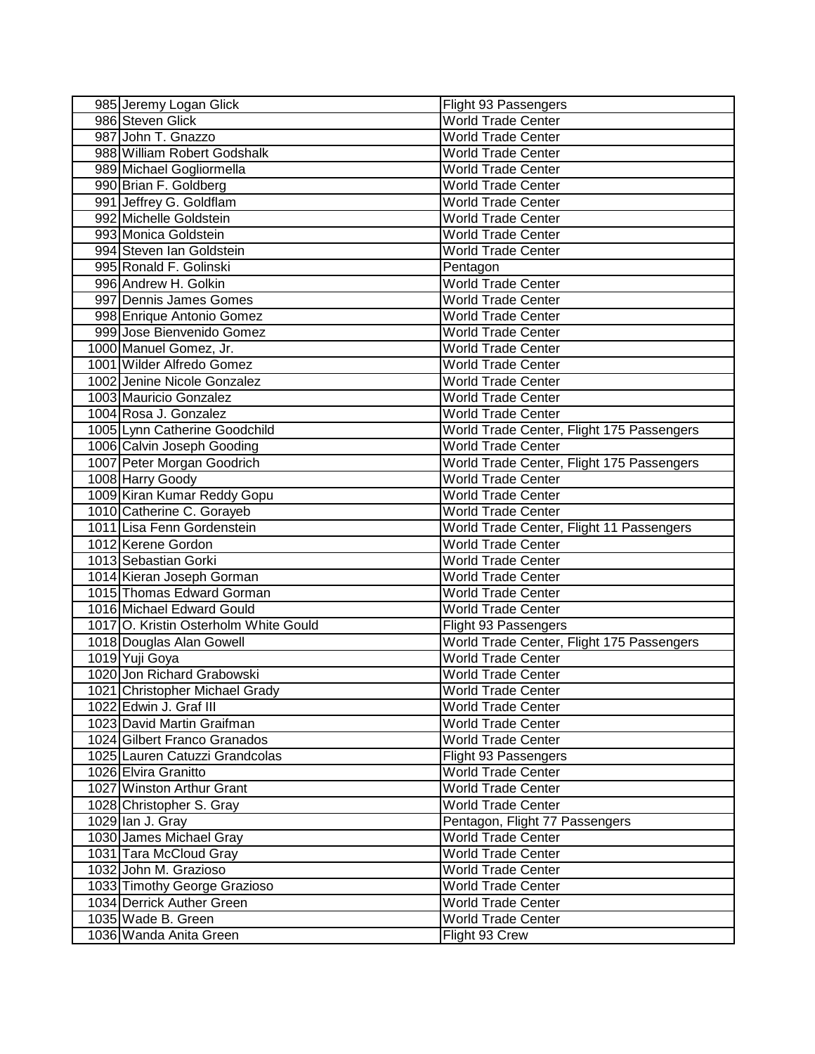| | | |
|---|---|---|
| 985 | Jeremy Logan Glick | Flight 93 Passengers |
| 986 | Steven Glick | World Trade Center |
| 987 | John T. Gnazzo | World Trade Center |
| 988 | William Robert Godshalk | World Trade Center |
| 989 | Michael Gogliormella | World Trade Center |
| 990 | Brian F. Goldberg | World Trade Center |
| 991 | Jeffrey G. Goldflam | World Trade Center |
| 992 | Michelle Goldstein | World Trade Center |
| 993 | Monica Goldstein | World Trade Center |
| 994 | Steven Ian Goldstein | World Trade Center |
| 995 | Ronald F. Golinski | Pentagon |
| 996 | Andrew H. Golkin | World Trade Center |
| 997 | Dennis James Gomes | World Trade Center |
| 998 | Enrique Antonio Gomez | World Trade Center |
| 999 | Jose Bienvenido Gomez | World Trade Center |
| 1000 | Manuel Gomez, Jr. | World Trade Center |
| 1001 | Wilder Alfredo Gomez | World Trade Center |
| 1002 | Jenine Nicole Gonzalez | World Trade Center |
| 1003 | Mauricio Gonzalez | World Trade Center |
| 1004 | Rosa J. Gonzalez | World Trade Center |
| 1005 | Lynn Catherine Goodchild | World Trade Center, Flight 175 Passengers |
| 1006 | Calvin Joseph Gooding | World Trade Center |
| 1007 | Peter Morgan Goodrich | World Trade Center, Flight 175 Passengers |
| 1008 | Harry Goody | World Trade Center |
| 1009 | Kiran Kumar Reddy Gopu | World Trade Center |
| 1010 | Catherine C. Gorayeb | World Trade Center |
| 1011 | Lisa Fenn Gordenstein | World Trade Center, Flight 11 Passengers |
| 1012 | Kerene Gordon | World Trade Center |
| 1013 | Sebastian Gorki | World Trade Center |
| 1014 | Kieran Joseph Gorman | World Trade Center |
| 1015 | Thomas Edward Gorman | World Trade Center |
| 1016 | Michael Edward Gould | World Trade Center |
| 1017 | O. Kristin Osterholm White Gould | Flight 93 Passengers |
| 1018 | Douglas Alan Gowell | World Trade Center, Flight 175 Passengers |
| 1019 | Yuji Goya | World Trade Center |
| 1020 | Jon Richard Grabowski | World Trade Center |
| 1021 | Christopher Michael Grady | World Trade Center |
| 1022 | Edwin J. Graf III | World Trade Center |
| 1023 | David Martin Graifman | World Trade Center |
| 1024 | Gilbert Franco Granados | World Trade Center |
| 1025 | Lauren Catuzzi Grandcolas | Flight 93 Passengers |
| 1026 | Elvira Granitto | World Trade Center |
| 1027 | Winston Arthur Grant | World Trade Center |
| 1028 | Christopher S. Gray | World Trade Center |
| 1029 | Ian J. Gray | Pentagon, Flight 77 Passengers |
| 1030 | James Michael Gray | World Trade Center |
| 1031 | Tara McCloud Gray | World Trade Center |
| 1032 | John M. Grazioso | World Trade Center |
| 1033 | Timothy George Grazioso | World Trade Center |
| 1034 | Derrick Auther Green | World Trade Center |
| 1035 | Wade B. Green | World Trade Center |
| 1036 | Wanda Anita Green | Flight 93 Crew |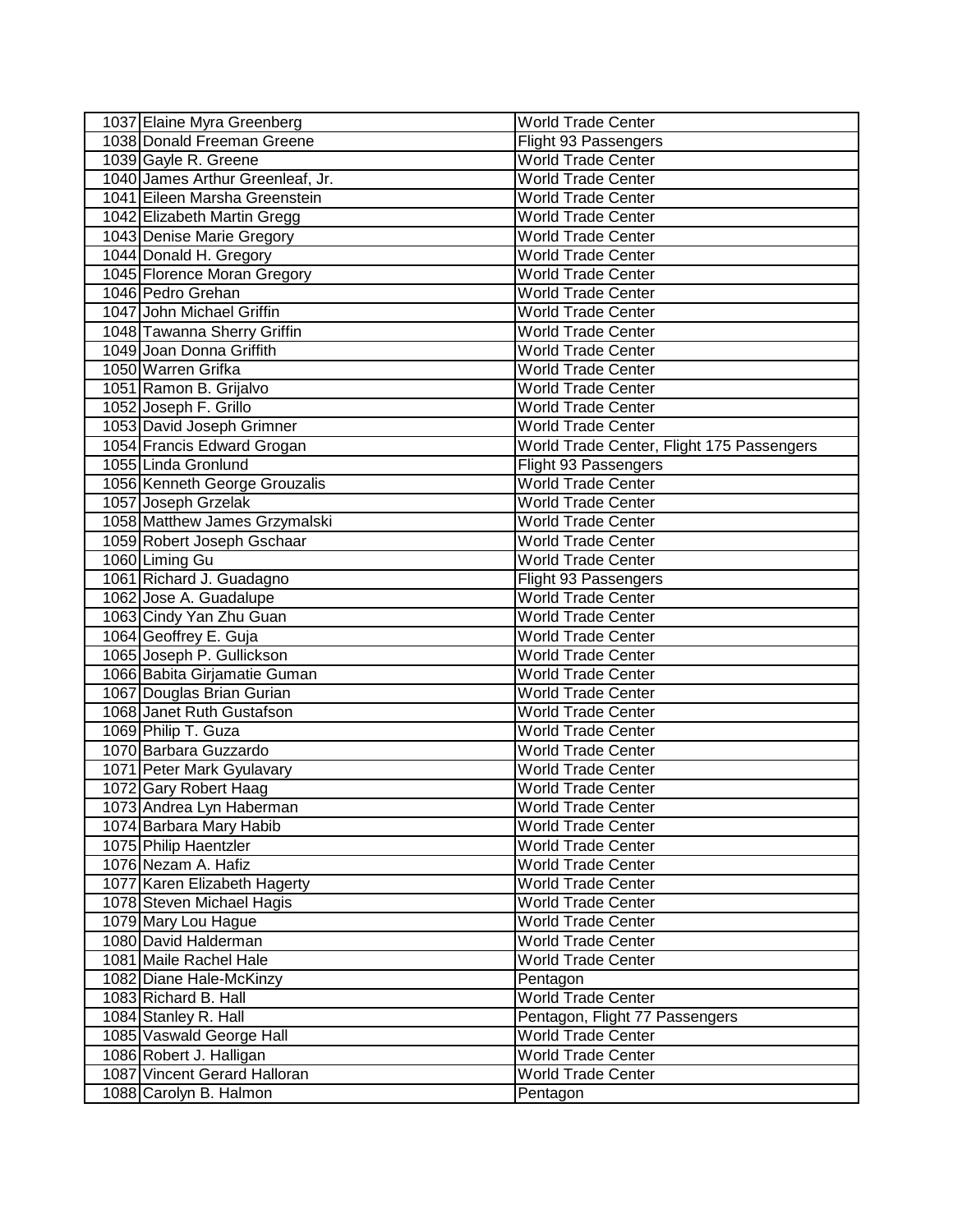| | | |
|---|---|---|
| 1037 | Elaine Myra Greenberg | World Trade Center |
| 1038 | Donald Freeman Greene | Flight 93 Passengers |
| 1039 | Gayle R. Greene | World Trade Center |
| 1040 | James Arthur Greenleaf, Jr. | World Trade Center |
| 1041 | Eileen Marsha Greenstein | World Trade Center |
| 1042 | Elizabeth Martin Gregg | World Trade Center |
| 1043 | Denise Marie Gregory | World Trade Center |
| 1044 | Donald H. Gregory | World Trade Center |
| 1045 | Florence Moran Gregory | World Trade Center |
| 1046 | Pedro Grehan | World Trade Center |
| 1047 | John Michael Griffin | World Trade Center |
| 1048 | Tawanna Sherry Griffin | World Trade Center |
| 1049 | Joan Donna Griffith | World Trade Center |
| 1050 | Warren Grifka | World Trade Center |
| 1051 | Ramon B. Grijalvo | World Trade Center |
| 1052 | Joseph F. Grillo | World Trade Center |
| 1053 | David Joseph Grimner | World Trade Center |
| 1054 | Francis Edward Grogan | World Trade Center, Flight 175 Passengers |
| 1055 | Linda Gronlund | Flight 93 Passengers |
| 1056 | Kenneth George Grouzalis | World Trade Center |
| 1057 | Joseph Grzelak | World Trade Center |
| 1058 | Matthew James Grzymalski | World Trade Center |
| 1059 | Robert Joseph Gschaar | World Trade Center |
| 1060 | Liming Gu | World Trade Center |
| 1061 | Richard J. Guadagno | Flight 93 Passengers |
| 1062 | Jose A. Guadalupe | World Trade Center |
| 1063 | Cindy Yan Zhu Guan | World Trade Center |
| 1064 | Geoffrey E. Guja | World Trade Center |
| 1065 | Joseph P. Gullickson | World Trade Center |
| 1066 | Babita Girjamatie Guman | World Trade Center |
| 1067 | Douglas Brian Gurian | World Trade Center |
| 1068 | Janet Ruth Gustafson | World Trade Center |
| 1069 | Philip T. Guza | World Trade Center |
| 1070 | Barbara Guzzardo | World Trade Center |
| 1071 | Peter Mark Gyulavary | World Trade Center |
| 1072 | Gary Robert Haag | World Trade Center |
| 1073 | Andrea Lyn Haberman | World Trade Center |
| 1074 | Barbara Mary Habib | World Trade Center |
| 1075 | Philip Haentzler | World Trade Center |
| 1076 | Nezam A. Hafiz | World Trade Center |
| 1077 | Karen Elizabeth Hagerty | World Trade Center |
| 1078 | Steven Michael Hagis | World Trade Center |
| 1079 | Mary Lou Hague | World Trade Center |
| 1080 | David Halderman | World Trade Center |
| 1081 | Maile Rachel Hale | World Trade Center |
| 1082 | Diane Hale-McKinzy | Pentagon |
| 1083 | Richard B. Hall | World Trade Center |
| 1084 | Stanley R. Hall | Pentagon, Flight 77 Passengers |
| 1085 | Vaswald George Hall | World Trade Center |
| 1086 | Robert J. Halligan | World Trade Center |
| 1087 | Vincent Gerard Halloran | World Trade Center |
| 1088 | Carolyn B. Halmon | Pentagon |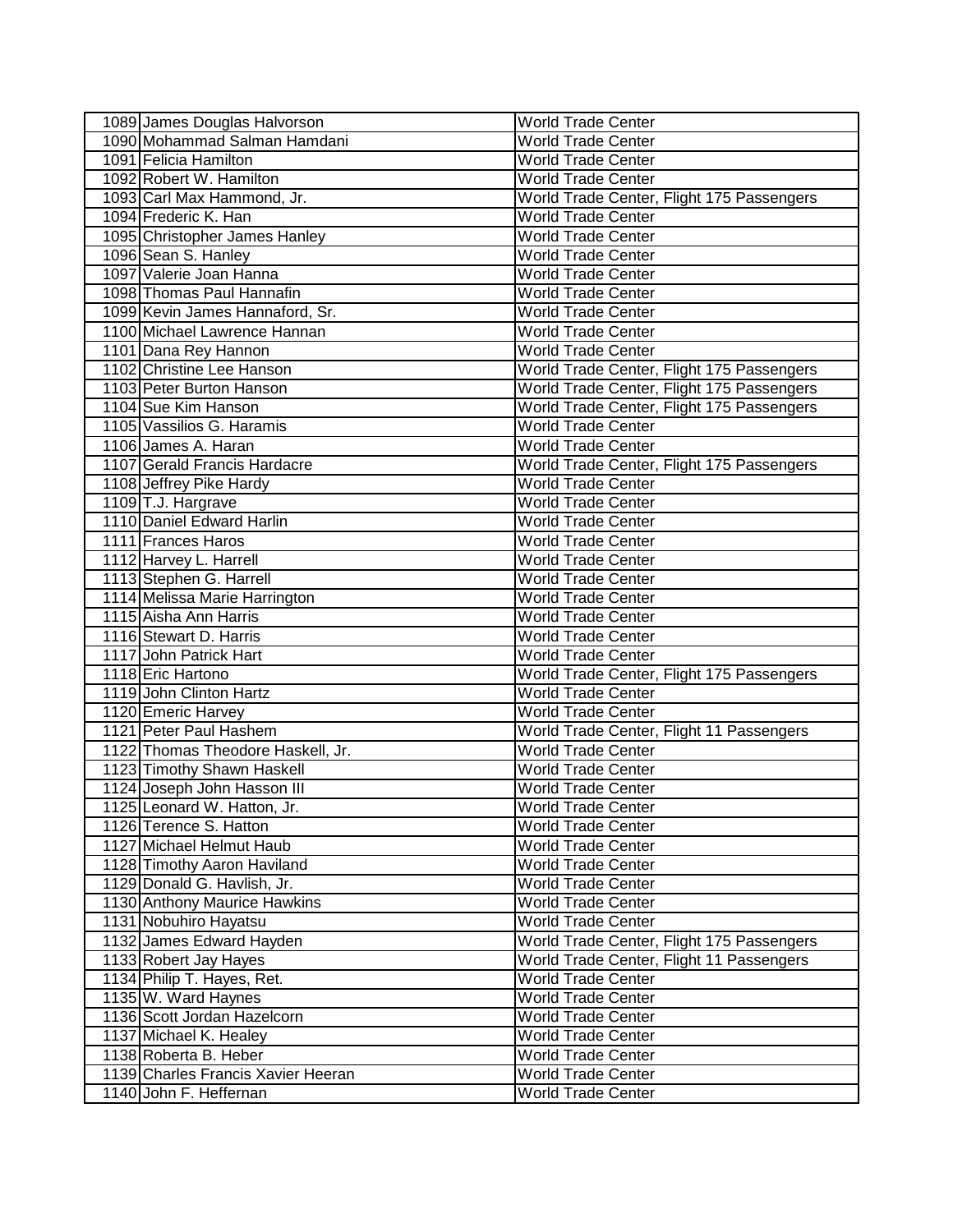| | | |
|---|---|---|
| 1089 | James Douglas Halvorson | World Trade Center |
| 1090 | Mohammad Salman Hamdani | World Trade Center |
| 1091 | Felicia Hamilton | World Trade Center |
| 1092 | Robert W. Hamilton | World Trade Center |
| 1093 | Carl Max Hammond, Jr. | World Trade Center, Flight 175 Passengers |
| 1094 | Frederic K. Han | World Trade Center |
| 1095 | Christopher James Hanley | World Trade Center |
| 1096 | Sean S. Hanley | World Trade Center |
| 1097 | Valerie Joan Hanna | World Trade Center |
| 1098 | Thomas Paul Hannafin | World Trade Center |
| 1099 | Kevin James Hannaford, Sr. | World Trade Center |
| 1100 | Michael Lawrence Hannan | World Trade Center |
| 1101 | Dana Rey Hannon | World Trade Center |
| 1102 | Christine Lee Hanson | World Trade Center, Flight 175 Passengers |
| 1103 | Peter Burton Hanson | World Trade Center, Flight 175 Passengers |
| 1104 | Sue Kim Hanson | World Trade Center, Flight 175 Passengers |
| 1105 | Vassilios G. Haramis | World Trade Center |
| 1106 | James A. Haran | World Trade Center |
| 1107 | Gerald Francis Hardacre | World Trade Center, Flight 175 Passengers |
| 1108 | Jeffrey Pike Hardy | World Trade Center |
| 1109 | T.J. Hargrave | World Trade Center |
| 1110 | Daniel Edward Harlin | World Trade Center |
| 1111 | Frances Haros | World Trade Center |
| 1112 | Harvey L. Harrell | World Trade Center |
| 1113 | Stephen G. Harrell | World Trade Center |
| 1114 | Melissa Marie Harrington | World Trade Center |
| 1115 | Aisha Ann Harris | World Trade Center |
| 1116 | Stewart D. Harris | World Trade Center |
| 1117 | John Patrick Hart | World Trade Center |
| 1118 | Eric Hartono | World Trade Center, Flight 175 Passengers |
| 1119 | John Clinton Hartz | World Trade Center |
| 1120 | Emeric Harvey | World Trade Center |
| 1121 | Peter Paul Hashem | World Trade Center, Flight 11 Passengers |
| 1122 | Thomas Theodore Haskell, Jr. | World Trade Center |
| 1123 | Timothy Shawn Haskell | World Trade Center |
| 1124 | Joseph John Hasson III | World Trade Center |
| 1125 | Leonard W. Hatton, Jr. | World Trade Center |
| 1126 | Terence S. Hatton | World Trade Center |
| 1127 | Michael Helmut Haub | World Trade Center |
| 1128 | Timothy Aaron Haviland | World Trade Center |
| 1129 | Donald G. Havlish, Jr. | World Trade Center |
| 1130 | Anthony Maurice Hawkins | World Trade Center |
| 1131 | Nobuhiro Hayatsu | World Trade Center |
| 1132 | James Edward Hayden | World Trade Center, Flight 175 Passengers |
| 1133 | Robert Jay Hayes | World Trade Center, Flight 11 Passengers |
| 1134 | Philip T. Hayes, Ret. | World Trade Center |
| 1135 | W. Ward Haynes | World Trade Center |
| 1136 | Scott Jordan Hazelcorn | World Trade Center |
| 1137 | Michael K. Healey | World Trade Center |
| 1138 | Roberta B. Heber | World Trade Center |
| 1139 | Charles Francis Xavier Heeran | World Trade Center |
| 1140 | John F. Heffernan | World Trade Center |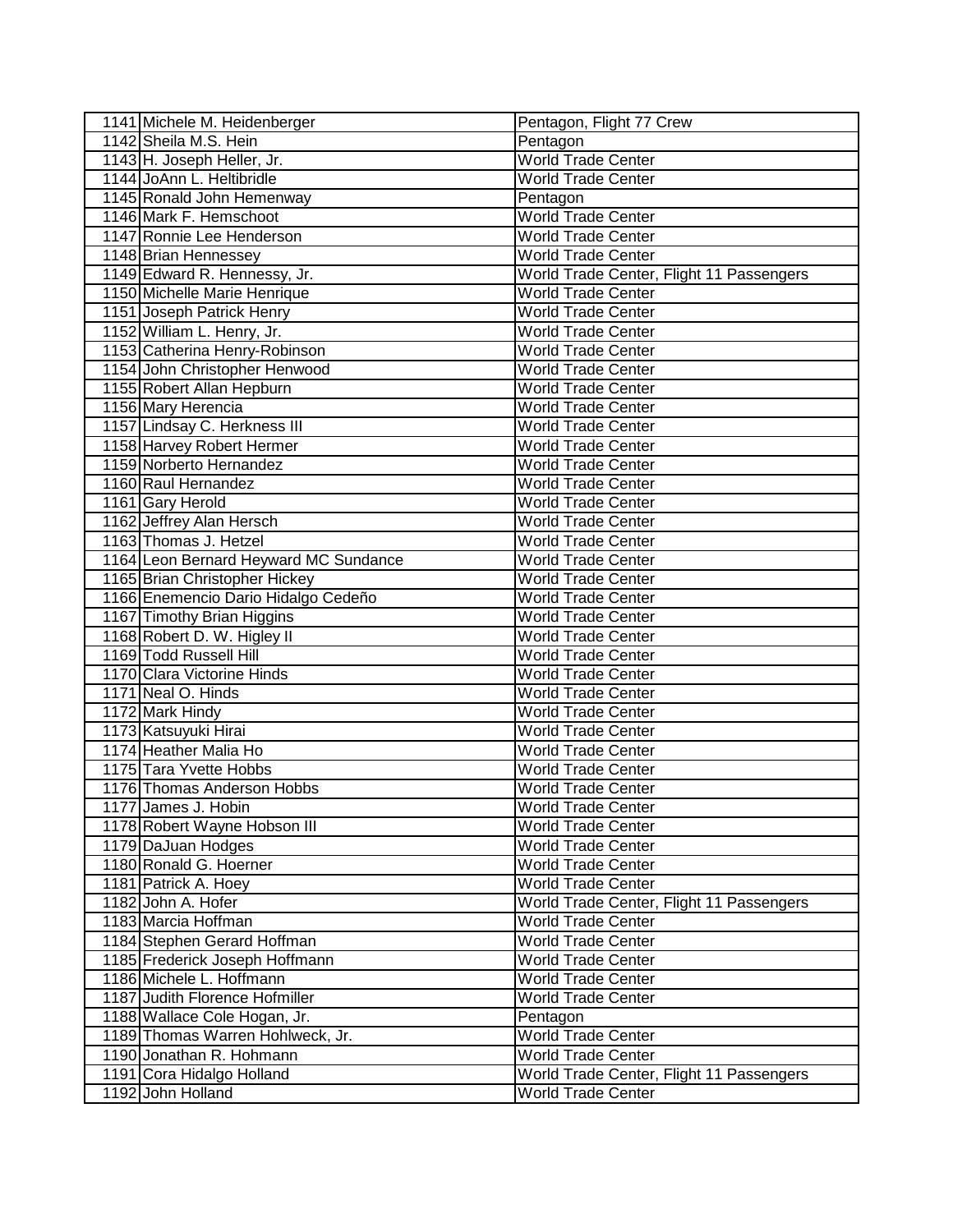| | | |
|---|---|---|
| 1141 | Michele M. Heidenberger | Pentagon, Flight 77 Crew |
| 1142 | Sheila M.S. Hein | Pentagon |
| 1143 | H. Joseph Heller, Jr. | World Trade Center |
| 1144 | JoAnn L. Heltibridle | World Trade Center |
| 1145 | Ronald John Hemenway | Pentagon |
| 1146 | Mark F. Hemschoot | World Trade Center |
| 1147 | Ronnie Lee Henderson | World Trade Center |
| 1148 | Brian Hennessey | World Trade Center |
| 1149 | Edward R. Hennessy, Jr. | World Trade Center, Flight 11 Passengers |
| 1150 | Michelle Marie Henrique | World Trade Center |
| 1151 | Joseph Patrick Henry | World Trade Center |
| 1152 | William L. Henry, Jr. | World Trade Center |
| 1153 | Catherina Henry-Robinson | World Trade Center |
| 1154 | John Christopher Henwood | World Trade Center |
| 1155 | Robert Allan Hepburn | World Trade Center |
| 1156 | Mary Herencia | World Trade Center |
| 1157 | Lindsay C. Herkness III | World Trade Center |
| 1158 | Harvey Robert Hermer | World Trade Center |
| 1159 | Norberto Hernandez | World Trade Center |
| 1160 | Raul Hernandez | World Trade Center |
| 1161 | Gary Herold | World Trade Center |
| 1162 | Jeffrey Alan Hersch | World Trade Center |
| 1163 | Thomas J. Hetzel | World Trade Center |
| 1164 | Leon Bernard Heyward MC Sundance | World Trade Center |
| 1165 | Brian Christopher Hickey | World Trade Center |
| 1166 | Enemencio Dario Hidalgo Cedeño | World Trade Center |
| 1167 | Timothy Brian Higgins | World Trade Center |
| 1168 | Robert D. W. Higley II | World Trade Center |
| 1169 | Todd Russell Hill | World Trade Center |
| 1170 | Clara Victorine Hinds | World Trade Center |
| 1171 | Neal O. Hinds | World Trade Center |
| 1172 | Mark Hindy | World Trade Center |
| 1173 | Katsuyuki Hirai | World Trade Center |
| 1174 | Heather Malia Ho | World Trade Center |
| 1175 | Tara Yvette Hobbs | World Trade Center |
| 1176 | Thomas Anderson Hobbs | World Trade Center |
| 1177 | James J. Hobin | World Trade Center |
| 1178 | Robert Wayne Hobson III | World Trade Center |
| 1179 | DaJuan Hodges | World Trade Center |
| 1180 | Ronald G. Hoerner | World Trade Center |
| 1181 | Patrick A. Hoey | World Trade Center |
| 1182 | John A. Hofer | World Trade Center, Flight 11 Passengers |
| 1183 | Marcia Hoffman | World Trade Center |
| 1184 | Stephen Gerard Hoffman | World Trade Center |
| 1185 | Frederick Joseph Hoffmann | World Trade Center |
| 1186 | Michele L. Hoffmann | World Trade Center |
| 1187 | Judith Florence Hofmiller | World Trade Center |
| 1188 | Wallace Cole Hogan, Jr. | Pentagon |
| 1189 | Thomas Warren Hohlweck, Jr. | World Trade Center |
| 1190 | Jonathan R. Hohmann | World Trade Center |
| 1191 | Cora Hidalgo Holland | World Trade Center, Flight 11 Passengers |
| 1192 | John Holland | World Trade Center |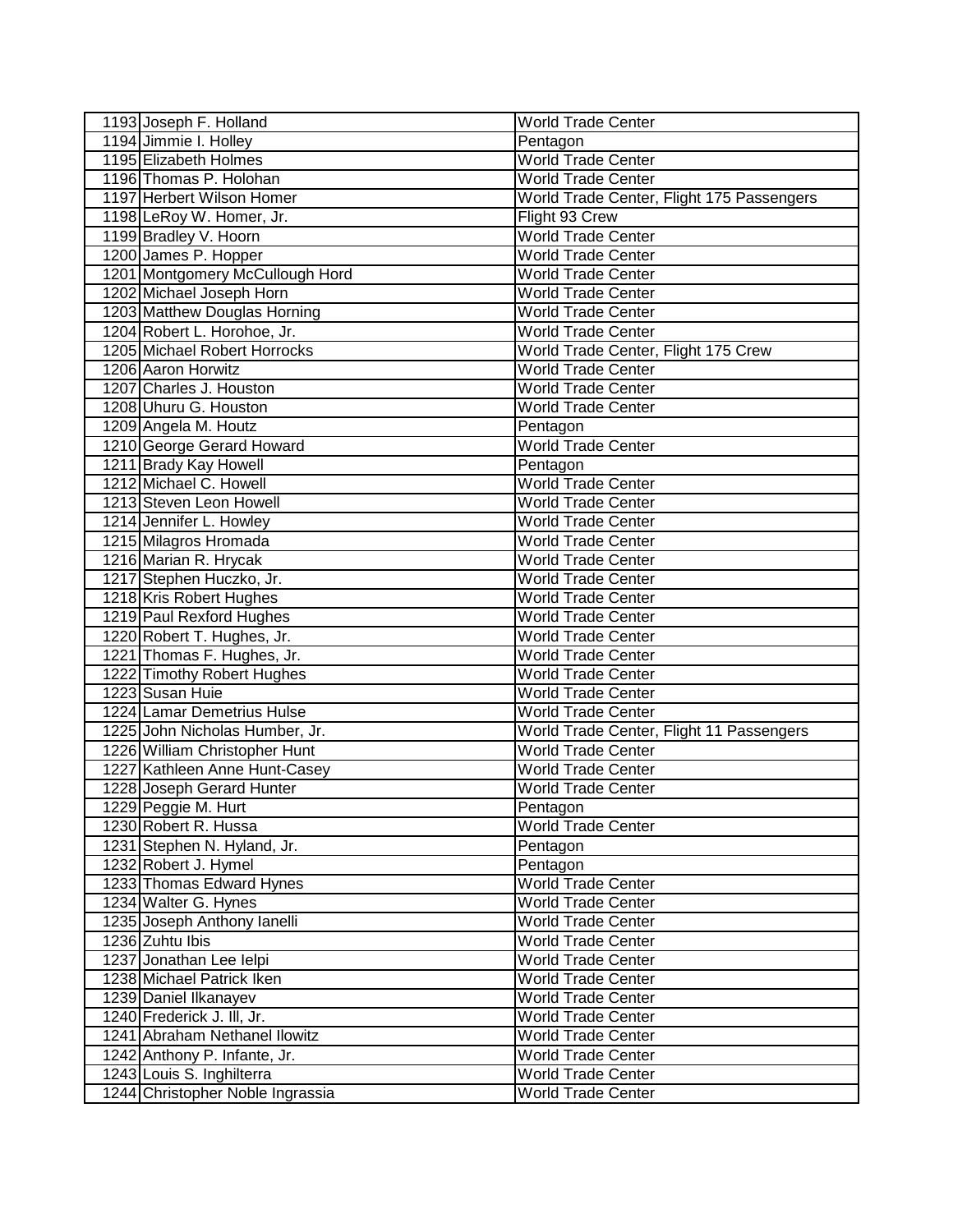| | | |
|---|---|---|
| 1193 | Joseph F. Holland | World Trade Center |
| 1194 | Jimmie I. Holley | Pentagon |
| 1195 | Elizabeth Holmes | World Trade Center |
| 1196 | Thomas P. Holohan | World Trade Center |
| 1197 | Herbert Wilson Homer | World Trade Center, Flight 175 Passengers |
| 1198 | LeRoy W. Homer, Jr. | Flight 93 Crew |
| 1199 | Bradley V. Hoorn | World Trade Center |
| 1200 | James P. Hopper | World Trade Center |
| 1201 | Montgomery McCullough Hord | World Trade Center |
| 1202 | Michael Joseph Horn | World Trade Center |
| 1203 | Matthew Douglas Horning | World Trade Center |
| 1204 | Robert L. Horohoe, Jr. | World Trade Center |
| 1205 | Michael Robert Horrocks | World Trade Center, Flight 175 Crew |
| 1206 | Aaron Horwitz | World Trade Center |
| 1207 | Charles J. Houston | World Trade Center |
| 1208 | Uhuru G. Houston | World Trade Center |
| 1209 | Angela M. Houtz | Pentagon |
| 1210 | George Gerard Howard | World Trade Center |
| 1211 | Brady Kay Howell | Pentagon |
| 1212 | Michael C. Howell | World Trade Center |
| 1213 | Steven Leon Howell | World Trade Center |
| 1214 | Jennifer L. Howley | World Trade Center |
| 1215 | Milagros Hromada | World Trade Center |
| 1216 | Marian R. Hrycak | World Trade Center |
| 1217 | Stephen Huczko, Jr. | World Trade Center |
| 1218 | Kris Robert Hughes | World Trade Center |
| 1219 | Paul Rexford Hughes | World Trade Center |
| 1220 | Robert T. Hughes, Jr. | World Trade Center |
| 1221 | Thomas F. Hughes, Jr. | World Trade Center |
| 1222 | Timothy Robert Hughes | World Trade Center |
| 1223 | Susan Huie | World Trade Center |
| 1224 | Lamar Demetrius Hulse | World Trade Center |
| 1225 | John Nicholas Humber, Jr. | World Trade Center, Flight 11 Passengers |
| 1226 | William Christopher Hunt | World Trade Center |
| 1227 | Kathleen Anne Hunt-Casey | World Trade Center |
| 1228 | Joseph Gerard Hunter | World Trade Center |
| 1229 | Peggie M. Hurt | Pentagon |
| 1230 | Robert R. Hussa | World Trade Center |
| 1231 | Stephen N. Hyland, Jr. | Pentagon |
| 1232 | Robert J. Hymel | Pentagon |
| 1233 | Thomas Edward Hynes | World Trade Center |
| 1234 | Walter G. Hynes | World Trade Center |
| 1235 | Joseph Anthony Ianelli | World Trade Center |
| 1236 | Zuhtu Ibis | World Trade Center |
| 1237 | Jonathan Lee Ielpi | World Trade Center |
| 1238 | Michael Patrick Iken | World Trade Center |
| 1239 | Daniel Ilkanayev | World Trade Center |
| 1240 | Frederick J. Ill, Jr. | World Trade Center |
| 1241 | Abraham Nethanel Ilowitz | World Trade Center |
| 1242 | Anthony P. Infante, Jr. | World Trade Center |
| 1243 | Louis S. Inghilterra | World Trade Center |
| 1244 | Christopher Noble Ingrassia | World Trade Center |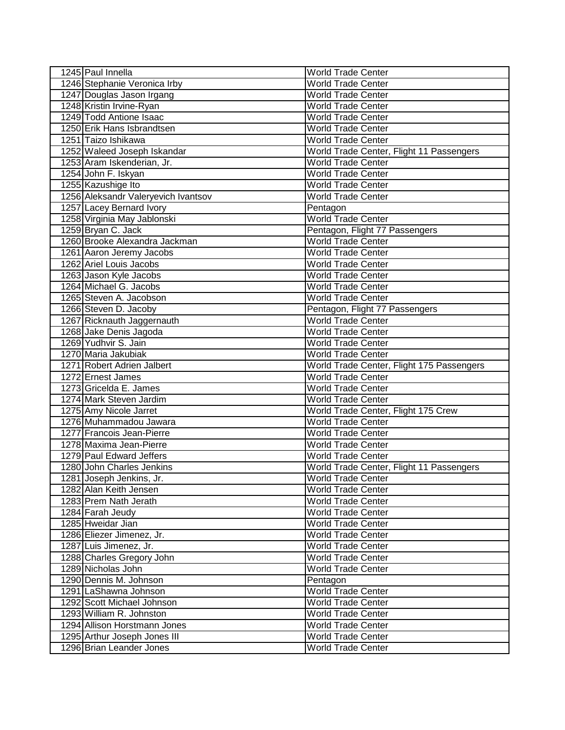| | | |
|---|---|---|
| 1245 | Paul Innella | World Trade Center |
| 1246 | Stephanie Veronica Irby | World Trade Center |
| 1247 | Douglas Jason Irgang | World Trade Center |
| 1248 | Kristin Irvine-Ryan | World Trade Center |
| 1249 | Todd Antione Isaac | World Trade Center |
| 1250 | Erik Hans Isbrandtsen | World Trade Center |
| 1251 | Taizo Ishikawa | World Trade Center |
| 1252 | Waleed Joseph Iskandar | World Trade Center, Flight 11 Passengers |
| 1253 | Aram Iskenderian, Jr. | World Trade Center |
| 1254 | John F. Iskyan | World Trade Center |
| 1255 | Kazushige Ito | World Trade Center |
| 1256 | Aleksandr Valeryevich Ivantsov | World Trade Center |
| 1257 | Lacey Bernard Ivory | Pentagon |
| 1258 | Virginia May Jablonski | World Trade Center |
| 1259 | Bryan C. Jack | Pentagon, Flight 77 Passengers |
| 1260 | Brooke Alexandra Jackman | World Trade Center |
| 1261 | Aaron Jeremy Jacobs | World Trade Center |
| 1262 | Ariel Louis Jacobs | World Trade Center |
| 1263 | Jason Kyle Jacobs | World Trade Center |
| 1264 | Michael G. Jacobs | World Trade Center |
| 1265 | Steven A. Jacobson | World Trade Center |
| 1266 | Steven D. Jacoby | Pentagon, Flight 77 Passengers |
| 1267 | Ricknauth Jaggernauth | World Trade Center |
| 1268 | Jake Denis Jagoda | World Trade Center |
| 1269 | Yudhvir S. Jain | World Trade Center |
| 1270 | Maria Jakubiak | World Trade Center |
| 1271 | Robert Adrien Jalbert | World Trade Center, Flight 175 Passengers |
| 1272 | Ernest James | World Trade Center |
| 1273 | Gricelda E. James | World Trade Center |
| 1274 | Mark Steven Jardim | World Trade Center |
| 1275 | Amy Nicole Jarret | World Trade Center, Flight 175 Crew |
| 1276 | Muhammadou Jawara | World Trade Center |
| 1277 | Francois Jean-Pierre | World Trade Center |
| 1278 | Maxima Jean-Pierre | World Trade Center |
| 1279 | Paul Edward Jeffers | World Trade Center |
| 1280 | John Charles Jenkins | World Trade Center, Flight 11 Passengers |
| 1281 | Joseph Jenkins, Jr. | World Trade Center |
| 1282 | Alan Keith Jensen | World Trade Center |
| 1283 | Prem Nath Jerath | World Trade Center |
| 1284 | Farah Jeudy | World Trade Center |
| 1285 | Hweidar Jian | World Trade Center |
| 1286 | Eliezer Jimenez, Jr. | World Trade Center |
| 1287 | Luis Jimenez, Jr. | World Trade Center |
| 1288 | Charles Gregory John | World Trade Center |
| 1289 | Nicholas John | World Trade Center |
| 1290 | Dennis M. Johnson | Pentagon |
| 1291 | LaShawna Johnson | World Trade Center |
| 1292 | Scott Michael Johnson | World Trade Center |
| 1293 | William R. Johnston | World Trade Center |
| 1294 | Allison Horstmann Jones | World Trade Center |
| 1295 | Arthur Joseph Jones III | World Trade Center |
| 1296 | Brian Leander Jones | World Trade Center |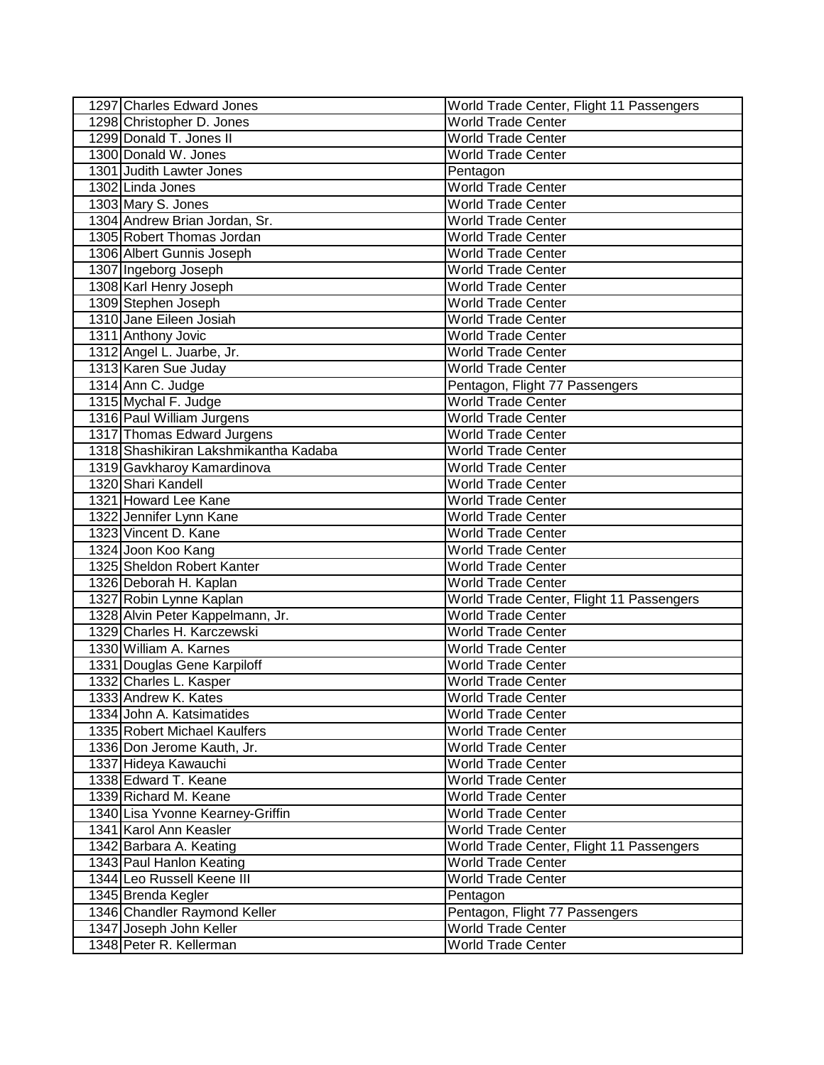| | | |
|---|---|---|
| 1297 | Charles Edward Jones | World Trade Center, Flight 11 Passengers |
| 1298 | Christopher D. Jones | World Trade Center |
| 1299 | Donald T. Jones II | World Trade Center |
| 1300 | Donald W. Jones | World Trade Center |
| 1301 | Judith Lawter Jones | Pentagon |
| 1302 | Linda Jones | World Trade Center |
| 1303 | Mary S. Jones | World Trade Center |
| 1304 | Andrew Brian Jordan, Sr. | World Trade Center |
| 1305 | Robert Thomas Jordan | World Trade Center |
| 1306 | Albert Gunnis Joseph | World Trade Center |
| 1307 | Ingeborg Joseph | World Trade Center |
| 1308 | Karl Henry Joseph | World Trade Center |
| 1309 | Stephen Joseph | World Trade Center |
| 1310 | Jane Eileen Josiah | World Trade Center |
| 1311 | Anthony Jovic | World Trade Center |
| 1312 | Angel L. Juarbe, Jr. | World Trade Center |
| 1313 | Karen Sue Juday | World Trade Center |
| 1314 | Ann C. Judge | Pentagon, Flight 77 Passengers |
| 1315 | Mychal F. Judge | World Trade Center |
| 1316 | Paul William Jurgens | World Trade Center |
| 1317 | Thomas Edward Jurgens | World Trade Center |
| 1318 | Shashikiran Lakshmikantha Kadaba | World Trade Center |
| 1319 | Gavkharoy Kamardinova | World Trade Center |
| 1320 | Shari Kandell | World Trade Center |
| 1321 | Howard Lee Kane | World Trade Center |
| 1322 | Jennifer Lynn Kane | World Trade Center |
| 1323 | Vincent D. Kane | World Trade Center |
| 1324 | Joon Koo Kang | World Trade Center |
| 1325 | Sheldon Robert Kanter | World Trade Center |
| 1326 | Deborah H. Kaplan | World Trade Center |
| 1327 | Robin Lynne Kaplan | World Trade Center, Flight 11 Passengers |
| 1328 | Alvin Peter Kappelmann, Jr. | World Trade Center |
| 1329 | Charles H. Karczewski | World Trade Center |
| 1330 | William A. Karnes | World Trade Center |
| 1331 | Douglas Gene Karpiloff | World Trade Center |
| 1332 | Charles L. Kasper | World Trade Center |
| 1333 | Andrew K. Kates | World Trade Center |
| 1334 | John A. Katsimatides | World Trade Center |
| 1335 | Robert Michael Kaulfers | World Trade Center |
| 1336 | Don Jerome Kauth, Jr. | World Trade Center |
| 1337 | Hideya Kawauchi | World Trade Center |
| 1338 | Edward T. Keane | World Trade Center |
| 1339 | Richard M. Keane | World Trade Center |
| 1340 | Lisa Yvonne Kearney-Griffin | World Trade Center |
| 1341 | Karol Ann Keasler | World Trade Center |
| 1342 | Barbara A. Keating | World Trade Center, Flight 11 Passengers |
| 1343 | Paul Hanlon Keating | World Trade Center |
| 1344 | Leo Russell Keene III | World Trade Center |
| 1345 | Brenda Kegler | Pentagon |
| 1346 | Chandler Raymond Keller | Pentagon, Flight 77 Passengers |
| 1347 | Joseph John Keller | World Trade Center |
| 1348 | Peter R. Kellerman | World Trade Center |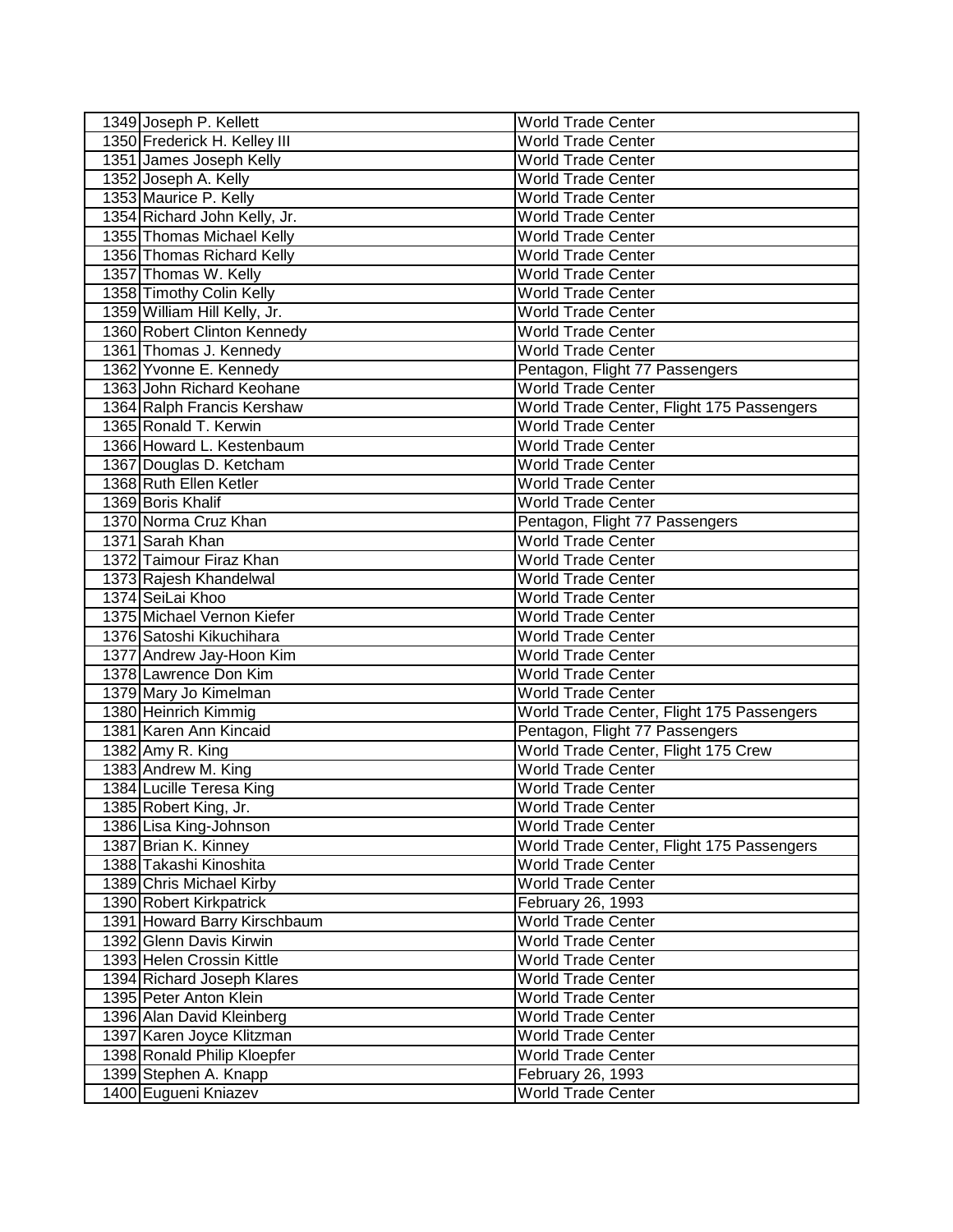| | | |
|---|---|---|
| 1349 | Joseph P. Kellett | World Trade Center |
| 1350 | Frederick H. Kelley III | World Trade Center |
| 1351 | James Joseph Kelly | World Trade Center |
| 1352 | Joseph A. Kelly | World Trade Center |
| 1353 | Maurice P. Kelly | World Trade Center |
| 1354 | Richard John Kelly, Jr. | World Trade Center |
| 1355 | Thomas Michael Kelly | World Trade Center |
| 1356 | Thomas Richard Kelly | World Trade Center |
| 1357 | Thomas W. Kelly | World Trade Center |
| 1358 | Timothy Colin Kelly | World Trade Center |
| 1359 | William Hill Kelly, Jr. | World Trade Center |
| 1360 | Robert Clinton Kennedy | World Trade Center |
| 1361 | Thomas J. Kennedy | World Trade Center |
| 1362 | Yvonne E. Kennedy | Pentagon, Flight 77 Passengers |
| 1363 | John Richard Keohane | World Trade Center |
| 1364 | Ralph Francis Kershaw | World Trade Center, Flight 175 Passengers |
| 1365 | Ronald T. Kerwin | World Trade Center |
| 1366 | Howard L. Kestenbaum | World Trade Center |
| 1367 | Douglas D. Ketcham | World Trade Center |
| 1368 | Ruth Ellen Ketler | World Trade Center |
| 1369 | Boris Khalif | World Trade Center |
| 1370 | Norma Cruz Khan | Pentagon, Flight 77 Passengers |
| 1371 | Sarah Khan | World Trade Center |
| 1372 | Taimour Firaz Khan | World Trade Center |
| 1373 | Rajesh Khandelwal | World Trade Center |
| 1374 | SeiLai Khoo | World Trade Center |
| 1375 | Michael Vernon Kiefer | World Trade Center |
| 1376 | Satoshi Kikuchihara | World Trade Center |
| 1377 | Andrew Jay-Hoon Kim | World Trade Center |
| 1378 | Lawrence Don Kim | World Trade Center |
| 1379 | Mary Jo Kimelman | World Trade Center |
| 1380 | Heinrich Kimmig | World Trade Center, Flight 175 Passengers |
| 1381 | Karen Ann Kincaid | Pentagon, Flight 77 Passengers |
| 1382 | Amy R. King | World Trade Center, Flight 175 Crew |
| 1383 | Andrew M. King | World Trade Center |
| 1384 | Lucille Teresa King | World Trade Center |
| 1385 | Robert King, Jr. | World Trade Center |
| 1386 | Lisa King-Johnson | World Trade Center |
| 1387 | Brian K. Kinney | World Trade Center, Flight 175 Passengers |
| 1388 | Takashi Kinoshita | World Trade Center |
| 1389 | Chris Michael Kirby | World Trade Center |
| 1390 | Robert Kirkpatrick | February 26, 1993 |
| 1391 | Howard Barry Kirschbaum | World Trade Center |
| 1392 | Glenn Davis Kirwin | World Trade Center |
| 1393 | Helen Crossin Kittle | World Trade Center |
| 1394 | Richard Joseph Klares | World Trade Center |
| 1395 | Peter Anton Klein | World Trade Center |
| 1396 | Alan David Kleinberg | World Trade Center |
| 1397 | Karen Joyce Klitzman | World Trade Center |
| 1398 | Ronald Philip Kloepfer | World Trade Center |
| 1399 | Stephen A. Knapp | February 26, 1993 |
| 1400 | Eugueni Kniazev | World Trade Center |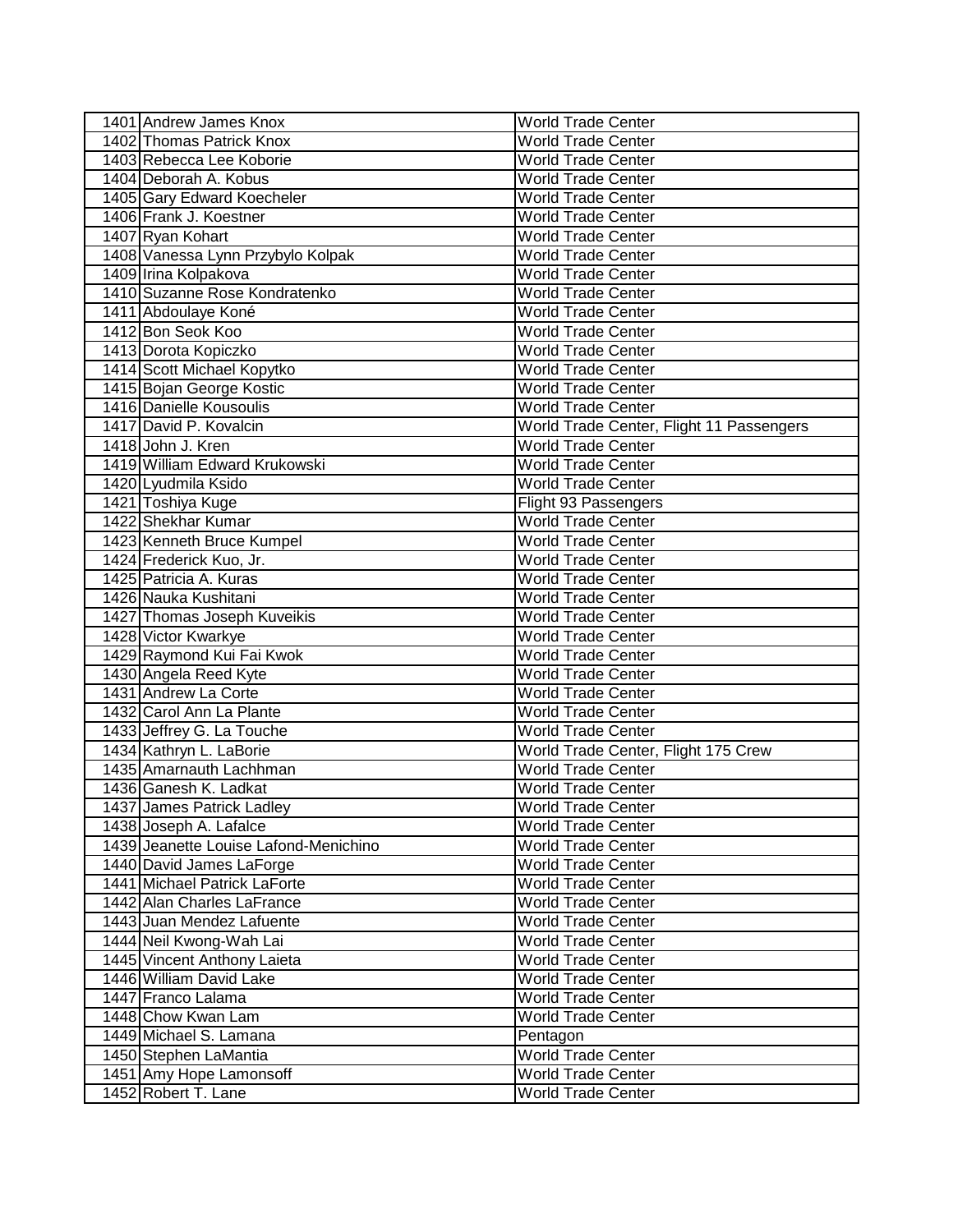| | | |
|---|---|---|
| 1401 | Andrew James Knox | World Trade Center |
| 1402 | Thomas Patrick Knox | World Trade Center |
| 1403 | Rebecca Lee Koborie | World Trade Center |
| 1404 | Deborah A. Kobus | World Trade Center |
| 1405 | Gary Edward Koecheler | World Trade Center |
| 1406 | Frank J. Koestner | World Trade Center |
| 1407 | Ryan Kohart | World Trade Center |
| 1408 | Vanessa Lynn Przybylo Kolpak | World Trade Center |
| 1409 | Irina Kolpakova | World Trade Center |
| 1410 | Suzanne Rose Kondratenko | World Trade Center |
| 1411 | Abdoulaye Koné | World Trade Center |
| 1412 | Bon Seok Koo | World Trade Center |
| 1413 | Dorota Kopiczko | World Trade Center |
| 1414 | Scott Michael Kopytko | World Trade Center |
| 1415 | Bojan George Kostic | World Trade Center |
| 1416 | Danielle Kousoulis | World Trade Center |
| 1417 | David P. Kovalcin | World Trade Center, Flight 11 Passengers |
| 1418 | John J. Kren | World Trade Center |
| 1419 | William Edward Krukowski | World Trade Center |
| 1420 | Lyudmila Ksido | World Trade Center |
| 1421 | Toshiya Kuge | Flight 93 Passengers |
| 1422 | Shekhar Kumar | World Trade Center |
| 1423 | Kenneth Bruce Kumpel | World Trade Center |
| 1424 | Frederick Kuo, Jr. | World Trade Center |
| 1425 | Patricia A. Kuras | World Trade Center |
| 1426 | Nauka Kushitani | World Trade Center |
| 1427 | Thomas Joseph Kuveikis | World Trade Center |
| 1428 | Victor Kwarkye | World Trade Center |
| 1429 | Raymond Kui Fai Kwok | World Trade Center |
| 1430 | Angela Reed Kyte | World Trade Center |
| 1431 | Andrew La Corte | World Trade Center |
| 1432 | Carol Ann La Plante | World Trade Center |
| 1433 | Jeffrey G. La Touche | World Trade Center |
| 1434 | Kathryn L. LaBorie | World Trade Center, Flight 175 Crew |
| 1435 | Amarnauth Lachhman | World Trade Center |
| 1436 | Ganesh K. Ladkat | World Trade Center |
| 1437 | James Patrick Ladley | World Trade Center |
| 1438 | Joseph A. Lafalce | World Trade Center |
| 1439 | Jeanette Louise Lafond-Menichino | World Trade Center |
| 1440 | David James LaForge | World Trade Center |
| 1441 | Michael Patrick LaForte | World Trade Center |
| 1442 | Alan Charles LaFrance | World Trade Center |
| 1443 | Juan Mendez Lafuente | World Trade Center |
| 1444 | Neil Kwong-Wah Lai | World Trade Center |
| 1445 | Vincent Anthony Laieta | World Trade Center |
| 1446 | William David Lake | World Trade Center |
| 1447 | Franco Lalama | World Trade Center |
| 1448 | Chow Kwan Lam | World Trade Center |
| 1449 | Michael S. Lamana | Pentagon |
| 1450 | Stephen LaMantia | World Trade Center |
| 1451 | Amy Hope Lamonsoff | World Trade Center |
| 1452 | Robert T. Lane | World Trade Center |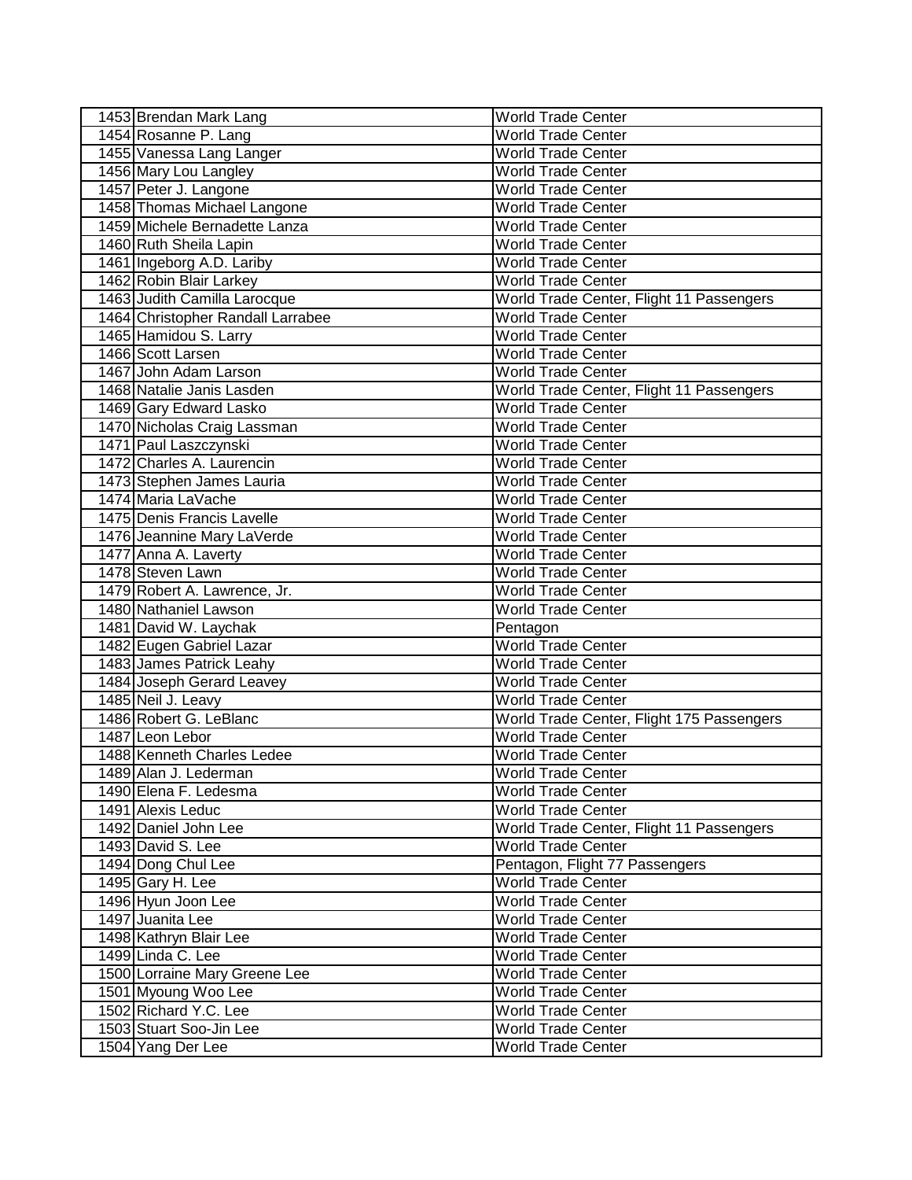| | | |
|---|---|---|
| 1453 | Brendan Mark Lang | World Trade Center |
| 1454 | Rosanne P. Lang | World Trade Center |
| 1455 | Vanessa Lang Langer | World Trade Center |
| 1456 | Mary Lou Langley | World Trade Center |
| 1457 | Peter J. Langone | World Trade Center |
| 1458 | Thomas Michael Langone | World Trade Center |
| 1459 | Michele Bernadette Lanza | World Trade Center |
| 1460 | Ruth Sheila Lapin | World Trade Center |
| 1461 | Ingeborg A.D. Lariby | World Trade Center |
| 1462 | Robin Blair Larkey | World Trade Center |
| 1463 | Judith Camilla Larocque | World Trade Center, Flight 11 Passengers |
| 1464 | Christopher Randall Larrabee | World Trade Center |
| 1465 | Hamidou S. Larry | World Trade Center |
| 1466 | Scott Larsen | World Trade Center |
| 1467 | John Adam Larson | World Trade Center |
| 1468 | Natalie Janis Lasden | World Trade Center, Flight 11 Passengers |
| 1469 | Gary Edward Lasko | World Trade Center |
| 1470 | Nicholas Craig Lassman | World Trade Center |
| 1471 | Paul Laszczynski | World Trade Center |
| 1472 | Charles A. Laurencin | World Trade Center |
| 1473 | Stephen James Lauria | World Trade Center |
| 1474 | Maria LaVache | World Trade Center |
| 1475 | Denis Francis Lavelle | World Trade Center |
| 1476 | Jeannine Mary LaVerde | World Trade Center |
| 1477 | Anna A. Laverty | World Trade Center |
| 1478 | Steven Lawn | World Trade Center |
| 1479 | Robert A. Lawrence, Jr. | World Trade Center |
| 1480 | Nathaniel Lawson | World Trade Center |
| 1481 | David W. Laychak | Pentagon |
| 1482 | Eugen Gabriel Lazar | World Trade Center |
| 1483 | James Patrick Leahy | World Trade Center |
| 1484 | Joseph Gerard Leavey | World Trade Center |
| 1485 | Neil J. Leavy | World Trade Center |
| 1486 | Robert G. LeBlanc | World Trade Center, Flight 175 Passengers |
| 1487 | Leon Lebor | World Trade Center |
| 1488 | Kenneth Charles Ledee | World Trade Center |
| 1489 | Alan J. Lederman | World Trade Center |
| 1490 | Elena F. Ledesma | World Trade Center |
| 1491 | Alexis Leduc | World Trade Center |
| 1492 | Daniel John Lee | World Trade Center, Flight 11 Passengers |
| 1493 | David S. Lee | World Trade Center |
| 1494 | Dong Chul Lee | Pentagon, Flight 77 Passengers |
| 1495 | Gary H. Lee | World Trade Center |
| 1496 | Hyun Joon Lee | World Trade Center |
| 1497 | Juanita Lee | World Trade Center |
| 1498 | Kathryn Blair Lee | World Trade Center |
| 1499 | Linda C. Lee | World Trade Center |
| 1500 | Lorraine Mary Greene Lee | World Trade Center |
| 1501 | Myoung Woo Lee | World Trade Center |
| 1502 | Richard Y.C. Lee | World Trade Center |
| 1503 | Stuart Soo-Jin Lee | World Trade Center |
| 1504 | Yang Der Lee | World Trade Center |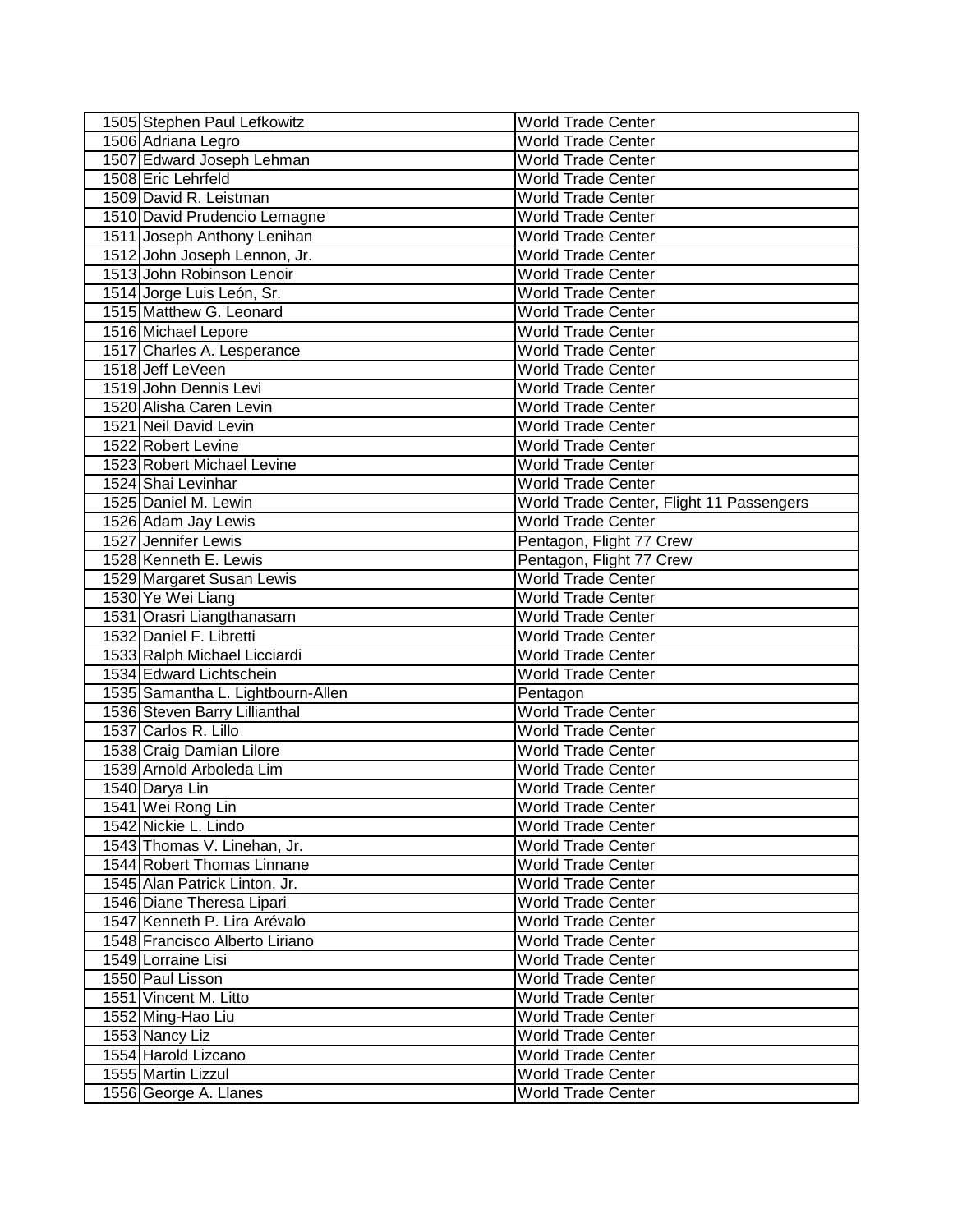| | | |
|---|---|---|
| 1505 | Stephen Paul Lefkowitz | World Trade Center |
| 1506 | Adriana Legro | World Trade Center |
| 1507 | Edward Joseph Lehman | World Trade Center |
| 1508 | Eric Lehrfeld | World Trade Center |
| 1509 | David R. Leistman | World Trade Center |
| 1510 | David Prudencio Lemagne | World Trade Center |
| 1511 | Joseph Anthony Lenihan | World Trade Center |
| 1512 | John Joseph Lennon, Jr. | World Trade Center |
| 1513 | John Robinson Lenoir | World Trade Center |
| 1514 | Jorge Luis León, Sr. | World Trade Center |
| 1515 | Matthew G. Leonard | World Trade Center |
| 1516 | Michael Lepore | World Trade Center |
| 1517 | Charles A. Lesperance | World Trade Center |
| 1518 | Jeff LeVeen | World Trade Center |
| 1519 | John Dennis Levi | World Trade Center |
| 1520 | Alisha Caren Levin | World Trade Center |
| 1521 | Neil David Levin | World Trade Center |
| 1522 | Robert Levine | World Trade Center |
| 1523 | Robert Michael Levine | World Trade Center |
| 1524 | Shai Levinhar | World Trade Center |
| 1525 | Daniel M. Lewin | World Trade Center, Flight 11 Passengers |
| 1526 | Adam Jay Lewis | World Trade Center |
| 1527 | Jennifer Lewis | Pentagon, Flight 77 Crew |
| 1528 | Kenneth E. Lewis | Pentagon, Flight 77 Crew |
| 1529 | Margaret Susan Lewis | World Trade Center |
| 1530 | Ye Wei Liang | World Trade Center |
| 1531 | Orasri Liangthanasarn | World Trade Center |
| 1532 | Daniel F. Libretti | World Trade Center |
| 1533 | Ralph Michael Licciardi | World Trade Center |
| 1534 | Edward Lichtschein | World Trade Center |
| 1535 | Samantha L. Lightbourn-Allen | Pentagon |
| 1536 | Steven Barry Lillianthal | World Trade Center |
| 1537 | Carlos R. Lillo | World Trade Center |
| 1538 | Craig Damian Lilore | World Trade Center |
| 1539 | Arnold Arboleda Lim | World Trade Center |
| 1540 | Darya Lin | World Trade Center |
| 1541 | Wei Rong Lin | World Trade Center |
| 1542 | Nickie L. Lindo | World Trade Center |
| 1543 | Thomas V. Linehan, Jr. | World Trade Center |
| 1544 | Robert Thomas Linnane | World Trade Center |
| 1545 | Alan Patrick Linton, Jr. | World Trade Center |
| 1546 | Diane Theresa Lipari | World Trade Center |
| 1547 | Kenneth P. Lira Arévalo | World Trade Center |
| 1548 | Francisco Alberto Liriano | World Trade Center |
| 1549 | Lorraine Lisi | World Trade Center |
| 1550 | Paul Lisson | World Trade Center |
| 1551 | Vincent M. Litto | World Trade Center |
| 1552 | Ming-Hao Liu | World Trade Center |
| 1553 | Nancy Liz | World Trade Center |
| 1554 | Harold Lizcano | World Trade Center |
| 1555 | Martin Lizzul | World Trade Center |
| 1556 | George A. Llanes | World Trade Center |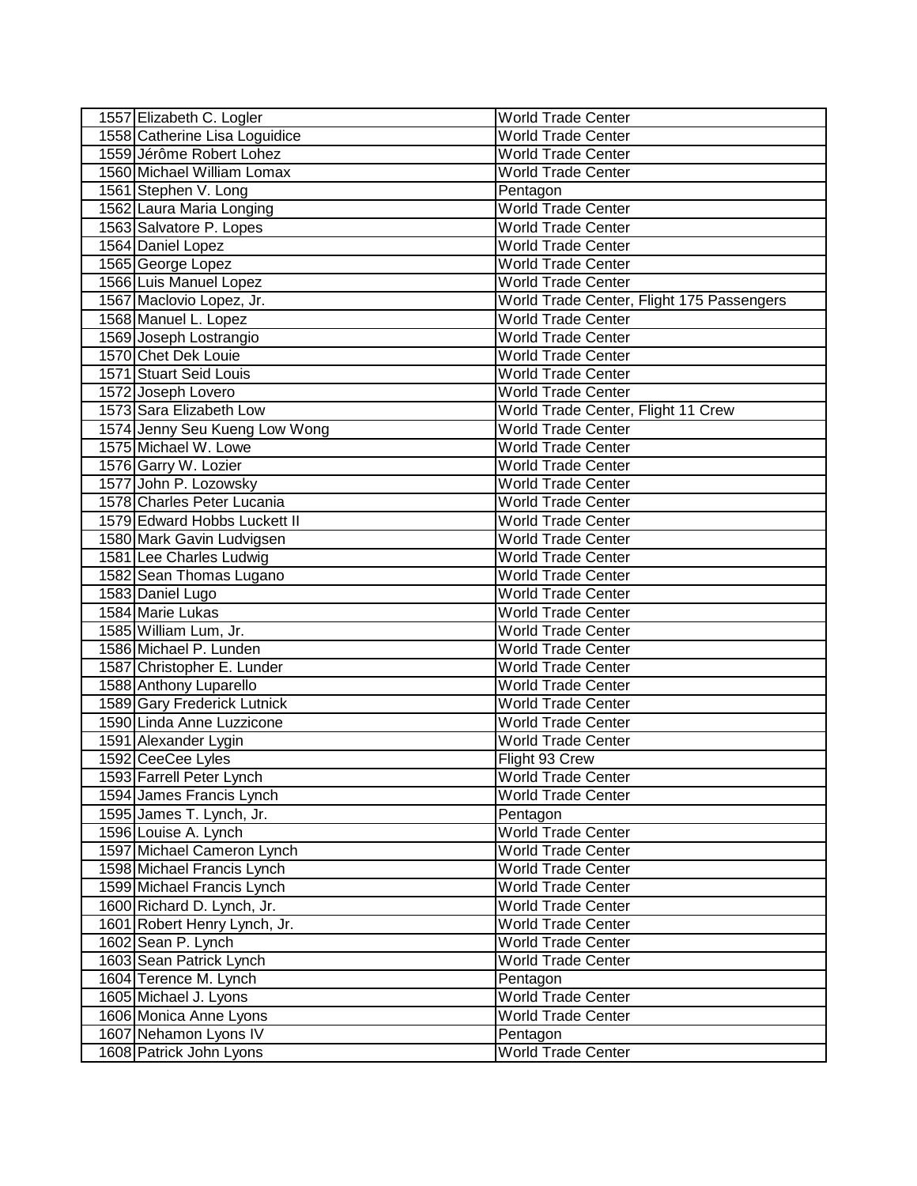| | | |
|---|---|---|
| 1557 | Elizabeth C. Logler | World Trade Center |
| 1558 | Catherine Lisa Loguidice | World Trade Center |
| 1559 | Jérôme Robert Lohez | World Trade Center |
| 1560 | Michael William Lomax | World Trade Center |
| 1561 | Stephen V. Long | Pentagon |
| 1562 | Laura Maria Longing | World Trade Center |
| 1563 | Salvatore P. Lopes | World Trade Center |
| 1564 | Daniel Lopez | World Trade Center |
| 1565 | George Lopez | World Trade Center |
| 1566 | Luis Manuel Lopez | World Trade Center |
| 1567 | Maclovio Lopez, Jr. | World Trade Center, Flight 175 Passengers |
| 1568 | Manuel L. Lopez | World Trade Center |
| 1569 | Joseph Lostrangio | World Trade Center |
| 1570 | Chet Dek Louie | World Trade Center |
| 1571 | Stuart Seid Louis | World Trade Center |
| 1572 | Joseph Lovero | World Trade Center |
| 1573 | Sara Elizabeth Low | World Trade Center, Flight 11 Crew |
| 1574 | Jenny Seu Kueng Low Wong | World Trade Center |
| 1575 | Michael W. Lowe | World Trade Center |
| 1576 | Garry W. Lozier | World Trade Center |
| 1577 | John P. Lozowsky | World Trade Center |
| 1578 | Charles Peter Lucania | World Trade Center |
| 1579 | Edward Hobbs Luckett II | World Trade Center |
| 1580 | Mark Gavin Ludvigsen | World Trade Center |
| 1581 | Lee Charles Ludwig | World Trade Center |
| 1582 | Sean Thomas Lugano | World Trade Center |
| 1583 | Daniel Lugo | World Trade Center |
| 1584 | Marie Lukas | World Trade Center |
| 1585 | William Lum, Jr. | World Trade Center |
| 1586 | Michael P. Lunden | World Trade Center |
| 1587 | Christopher E. Lunder | World Trade Center |
| 1588 | Anthony Luparello | World Trade Center |
| 1589 | Gary Frederick Lutnick | World Trade Center |
| 1590 | Linda Anne Luzzicone | World Trade Center |
| 1591 | Alexander Lygin | World Trade Center |
| 1592 | CeeCee Lyles | Flight 93 Crew |
| 1593 | Farrell Peter Lynch | World Trade Center |
| 1594 | James Francis Lynch | World Trade Center |
| 1595 | James T. Lynch, Jr. | Pentagon |
| 1596 | Louise A. Lynch | World Trade Center |
| 1597 | Michael Cameron Lynch | World Trade Center |
| 1598 | Michael Francis Lynch | World Trade Center |
| 1599 | Michael Francis Lynch | World Trade Center |
| 1600 | Richard D. Lynch, Jr. | World Trade Center |
| 1601 | Robert Henry Lynch, Jr. | World Trade Center |
| 1602 | Sean P. Lynch | World Trade Center |
| 1603 | Sean Patrick Lynch | World Trade Center |
| 1604 | Terence M. Lynch | Pentagon |
| 1605 | Michael J. Lyons | World Trade Center |
| 1606 | Monica Anne Lyons | World Trade Center |
| 1607 | Nehamon Lyons IV | Pentagon |
| 1608 | Patrick John Lyons | World Trade Center |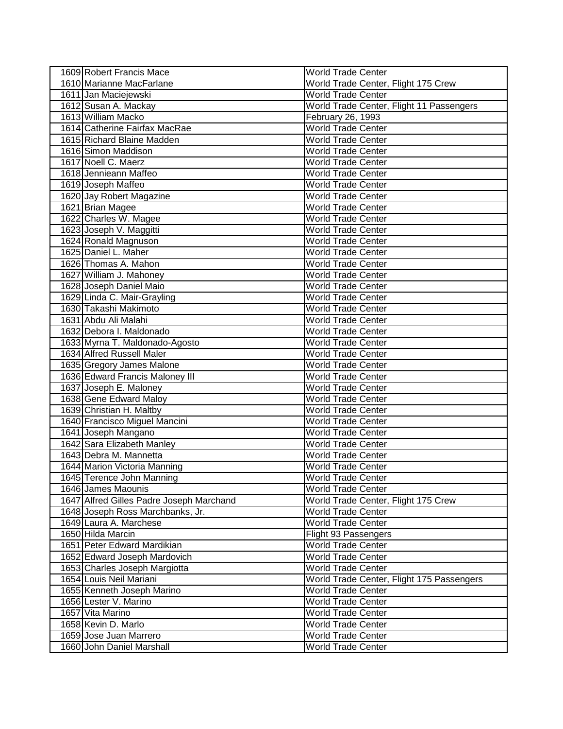| | | |
|---|---|---|
| 1609 | Robert Francis Mace | World Trade Center |
| 1610 | Marianne MacFarlane | World Trade Center, Flight 175 Crew |
| 1611 | Jan Maciejewski | World Trade Center |
| 1612 | Susan A. Mackay | World Trade Center, Flight 11 Passengers |
| 1613 | William Macko | February 26, 1993 |
| 1614 | Catherine Fairfax MacRae | World Trade Center |
| 1615 | Richard Blaine Madden | World Trade Center |
| 1616 | Simon Maddison | World Trade Center |
| 1617 | Noell C. Maerz | World Trade Center |
| 1618 | Jennieann Maffeo | World Trade Center |
| 1619 | Joseph Maffeo | World Trade Center |
| 1620 | Jay Robert Magazine | World Trade Center |
| 1621 | Brian Magee | World Trade Center |
| 1622 | Charles W. Magee | World Trade Center |
| 1623 | Joseph V. Maggitti | World Trade Center |
| 1624 | Ronald Magnuson | World Trade Center |
| 1625 | Daniel L. Maher | World Trade Center |
| 1626 | Thomas A. Mahon | World Trade Center |
| 1627 | William J. Mahoney | World Trade Center |
| 1628 | Joseph Daniel Maio | World Trade Center |
| 1629 | Linda C. Mair-Grayling | World Trade Center |
| 1630 | Takashi Makimoto | World Trade Center |
| 1631 | Abdu Ali Malahi | World Trade Center |
| 1632 | Debora I. Maldonado | World Trade Center |
| 1633 | Myrna T. Maldonado-Agosto | World Trade Center |
| 1634 | Alfred Russell Maler | World Trade Center |
| 1635 | Gregory James Malone | World Trade Center |
| 1636 | Edward Francis Maloney III | World Trade Center |
| 1637 | Joseph E. Maloney | World Trade Center |
| 1638 | Gene Edward Maloy | World Trade Center |
| 1639 | Christian H. Maltby | World Trade Center |
| 1640 | Francisco Miguel Mancini | World Trade Center |
| 1641 | Joseph Mangano | World Trade Center |
| 1642 | Sara Elizabeth Manley | World Trade Center |
| 1643 | Debra M. Mannetta | World Trade Center |
| 1644 | Marion Victoria Manning | World Trade Center |
| 1645 | Terence John Manning | World Trade Center |
| 1646 | James Maounis | World Trade Center |
| 1647 | Alfred Gilles Padre Joseph Marchand | World Trade Center, Flight 175 Crew |
| 1648 | Joseph Ross Marchbanks, Jr. | World Trade Center |
| 1649 | Laura A. Marchese | World Trade Center |
| 1650 | Hilda Marcin | Flight 93 Passengers |
| 1651 | Peter Edward Mardikian | World Trade Center |
| 1652 | Edward Joseph Mardovich | World Trade Center |
| 1653 | Charles Joseph Margiotta | World Trade Center |
| 1654 | Louis Neil Mariani | World Trade Center, Flight 175 Passengers |
| 1655 | Kenneth Joseph Marino | World Trade Center |
| 1656 | Lester V. Marino | World Trade Center |
| 1657 | Vita Marino | World Trade Center |
| 1658 | Kevin D. Marlo | World Trade Center |
| 1659 | Jose Juan Marrero | World Trade Center |
| 1660 | John Daniel Marshall | World Trade Center |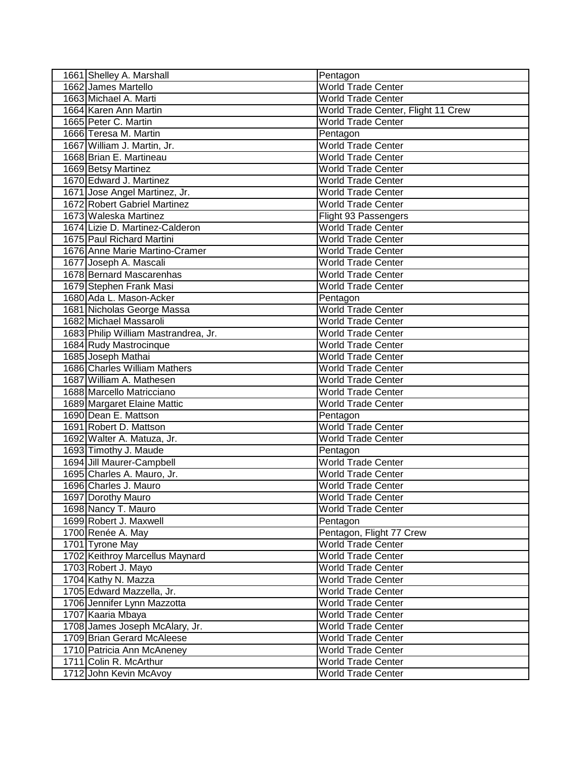| | | |
|---|---|---|
| 1661 | Shelley A. Marshall | Pentagon |
| 1662 | James Martello | World Trade Center |
| 1663 | Michael A. Marti | World Trade Center |
| 1664 | Karen Ann Martin | World Trade Center, Flight 11 Crew |
| 1665 | Peter C. Martin | World Trade Center |
| 1666 | Teresa M. Martin | Pentagon |
| 1667 | William J. Martin, Jr. | World Trade Center |
| 1668 | Brian E. Martineau | World Trade Center |
| 1669 | Betsy Martinez | World Trade Center |
| 1670 | Edward J. Martinez | World Trade Center |
| 1671 | Jose Angel Martinez, Jr. | World Trade Center |
| 1672 | Robert Gabriel Martinez | World Trade Center |
| 1673 | Waleska Martinez | Flight 93 Passengers |
| 1674 | Lizie D. Martinez-Calderon | World Trade Center |
| 1675 | Paul Richard Martini | World Trade Center |
| 1676 | Anne Marie Martino-Cramer | World Trade Center |
| 1677 | Joseph A. Mascali | World Trade Center |
| 1678 | Bernard Mascarenhas | World Trade Center |
| 1679 | Stephen Frank Masi | World Trade Center |
| 1680 | Ada L. Mason-Acker | Pentagon |
| 1681 | Nicholas George Massa | World Trade Center |
| 1682 | Michael Massaroli | World Trade Center |
| 1683 | Philip William Mastrandrea, Jr. | World Trade Center |
| 1684 | Rudy Mastrocinque | World Trade Center |
| 1685 | Joseph Mathai | World Trade Center |
| 1686 | Charles William Mathers | World Trade Center |
| 1687 | William A. Mathesen | World Trade Center |
| 1688 | Marcello Matricciano | World Trade Center |
| 1689 | Margaret Elaine Mattic | World Trade Center |
| 1690 | Dean E. Mattson | Pentagon |
| 1691 | Robert D. Mattson | World Trade Center |
| 1692 | Walter A. Matuza, Jr. | World Trade Center |
| 1693 | Timothy J. Maude | Pentagon |
| 1694 | Jill Maurer-Campbell | World Trade Center |
| 1695 | Charles A. Mauro, Jr. | World Trade Center |
| 1696 | Charles J. Mauro | World Trade Center |
| 1697 | Dorothy Mauro | World Trade Center |
| 1698 | Nancy T. Mauro | World Trade Center |
| 1699 | Robert J. Maxwell | Pentagon |
| 1700 | Renée A. May | Pentagon, Flight 77 Crew |
| 1701 | Tyrone May | World Trade Center |
| 1702 | Keithroy Marcellus Maynard | World Trade Center |
| 1703 | Robert J. Mayo | World Trade Center |
| 1704 | Kathy N. Mazza | World Trade Center |
| 1705 | Edward Mazzella, Jr. | World Trade Center |
| 1706 | Jennifer Lynn Mazzotta | World Trade Center |
| 1707 | Kaaria Mbaya | World Trade Center |
| 1708 | James Joseph McAlary, Jr. | World Trade Center |
| 1709 | Brian Gerard McAleese | World Trade Center |
| 1710 | Patricia Ann McAneney | World Trade Center |
| 1711 | Colin R. McArthur | World Trade Center |
| 1712 | John Kevin McAvoy | World Trade Center |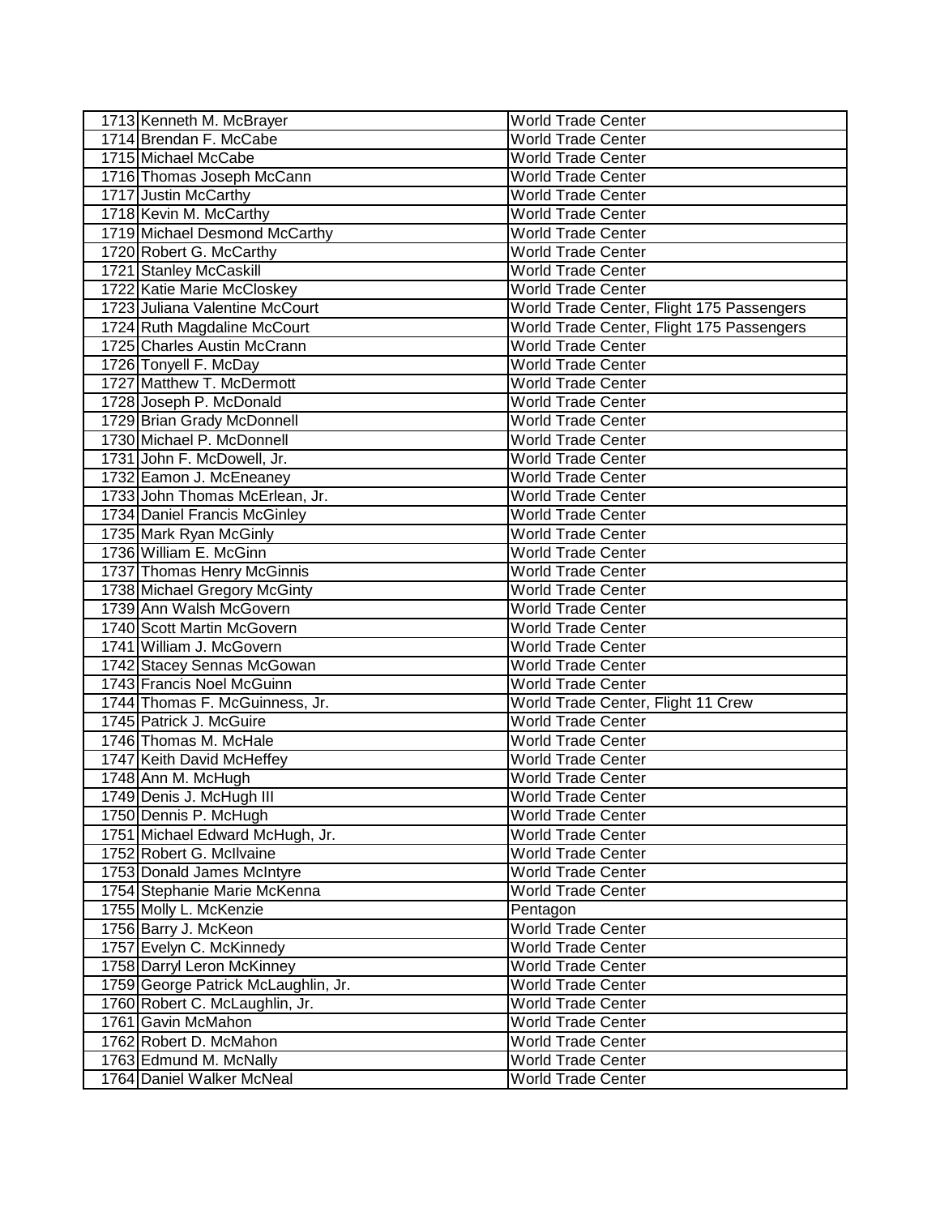| | | |
|---|---|---|
| 1713 | Kenneth M. McBrayer | World Trade Center |
| 1714 | Brendan F. McCabe | World Trade Center |
| 1715 | Michael McCabe | World Trade Center |
| 1716 | Thomas Joseph McCann | World Trade Center |
| 1717 | Justin McCarthy | World Trade Center |
| 1718 | Kevin M. McCarthy | World Trade Center |
| 1719 | Michael Desmond McCarthy | World Trade Center |
| 1720 | Robert G. McCarthy | World Trade Center |
| 1721 | Stanley McCaskill | World Trade Center |
| 1722 | Katie Marie McCloskey | World Trade Center |
| 1723 | Juliana Valentine McCourt | World Trade Center, Flight 175 Passengers |
| 1724 | Ruth Magdaline McCourt | World Trade Center, Flight 175 Passengers |
| 1725 | Charles Austin McCrann | World Trade Center |
| 1726 | Tonyell F. McDay | World Trade Center |
| 1727 | Matthew T. McDermott | World Trade Center |
| 1728 | Joseph P. McDonald | World Trade Center |
| 1729 | Brian Grady McDonnell | World Trade Center |
| 1730 | Michael P. McDonnell | World Trade Center |
| 1731 | John F. McDowell, Jr. | World Trade Center |
| 1732 | Eamon J. McEneaney | World Trade Center |
| 1733 | John Thomas McErlean, Jr. | World Trade Center |
| 1734 | Daniel Francis McGinley | World Trade Center |
| 1735 | Mark Ryan McGinly | World Trade Center |
| 1736 | William E. McGinn | World Trade Center |
| 1737 | Thomas Henry McGinnis | World Trade Center |
| 1738 | Michael Gregory McGinty | World Trade Center |
| 1739 | Ann Walsh McGovern | World Trade Center |
| 1740 | Scott Martin McGovern | World Trade Center |
| 1741 | William J. McGovern | World Trade Center |
| 1742 | Stacey Sennas McGowan | World Trade Center |
| 1743 | Francis Noel McGuinn | World Trade Center |
| 1744 | Thomas F. McGuinness, Jr. | World Trade Center, Flight 11 Crew |
| 1745 | Patrick J. McGuire | World Trade Center |
| 1746 | Thomas M. McHale | World Trade Center |
| 1747 | Keith David McHeffey | World Trade Center |
| 1748 | Ann M. McHugh | World Trade Center |
| 1749 | Denis J. McHugh III | World Trade Center |
| 1750 | Dennis P. McHugh | World Trade Center |
| 1751 | Michael Edward McHugh, Jr. | World Trade Center |
| 1752 | Robert G. McIlvaine | World Trade Center |
| 1753 | Donald James McIntyre | World Trade Center |
| 1754 | Stephanie Marie McKenna | World Trade Center |
| 1755 | Molly L. McKenzie | Pentagon |
| 1756 | Barry J. McKeon | World Trade Center |
| 1757 | Evelyn C. McKinnedy | World Trade Center |
| 1758 | Darryl Leron McKinney | World Trade Center |
| 1759 | George Patrick McLaughlin, Jr. | World Trade Center |
| 1760 | Robert C. McLaughlin, Jr. | World Trade Center |
| 1761 | Gavin McMahon | World Trade Center |
| 1762 | Robert D. McMahon | World Trade Center |
| 1763 | Edmund M. McNally | World Trade Center |
| 1764 | Daniel Walker McNeal | World Trade Center |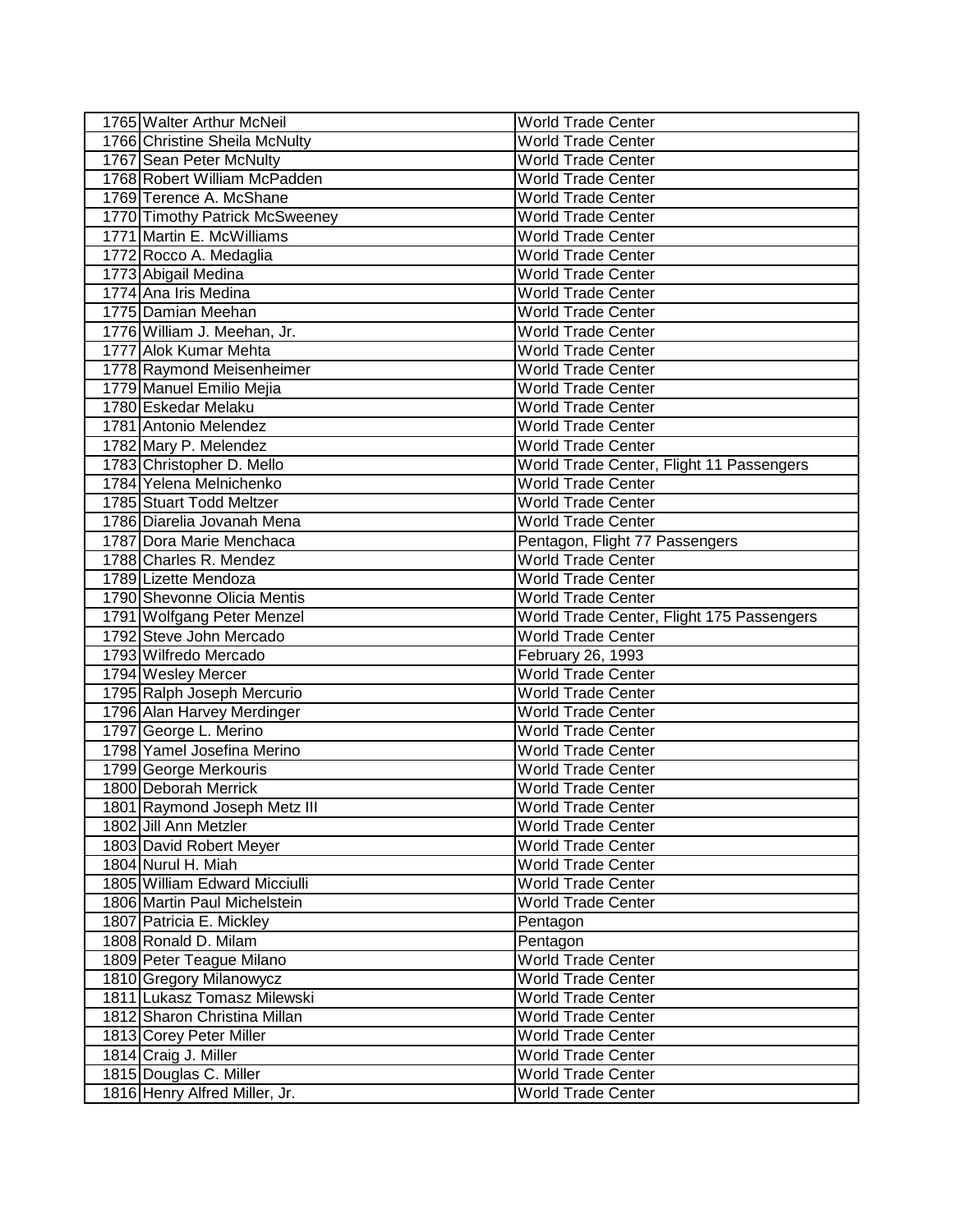| | | |
|---|---|---|
| 1765 | Walter Arthur McNeil | World Trade Center |
| 1766 | Christine Sheila McNulty | World Trade Center |
| 1767 | Sean Peter McNulty | World Trade Center |
| 1768 | Robert William McPadden | World Trade Center |
| 1769 | Terence A. McShane | World Trade Center |
| 1770 | Timothy Patrick McSweeney | World Trade Center |
| 1771 | Martin E. McWilliams | World Trade Center |
| 1772 | Rocco A. Medaglia | World Trade Center |
| 1773 | Abigail Medina | World Trade Center |
| 1774 | Ana Iris Medina | World Trade Center |
| 1775 | Damian Meehan | World Trade Center |
| 1776 | William J. Meehan, Jr. | World Trade Center |
| 1777 | Alok Kumar Mehta | World Trade Center |
| 1778 | Raymond Meisenheimer | World Trade Center |
| 1779 | Manuel Emilio Mejia | World Trade Center |
| 1780 | Eskedar Melaku | World Trade Center |
| 1781 | Antonio Melendez | World Trade Center |
| 1782 | Mary P. Melendez | World Trade Center |
| 1783 | Christopher D. Mello | World Trade Center, Flight 11 Passengers |
| 1784 | Yelena Melnichenko | World Trade Center |
| 1785 | Stuart Todd Meltzer | World Trade Center |
| 1786 | Diarelia Jovanah Mena | World Trade Center |
| 1787 | Dora Marie Menchaca | Pentagon, Flight 77 Passengers |
| 1788 | Charles R. Mendez | World Trade Center |
| 1789 | Lizette Mendoza | World Trade Center |
| 1790 | Shevonne Olicia Mentis | World Trade Center |
| 1791 | Wolfgang Peter Menzel | World Trade Center, Flight 175 Passengers |
| 1792 | Steve John Mercado | World Trade Center |
| 1793 | Wilfredo Mercado | February 26, 1993 |
| 1794 | Wesley Mercer | World Trade Center |
| 1795 | Ralph Joseph Mercurio | World Trade Center |
| 1796 | Alan Harvey Merdinger | World Trade Center |
| 1797 | George L. Merino | World Trade Center |
| 1798 | Yamel Josefina Merino | World Trade Center |
| 1799 | George Merkouris | World Trade Center |
| 1800 | Deborah Merrick | World Trade Center |
| 1801 | Raymond Joseph Metz III | World Trade Center |
| 1802 | Jill Ann Metzler | World Trade Center |
| 1803 | David Robert Meyer | World Trade Center |
| 1804 | Nurul H. Miah | World Trade Center |
| 1805 | William Edward Micciulli | World Trade Center |
| 1806 | Martin Paul Michelstein | World Trade Center |
| 1807 | Patricia E. Mickley | Pentagon |
| 1808 | Ronald D. Milam | Pentagon |
| 1809 | Peter Teague Milano | World Trade Center |
| 1810 | Gregory Milanowycz | World Trade Center |
| 1811 | Lukasz Tomasz Milewski | World Trade Center |
| 1812 | Sharon Christina Millan | World Trade Center |
| 1813 | Corey Peter Miller | World Trade Center |
| 1814 | Craig J. Miller | World Trade Center |
| 1815 | Douglas C. Miller | World Trade Center |
| 1816 | Henry Alfred Miller, Jr. | World Trade Center |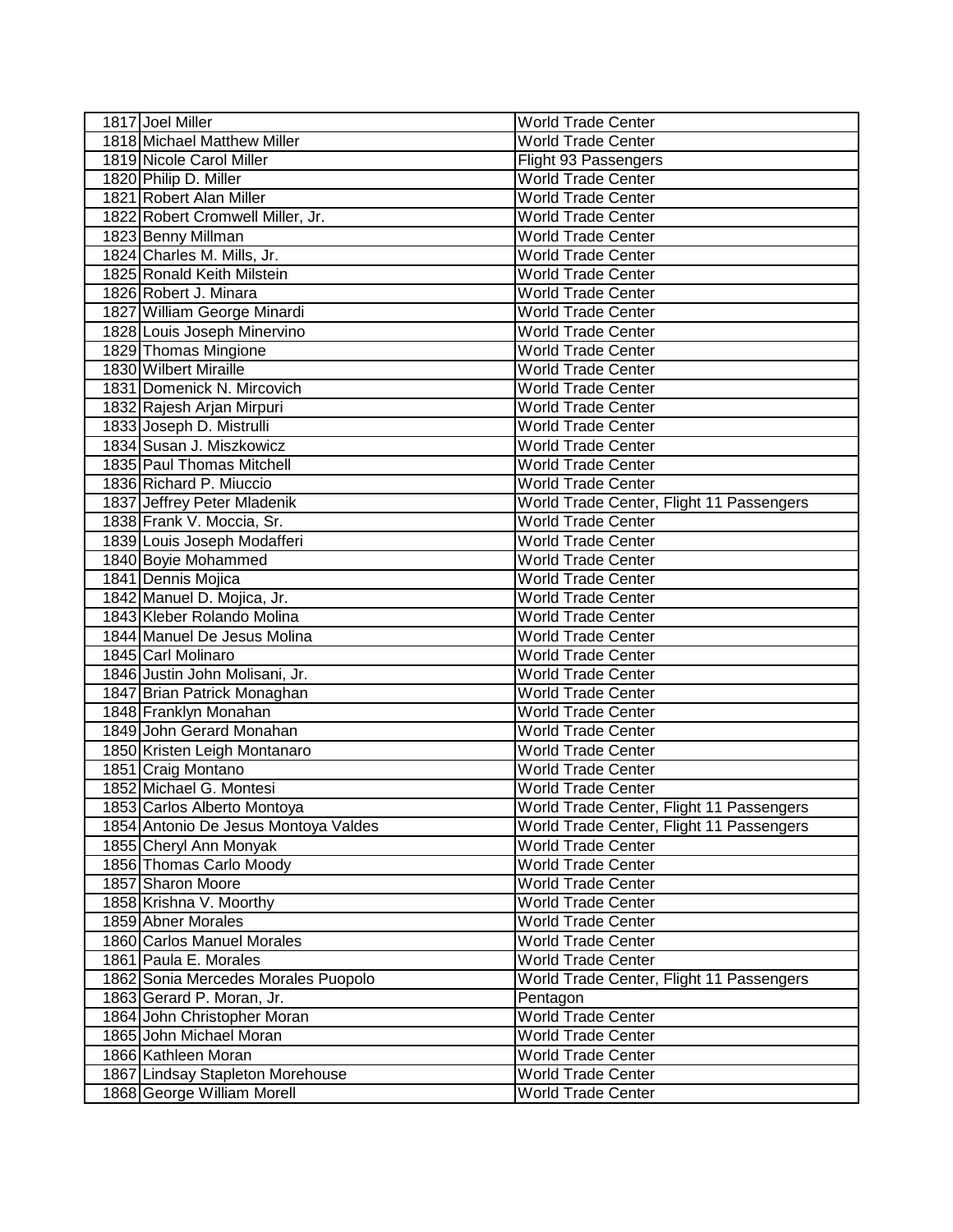| | | |
|---|---|---|
| 1817 | Joel Miller | World Trade Center |
| 1818 | Michael Matthew Miller | World Trade Center |
| 1819 | Nicole Carol Miller | Flight 93 Passengers |
| 1820 | Philip D. Miller | World Trade Center |
| 1821 | Robert Alan Miller | World Trade Center |
| 1822 | Robert Cromwell Miller, Jr. | World Trade Center |
| 1823 | Benny Millman | World Trade Center |
| 1824 | Charles M. Mills, Jr. | World Trade Center |
| 1825 | Ronald Keith Milstein | World Trade Center |
| 1826 | Robert J. Minara | World Trade Center |
| 1827 | William George Minardi | World Trade Center |
| 1828 | Louis Joseph Minervino | World Trade Center |
| 1829 | Thomas Mingione | World Trade Center |
| 1830 | Wilbert Miraille | World Trade Center |
| 1831 | Domenick N. Mircovich | World Trade Center |
| 1832 | Rajesh Arjan Mirpuri | World Trade Center |
| 1833 | Joseph D. Mistrulli | World Trade Center |
| 1834 | Susan J. Miszkowicz | World Trade Center |
| 1835 | Paul Thomas Mitchell | World Trade Center |
| 1836 | Richard P. Miuccio | World Trade Center |
| 1837 | Jeffrey Peter Mladenik | World Trade Center, Flight 11 Passengers |
| 1838 | Frank V. Moccia, Sr. | World Trade Center |
| 1839 | Louis Joseph Modafferi | World Trade Center |
| 1840 | Boyie Mohammed | World Trade Center |
| 1841 | Dennis Mojica | World Trade Center |
| 1842 | Manuel D. Mojica, Jr. | World Trade Center |
| 1843 | Kleber Rolando Molina | World Trade Center |
| 1844 | Manuel De Jesus Molina | World Trade Center |
| 1845 | Carl Molinaro | World Trade Center |
| 1846 | Justin John Molisani, Jr. | World Trade Center |
| 1847 | Brian Patrick Monaghan | World Trade Center |
| 1848 | Franklyn Monahan | World Trade Center |
| 1849 | John Gerard Monahan | World Trade Center |
| 1850 | Kristen Leigh Montanaro | World Trade Center |
| 1851 | Craig Montano | World Trade Center |
| 1852 | Michael G. Montesi | World Trade Center |
| 1853 | Carlos Alberto Montoya | World Trade Center, Flight 11 Passengers |
| 1854 | Antonio De Jesus Montoya Valdes | World Trade Center, Flight 11 Passengers |
| 1855 | Cheryl Ann Monyak | World Trade Center |
| 1856 | Thomas Carlo Moody | World Trade Center |
| 1857 | Sharon Moore | World Trade Center |
| 1858 | Krishna V. Moorthy | World Trade Center |
| 1859 | Abner Morales | World Trade Center |
| 1860 | Carlos Manuel Morales | World Trade Center |
| 1861 | Paula E. Morales | World Trade Center |
| 1862 | Sonia Mercedes Morales Puopolo | World Trade Center, Flight 11 Passengers |
| 1863 | Gerard P. Moran, Jr. | Pentagon |
| 1864 | John Christopher Moran | World Trade Center |
| 1865 | John Michael Moran | World Trade Center |
| 1866 | Kathleen Moran | World Trade Center |
| 1867 | Lindsay Stapleton Morehouse | World Trade Center |
| 1868 | George William Morell | World Trade Center |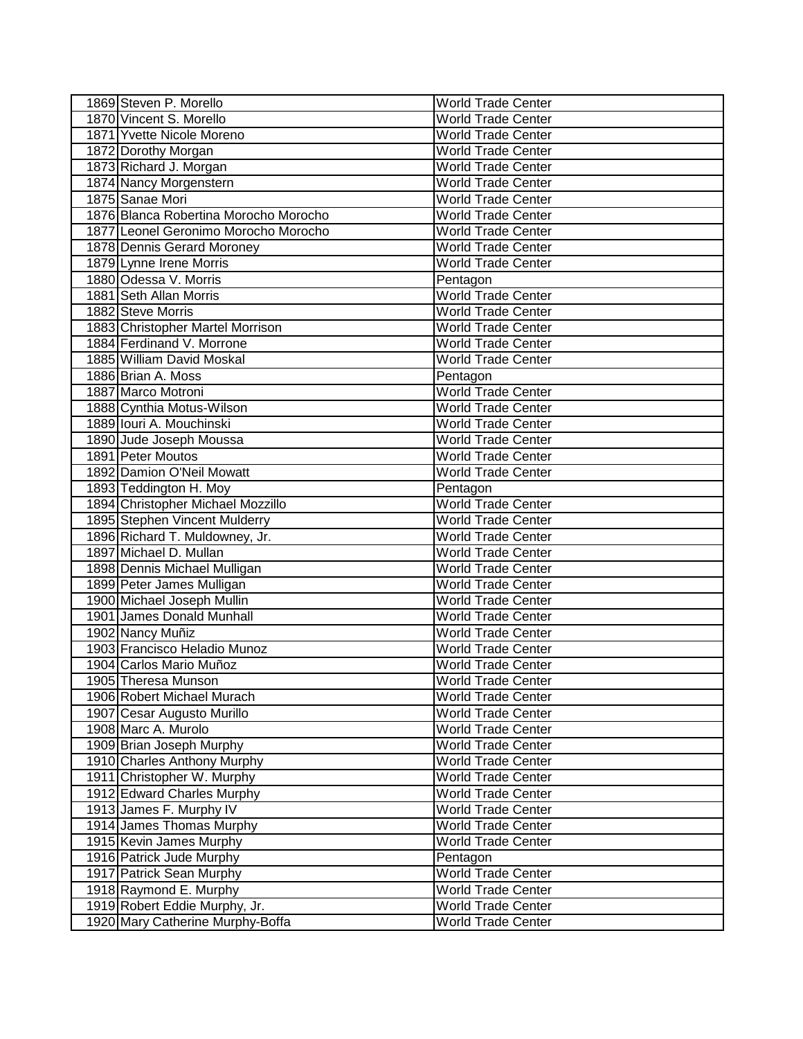| | | |
|---|---|---|
| 1869 | Steven P. Morello | World Trade Center |
| 1870 | Vincent S. Morello | World Trade Center |
| 1871 | Yvette Nicole Moreno | World Trade Center |
| 1872 | Dorothy Morgan | World Trade Center |
| 1873 | Richard J. Morgan | World Trade Center |
| 1874 | Nancy Morgenstern | World Trade Center |
| 1875 | Sanae Mori | World Trade Center |
| 1876 | Blanca Robertina Morocho Morocho | World Trade Center |
| 1877 | Leonel Geronimo Morocho Morocho | World Trade Center |
| 1878 | Dennis Gerard Moroney | World Trade Center |
| 1879 | Lynne Irene Morris | World Trade Center |
| 1880 | Odessa V. Morris | Pentagon |
| 1881 | Seth Allan Morris | World Trade Center |
| 1882 | Steve Morris | World Trade Center |
| 1883 | Christopher Martel Morrison | World Trade Center |
| 1884 | Ferdinand V. Morrone | World Trade Center |
| 1885 | William David Moskal | World Trade Center |
| 1886 | Brian A. Moss | Pentagon |
| 1887 | Marco Motroni | World Trade Center |
| 1888 | Cynthia Motus-Wilson | World Trade Center |
| 1889 | Iouri A. Mouchinski | World Trade Center |
| 1890 | Jude Joseph Moussa | World Trade Center |
| 1891 | Peter Moutos | World Trade Center |
| 1892 | Damion O'Neil Mowatt | World Trade Center |
| 1893 | Teddington H. Moy | Pentagon |
| 1894 | Christopher Michael Mozzillo | World Trade Center |
| 1895 | Stephen Vincent Mulderry | World Trade Center |
| 1896 | Richard T. Muldowney, Jr. | World Trade Center |
| 1897 | Michael D. Mullan | World Trade Center |
| 1898 | Dennis Michael Mulligan | World Trade Center |
| 1899 | Peter James Mulligan | World Trade Center |
| 1900 | Michael Joseph Mullin | World Trade Center |
| 1901 | James Donald Munhall | World Trade Center |
| 1902 | Nancy Muñiz | World Trade Center |
| 1903 | Francisco Heladio Munoz | World Trade Center |
| 1904 | Carlos Mario Muñoz | World Trade Center |
| 1905 | Theresa Munson | World Trade Center |
| 1906 | Robert Michael Murach | World Trade Center |
| 1907 | Cesar Augusto Murillo | World Trade Center |
| 1908 | Marc A. Murolo | World Trade Center |
| 1909 | Brian Joseph Murphy | World Trade Center |
| 1910 | Charles Anthony Murphy | World Trade Center |
| 1911 | Christopher W. Murphy | World Trade Center |
| 1912 | Edward Charles Murphy | World Trade Center |
| 1913 | James F. Murphy IV | World Trade Center |
| 1914 | James Thomas Murphy | World Trade Center |
| 1915 | Kevin James Murphy | World Trade Center |
| 1916 | Patrick Jude Murphy | Pentagon |
| 1917 | Patrick Sean Murphy | World Trade Center |
| 1918 | Raymond E. Murphy | World Trade Center |
| 1919 | Robert Eddie Murphy, Jr. | World Trade Center |
| 1920 | Mary Catherine Murphy-Boffa | World Trade Center |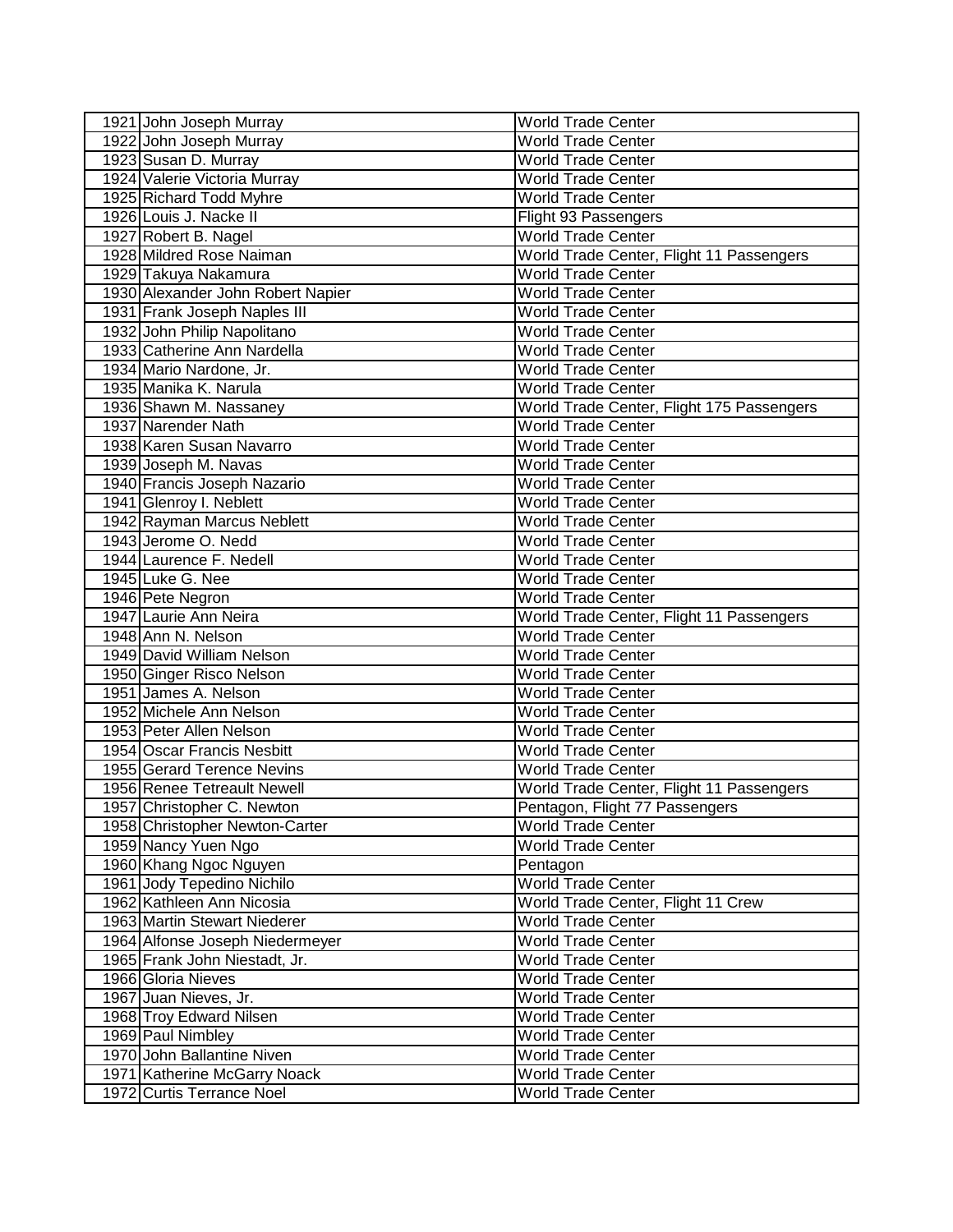| | | |
|---|---|---|
| 1921 | John Joseph Murray | World Trade Center |
| 1922 | John Joseph Murray | World Trade Center |
| 1923 | Susan D. Murray | World Trade Center |
| 1924 | Valerie Victoria Murray | World Trade Center |
| 1925 | Richard Todd Myhre | World Trade Center |
| 1926 | Louis J. Nacke II | Flight 93 Passengers |
| 1927 | Robert B. Nagel | World Trade Center |
| 1928 | Mildred Rose Naiman | World Trade Center, Flight 11 Passengers |
| 1929 | Takuya Nakamura | World Trade Center |
| 1930 | Alexander John Robert Napier | World Trade Center |
| 1931 | Frank Joseph Naples III | World Trade Center |
| 1932 | John Philip Napolitano | World Trade Center |
| 1933 | Catherine Ann Nardella | World Trade Center |
| 1934 | Mario Nardone, Jr. | World Trade Center |
| 1935 | Manika K. Narula | World Trade Center |
| 1936 | Shawn M. Nassaney | World Trade Center, Flight 175 Passengers |
| 1937 | Narender Nath | World Trade Center |
| 1938 | Karen Susan Navarro | World Trade Center |
| 1939 | Joseph M. Navas | World Trade Center |
| 1940 | Francis Joseph Nazario | World Trade Center |
| 1941 | Glenroy I. Neblett | World Trade Center |
| 1942 | Rayman Marcus Neblett | World Trade Center |
| 1943 | Jerome O. Nedd | World Trade Center |
| 1944 | Laurence F. Nedell | World Trade Center |
| 1945 | Luke G. Nee | World Trade Center |
| 1946 | Pete Negron | World Trade Center |
| 1947 | Laurie Ann Neira | World Trade Center, Flight 11 Passengers |
| 1948 | Ann N. Nelson | World Trade Center |
| 1949 | David William Nelson | World Trade Center |
| 1950 | Ginger Risco Nelson | World Trade Center |
| 1951 | James A. Nelson | World Trade Center |
| 1952 | Michele Ann Nelson | World Trade Center |
| 1953 | Peter Allen Nelson | World Trade Center |
| 1954 | Oscar Francis Nesbitt | World Trade Center |
| 1955 | Gerard Terence Nevins | World Trade Center |
| 1956 | Renee Tetreault Newell | World Trade Center, Flight 11 Passengers |
| 1957 | Christopher C. Newton | Pentagon, Flight 77 Passengers |
| 1958 | Christopher Newton-Carter | World Trade Center |
| 1959 | Nancy Yuen Ngo | World Trade Center |
| 1960 | Khang Ngoc Nguyen | Pentagon |
| 1961 | Jody Tepedino Nichilo | World Trade Center |
| 1962 | Kathleen Ann Nicosia | World Trade Center, Flight 11 Crew |
| 1963 | Martin Stewart Niederer | World Trade Center |
| 1964 | Alfonse Joseph Niedermeyer | World Trade Center |
| 1965 | Frank John Niestadt, Jr. | World Trade Center |
| 1966 | Gloria Nieves | World Trade Center |
| 1967 | Juan Nieves, Jr. | World Trade Center |
| 1968 | Troy Edward Nilsen | World Trade Center |
| 1969 | Paul Nimbley | World Trade Center |
| 1970 | John Ballantine Niven | World Trade Center |
| 1971 | Katherine McGarry Noack | World Trade Center |
| 1972 | Curtis Terrance Noel | World Trade Center |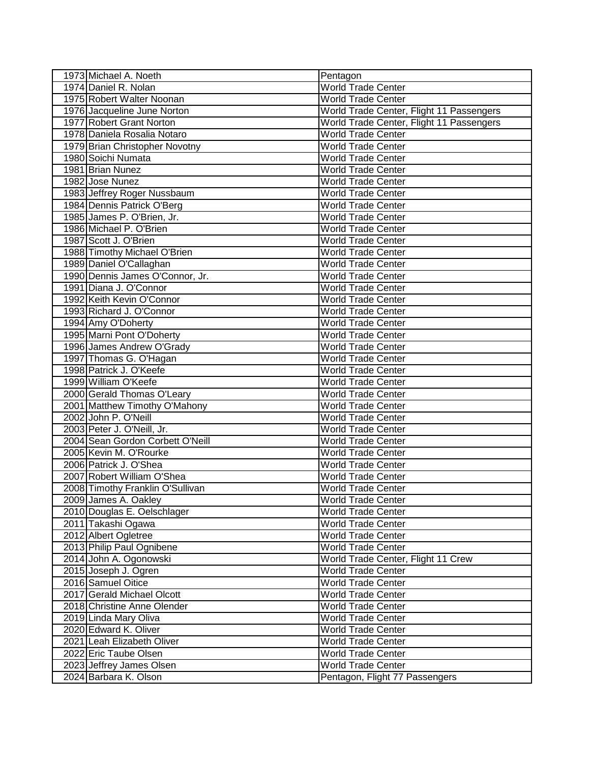| | | |
|---|---|---|
| 1973 | Michael A. Noeth | Pentagon |
| 1974 | Daniel R. Nolan | World Trade Center |
| 1975 | Robert Walter Noonan | World Trade Center |
| 1976 | Jacqueline June Norton | World Trade Center, Flight 11 Passengers |
| 1977 | Robert Grant Norton | World Trade Center, Flight 11 Passengers |
| 1978 | Daniela Rosalia Notaro | World Trade Center |
| 1979 | Brian Christopher Novotny | World Trade Center |
| 1980 | Soichi Numata | World Trade Center |
| 1981 | Brian Nunez | World Trade Center |
| 1982 | Jose Nunez | World Trade Center |
| 1983 | Jeffrey Roger Nussbaum | World Trade Center |
| 1984 | Dennis Patrick O'Berg | World Trade Center |
| 1985 | James P. O'Brien, Jr. | World Trade Center |
| 1986 | Michael P. O'Brien | World Trade Center |
| 1987 | Scott J. O'Brien | World Trade Center |
| 1988 | Timothy Michael O'Brien | World Trade Center |
| 1989 | Daniel O'Callaghan | World Trade Center |
| 1990 | Dennis James O'Connor, Jr. | World Trade Center |
| 1991 | Diana J. O'Connor | World Trade Center |
| 1992 | Keith Kevin O'Connor | World Trade Center |
| 1993 | Richard J. O'Connor | World Trade Center |
| 1994 | Amy O'Doherty | World Trade Center |
| 1995 | Marni Pont O'Doherty | World Trade Center |
| 1996 | James Andrew O'Grady | World Trade Center |
| 1997 | Thomas G. O'Hagan | World Trade Center |
| 1998 | Patrick J. O'Keefe | World Trade Center |
| 1999 | William O'Keefe | World Trade Center |
| 2000 | Gerald Thomas O'Leary | World Trade Center |
| 2001 | Matthew Timothy O'Mahony | World Trade Center |
| 2002 | John P. O'Neill | World Trade Center |
| 2003 | Peter J. O'Neill, Jr. | World Trade Center |
| 2004 | Sean Gordon Corbett O'Neill | World Trade Center |
| 2005 | Kevin M. O'Rourke | World Trade Center |
| 2006 | Patrick J. O'Shea | World Trade Center |
| 2007 | Robert William O'Shea | World Trade Center |
| 2008 | Timothy Franklin O'Sullivan | World Trade Center |
| 2009 | James A. Oakley | World Trade Center |
| 2010 | Douglas E. Oelschlager | World Trade Center |
| 2011 | Takashi Ogawa | World Trade Center |
| 2012 | Albert Ogletree | World Trade Center |
| 2013 | Philip Paul Ognibene | World Trade Center |
| 2014 | John A. Ogonowski | World Trade Center, Flight 11 Crew |
| 2015 | Joseph J. Ogren | World Trade Center |
| 2016 | Samuel Oitice | World Trade Center |
| 2017 | Gerald Michael Olcott | World Trade Center |
| 2018 | Christine Anne Olender | World Trade Center |
| 2019 | Linda Mary Oliva | World Trade Center |
| 2020 | Edward K. Oliver | World Trade Center |
| 2021 | Leah Elizabeth Oliver | World Trade Center |
| 2022 | Eric Taube Olsen | World Trade Center |
| 2023 | Jeffrey James Olsen | World Trade Center |
| 2024 | Barbara K. Olson | Pentagon, Flight 77 Passengers |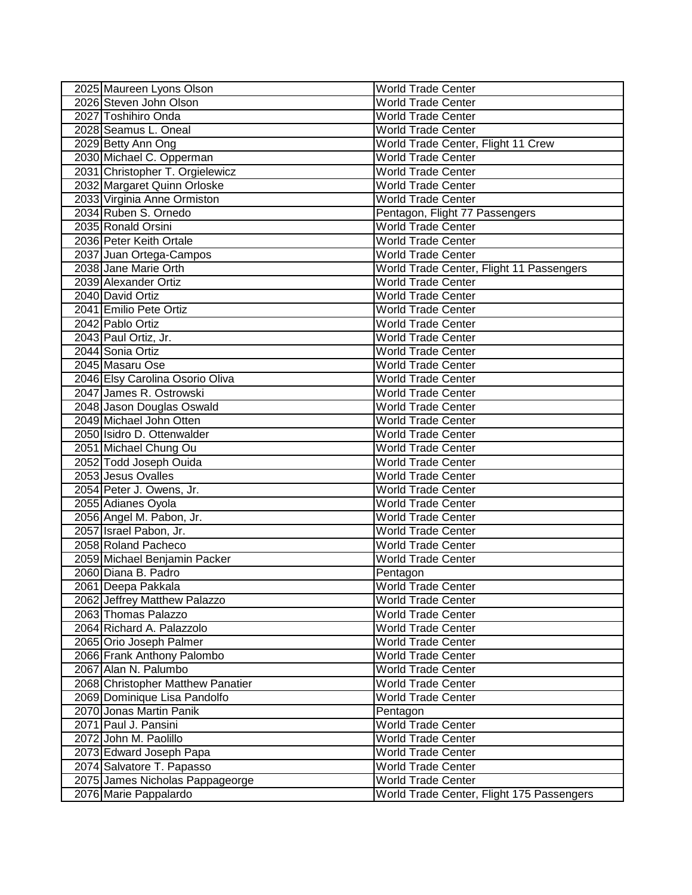| | | |
|---|---|---|
| 2025 | Maureen Lyons Olson | World Trade Center |
| 2026 | Steven John Olson | World Trade Center |
| 2027 | Toshihiro Onda | World Trade Center |
| 2028 | Seamus L. Oneal | World Trade Center |
| 2029 | Betty Ann Ong | World Trade Center, Flight 11 Crew |
| 2030 | Michael C. Opperman | World Trade Center |
| 2031 | Christopher T. Orgielewicz | World Trade Center |
| 2032 | Margaret Quinn Orloske | World Trade Center |
| 2033 | Virginia Anne Ormiston | World Trade Center |
| 2034 | Ruben S. Ornedo | Pentagon, Flight 77 Passengers |
| 2035 | Ronald Orsini | World Trade Center |
| 2036 | Peter Keith Ortale | World Trade Center |
| 2037 | Juan Ortega-Campos | World Trade Center |
| 2038 | Jane Marie Orth | World Trade Center, Flight 11 Passengers |
| 2039 | Alexander Ortiz | World Trade Center |
| 2040 | David Ortiz | World Trade Center |
| 2041 | Emilio Pete Ortiz | World Trade Center |
| 2042 | Pablo Ortiz | World Trade Center |
| 2043 | Paul Ortiz, Jr. | World Trade Center |
| 2044 | Sonia Ortiz | World Trade Center |
| 2045 | Masaru Ose | World Trade Center |
| 2046 | Elsy Carolina Osorio Oliva | World Trade Center |
| 2047 | James R. Ostrowski | World Trade Center |
| 2048 | Jason Douglas Oswald | World Trade Center |
| 2049 | Michael John Otten | World Trade Center |
| 2050 | Isidro D. Ottenwalder | World Trade Center |
| 2051 | Michael Chung Ou | World Trade Center |
| 2052 | Todd Joseph Ouida | World Trade Center |
| 2053 | Jesus Ovalles | World Trade Center |
| 2054 | Peter J. Owens, Jr. | World Trade Center |
| 2055 | Adianes Oyola | World Trade Center |
| 2056 | Angel M. Pabon, Jr. | World Trade Center |
| 2057 | Israel Pabon, Jr. | World Trade Center |
| 2058 | Roland Pacheco | World Trade Center |
| 2059 | Michael Benjamin Packer | World Trade Center |
| 2060 | Diana B. Padro | Pentagon |
| 2061 | Deepa Pakkala | World Trade Center |
| 2062 | Jeffrey Matthew Palazzo | World Trade Center |
| 2063 | Thomas Palazzo | World Trade Center |
| 2064 | Richard A. Palazzolo | World Trade Center |
| 2065 | Orio Joseph Palmer | World Trade Center |
| 2066 | Frank Anthony Palombo | World Trade Center |
| 2067 | Alan N. Palumbo | World Trade Center |
| 2068 | Christopher Matthew Panatier | World Trade Center |
| 2069 | Dominique Lisa Pandolfo | World Trade Center |
| 2070 | Jonas Martin Panik | Pentagon |
| 2071 | Paul J. Pansini | World Trade Center |
| 2072 | John M. Paolillo | World Trade Center |
| 2073 | Edward Joseph Papa | World Trade Center |
| 2074 | Salvatore T. Papasso | World Trade Center |
| 2075 | James Nicholas Pappageorge | World Trade Center |
| 2076 | Marie Pappalardo | World Trade Center, Flight 175 Passengers |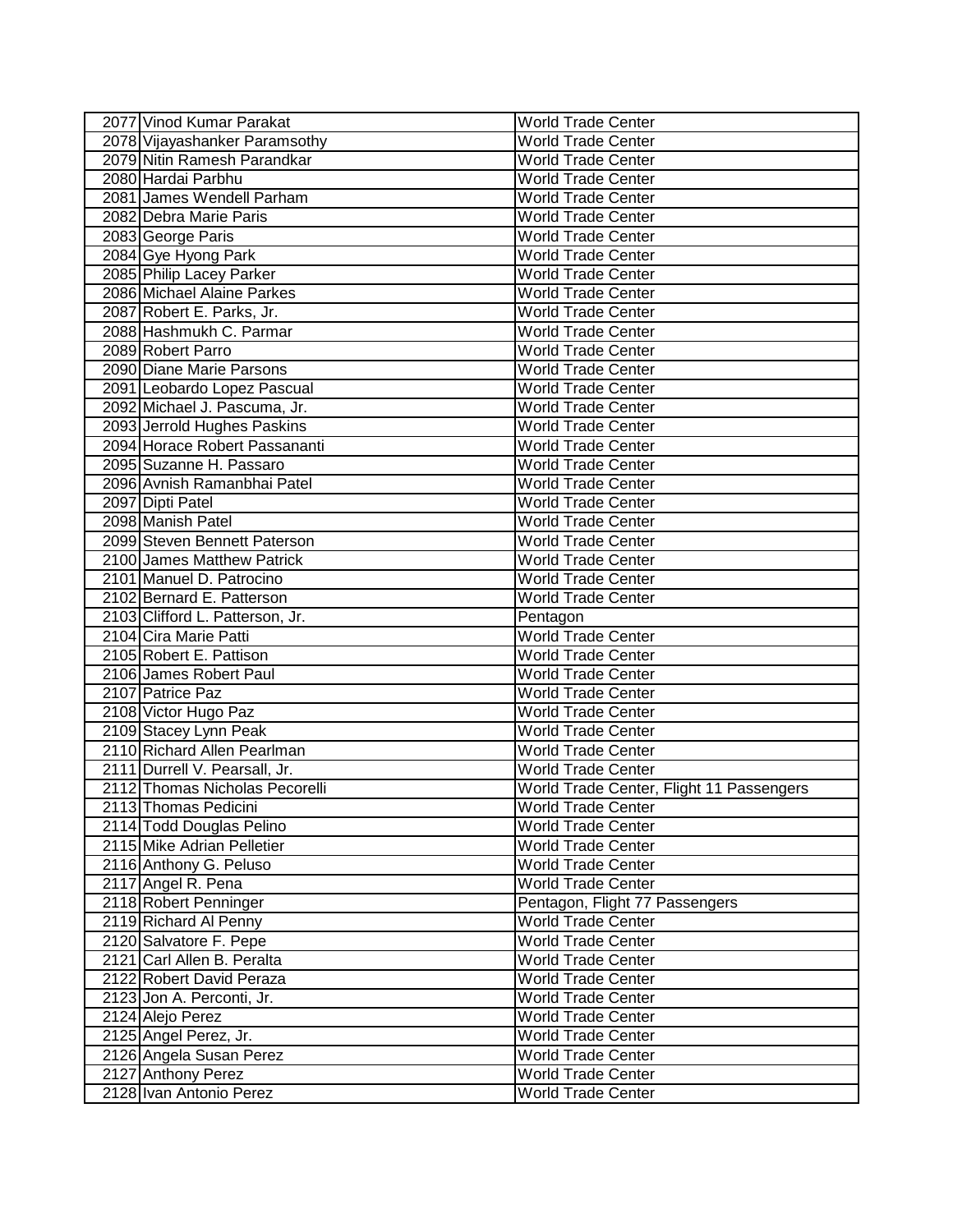| | | |
|---|---|---|
| 2077 | Vinod Kumar Parakat | World Trade Center |
| 2078 | Vijayashanker Paramsothy | World Trade Center |
| 2079 | Nitin Ramesh Parandkar | World Trade Center |
| 2080 | Hardai Parbhu | World Trade Center |
| 2081 | James Wendell Parham | World Trade Center |
| 2082 | Debra Marie Paris | World Trade Center |
| 2083 | George Paris | World Trade Center |
| 2084 | Gye Hyong Park | World Trade Center |
| 2085 | Philip Lacey Parker | World Trade Center |
| 2086 | Michael Alaine Parkes | World Trade Center |
| 2087 | Robert E. Parks, Jr. | World Trade Center |
| 2088 | Hashmukh C. Parmar | World Trade Center |
| 2089 | Robert Parro | World Trade Center |
| 2090 | Diane Marie Parsons | World Trade Center |
| 2091 | Leobardo Lopez Pascual | World Trade Center |
| 2092 | Michael J. Pascuma, Jr. | World Trade Center |
| 2093 | Jerrold Hughes Paskins | World Trade Center |
| 2094 | Horace Robert Passananti | World Trade Center |
| 2095 | Suzanne H. Passaro | World Trade Center |
| 2096 | Avnish Ramanbhai Patel | World Trade Center |
| 2097 | Dipti Patel | World Trade Center |
| 2098 | Manish Patel | World Trade Center |
| 2099 | Steven Bennett Paterson | World Trade Center |
| 2100 | James Matthew Patrick | World Trade Center |
| 2101 | Manuel D. Patrocino | World Trade Center |
| 2102 | Bernard E. Patterson | World Trade Center |
| 2103 | Clifford L. Patterson, Jr. | Pentagon |
| 2104 | Cira Marie Patti | World Trade Center |
| 2105 | Robert E. Pattison | World Trade Center |
| 2106 | James Robert Paul | World Trade Center |
| 2107 | Patrice Paz | World Trade Center |
| 2108 | Victor Hugo Paz | World Trade Center |
| 2109 | Stacey Lynn Peak | World Trade Center |
| 2110 | Richard Allen Pearlman | World Trade Center |
| 2111 | Durrell V. Pearsall, Jr. | World Trade Center |
| 2112 | Thomas Nicholas Pecorelli | World Trade Center, Flight 11 Passengers |
| 2113 | Thomas Pedicini | World Trade Center |
| 2114 | Todd Douglas Pelino | World Trade Center |
| 2115 | Mike Adrian Pelletier | World Trade Center |
| 2116 | Anthony G. Peluso | World Trade Center |
| 2117 | Angel R. Pena | World Trade Center |
| 2118 | Robert Penninger | Pentagon, Flight 77 Passengers |
| 2119 | Richard Al Penny | World Trade Center |
| 2120 | Salvatore F. Pepe | World Trade Center |
| 2121 | Carl Allen B. Peralta | World Trade Center |
| 2122 | Robert David Peraza | World Trade Center |
| 2123 | Jon A. Perconti, Jr. | World Trade Center |
| 2124 | Alejo Perez | World Trade Center |
| 2125 | Angel Perez, Jr. | World Trade Center |
| 2126 | Angela Susan Perez | World Trade Center |
| 2127 | Anthony Perez | World Trade Center |
| 2128 | Ivan Antonio Perez | World Trade Center |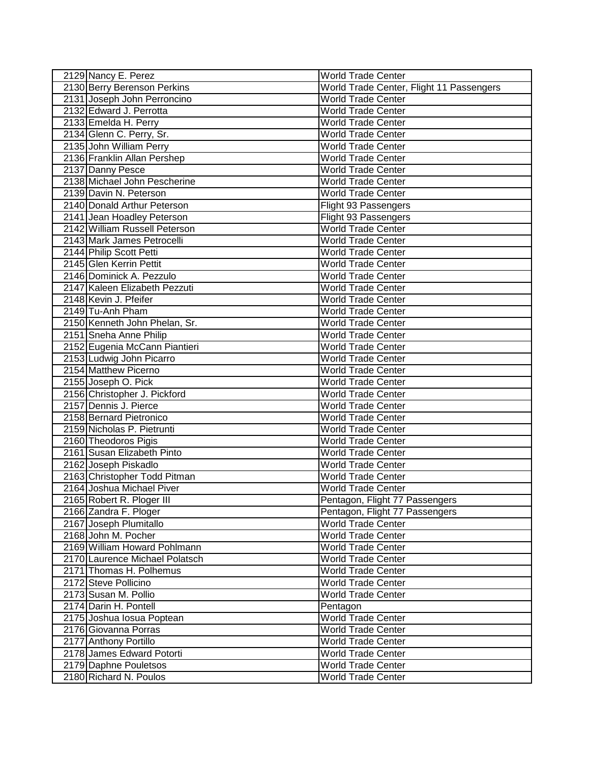| | | |
|---|---|---|
| 2129 | Nancy E. Perez | World Trade Center |
| 2130 | Berry Berenson Perkins | World Trade Center, Flight 11 Passengers |
| 2131 | Joseph John Perroncino | World Trade Center |
| 2132 | Edward J. Perrotta | World Trade Center |
| 2133 | Emelda H. Perry | World Trade Center |
| 2134 | Glenn C. Perry, Sr. | World Trade Center |
| 2135 | John William Perry | World Trade Center |
| 2136 | Franklin Allan Pershep | World Trade Center |
| 2137 | Danny Pesce | World Trade Center |
| 2138 | Michael John Pescherine | World Trade Center |
| 2139 | Davin N. Peterson | World Trade Center |
| 2140 | Donald Arthur Peterson | Flight 93 Passengers |
| 2141 | Jean Hoadley Peterson | Flight 93 Passengers |
| 2142 | William Russell Peterson | World Trade Center |
| 2143 | Mark James Petrocelli | World Trade Center |
| 2144 | Philip Scott Petti | World Trade Center |
| 2145 | Glen Kerrin Pettit | World Trade Center |
| 2146 | Dominick A. Pezzulo | World Trade Center |
| 2147 | Kaleen Elizabeth Pezzuti | World Trade Center |
| 2148 | Kevin J. Pfeifer | World Trade Center |
| 2149 | Tu-Anh Pham | World Trade Center |
| 2150 | Kenneth John Phelan, Sr. | World Trade Center |
| 2151 | Sneha Anne Philip | World Trade Center |
| 2152 | Eugenia McCann Piantieri | World Trade Center |
| 2153 | Ludwig John Picarro | World Trade Center |
| 2154 | Matthew Picerno | World Trade Center |
| 2155 | Joseph O. Pick | World Trade Center |
| 2156 | Christopher J. Pickford | World Trade Center |
| 2157 | Dennis J. Pierce | World Trade Center |
| 2158 | Bernard Pietronico | World Trade Center |
| 2159 | Nicholas P. Pietrunti | World Trade Center |
| 2160 | Theodoros Pigis | World Trade Center |
| 2161 | Susan Elizabeth Pinto | World Trade Center |
| 2162 | Joseph Piskadlo | World Trade Center |
| 2163 | Christopher Todd Pitman | World Trade Center |
| 2164 | Joshua Michael Piver | World Trade Center |
| 2165 | Robert R. Ploger III | Pentagon, Flight 77 Passengers |
| 2166 | Zandra F. Ploger | Pentagon, Flight 77 Passengers |
| 2167 | Joseph Plumitallo | World Trade Center |
| 2168 | John M. Pocher | World Trade Center |
| 2169 | William Howard Pohlmann | World Trade Center |
| 2170 | Laurence Michael Polatsch | World Trade Center |
| 2171 | Thomas H. Polhemus | World Trade Center |
| 2172 | Steve Pollicino | World Trade Center |
| 2173 | Susan M. Pollio | World Trade Center |
| 2174 | Darin H. Pontell | Pentagon |
| 2175 | Joshua Iosua Poptean | World Trade Center |
| 2176 | Giovanna Porras | World Trade Center |
| 2177 | Anthony Portillo | World Trade Center |
| 2178 | James Edward Potorti | World Trade Center |
| 2179 | Daphne Pouletsos | World Trade Center |
| 2180 | Richard N. Poulos | World Trade Center |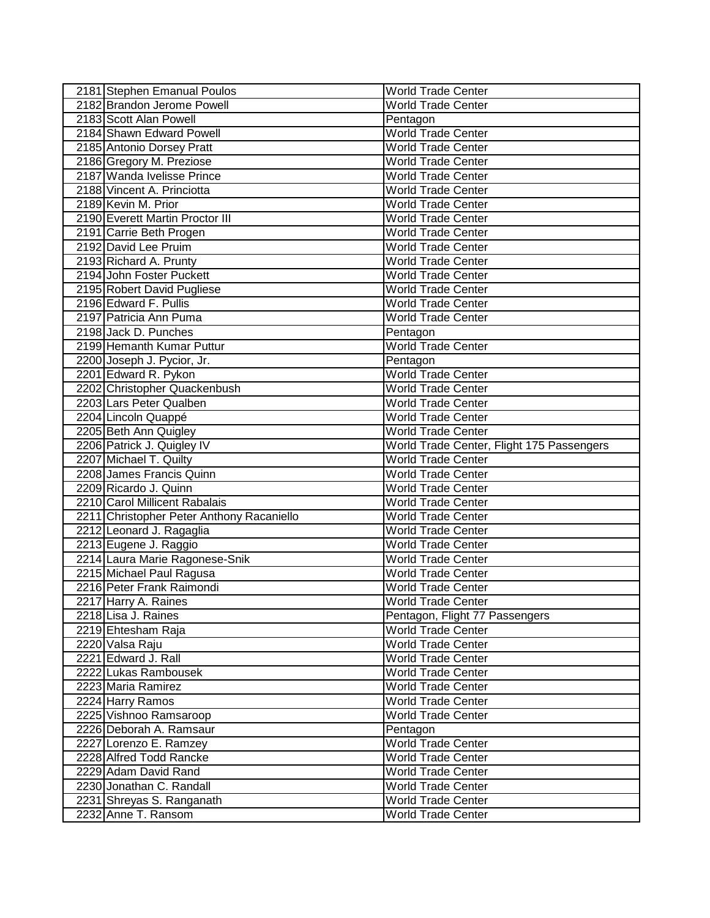| | | |
|---|---|---|
| 2181 | Stephen Emanual Poulos | World Trade Center |
| 2182 | Brandon Jerome Powell | World Trade Center |
| 2183 | Scott Alan Powell | Pentagon |
| 2184 | Shawn Edward Powell | World Trade Center |
| 2185 | Antonio Dorsey Pratt | World Trade Center |
| 2186 | Gregory M. Preziose | World Trade Center |
| 2187 | Wanda Ivelisse Prince | World Trade Center |
| 2188 | Vincent A. Princiotta | World Trade Center |
| 2189 | Kevin M. Prior | World Trade Center |
| 2190 | Everett Martin Proctor III | World Trade Center |
| 2191 | Carrie Beth Progen | World Trade Center |
| 2192 | David Lee Pruim | World Trade Center |
| 2193 | Richard A. Prunty | World Trade Center |
| 2194 | John Foster Puckett | World Trade Center |
| 2195 | Robert David Pugliese | World Trade Center |
| 2196 | Edward F. Pullis | World Trade Center |
| 2197 | Patricia Ann Puma | World Trade Center |
| 2198 | Jack D. Punches | Pentagon |
| 2199 | Hemanth Kumar Puttur | World Trade Center |
| 2200 | Joseph J. Pycior, Jr. | Pentagon |
| 2201 | Edward R. Pykon | World Trade Center |
| 2202 | Christopher Quackenbush | World Trade Center |
| 2203 | Lars Peter Qualben | World Trade Center |
| 2204 | Lincoln Quappé | World Trade Center |
| 2205 | Beth Ann Quigley | World Trade Center |
| 2206 | Patrick J. Quigley IV | World Trade Center, Flight 175 Passengers |
| 2207 | Michael T. Quilty | World Trade Center |
| 2208 | James Francis Quinn | World Trade Center |
| 2209 | Ricardo J. Quinn | World Trade Center |
| 2210 | Carol Millicent Rabalais | World Trade Center |
| 2211 | Christopher Peter Anthony Racaniello | World Trade Center |
| 2212 | Leonard J. Ragaglia | World Trade Center |
| 2213 | Eugene J. Raggio | World Trade Center |
| 2214 | Laura Marie Ragonese-Snik | World Trade Center |
| 2215 | Michael Paul Ragusa | World Trade Center |
| 2216 | Peter Frank Raimondi | World Trade Center |
| 2217 | Harry A. Raines | World Trade Center |
| 2218 | Lisa J. Raines | Pentagon, Flight 77 Passengers |
| 2219 | Ehtesham Raja | World Trade Center |
| 2220 | Valsa Raju | World Trade Center |
| 2221 | Edward J. Rall | World Trade Center |
| 2222 | Lukas Rambousek | World Trade Center |
| 2223 | Maria Ramirez | World Trade Center |
| 2224 | Harry Ramos | World Trade Center |
| 2225 | Vishnoo Ramsaroop | World Trade Center |
| 2226 | Deborah A. Ramsaur | Pentagon |
| 2227 | Lorenzo E. Ramzey | World Trade Center |
| 2228 | Alfred Todd Rancke | World Trade Center |
| 2229 | Adam David Rand | World Trade Center |
| 2230 | Jonathan C. Randall | World Trade Center |
| 2231 | Shreyas S. Ranganath | World Trade Center |
| 2232 | Anne T. Ransom | World Trade Center |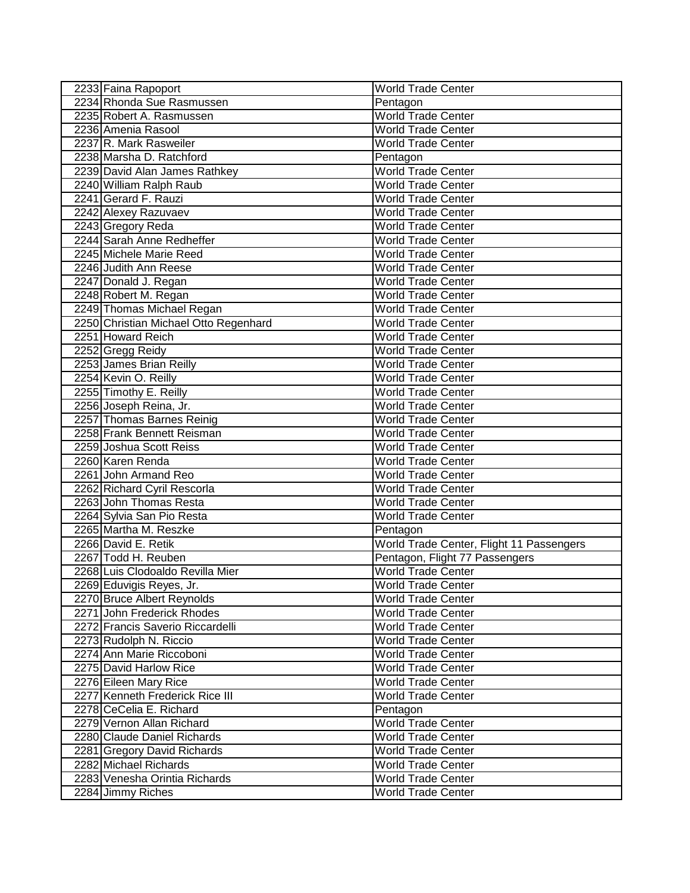| | | |
|---|---|---|
| 2233 | Faina Rapoport | World Trade Center |
| 2234 | Rhonda Sue Rasmussen | Pentagon |
| 2235 | Robert A. Rasmussen | World Trade Center |
| 2236 | Amenia Rasool | World Trade Center |
| 2237 | R. Mark Rasweiler | World Trade Center |
| 2238 | Marsha D. Ratchford | Pentagon |
| 2239 | David Alan James Rathkey | World Trade Center |
| 2240 | William Ralph Raub | World Trade Center |
| 2241 | Gerard F. Rauzi | World Trade Center |
| 2242 | Alexey Razuvaev | World Trade Center |
| 2243 | Gregory Reda | World Trade Center |
| 2244 | Sarah Anne Redheffer | World Trade Center |
| 2245 | Michele Marie Reed | World Trade Center |
| 2246 | Judith Ann Reese | World Trade Center |
| 2247 | Donald J. Regan | World Trade Center |
| 2248 | Robert M. Regan | World Trade Center |
| 2249 | Thomas Michael Regan | World Trade Center |
| 2250 | Christian Michael Otto Regenhard | World Trade Center |
| 2251 | Howard Reich | World Trade Center |
| 2252 | Gregg Reidy | World Trade Center |
| 2253 | James Brian Reilly | World Trade Center |
| 2254 | Kevin O. Reilly | World Trade Center |
| 2255 | Timothy E. Reilly | World Trade Center |
| 2256 | Joseph Reina, Jr. | World Trade Center |
| 2257 | Thomas Barnes Reinig | World Trade Center |
| 2258 | Frank Bennett Reisman | World Trade Center |
| 2259 | Joshua Scott Reiss | World Trade Center |
| 2260 | Karen Renda | World Trade Center |
| 2261 | John Armand Reo | World Trade Center |
| 2262 | Richard Cyril Rescorla | World Trade Center |
| 2263 | John Thomas Resta | World Trade Center |
| 2264 | Sylvia San Pio Resta | World Trade Center |
| 2265 | Martha M. Reszke | Pentagon |
| 2266 | David E. Retik | World Trade Center, Flight 11 Passengers |
| 2267 | Todd H. Reuben | Pentagon, Flight 77 Passengers |
| 2268 | Luis Clodoaldo Revilla Mier | World Trade Center |
| 2269 | Eduvigis Reyes, Jr. | World Trade Center |
| 2270 | Bruce Albert Reynolds | World Trade Center |
| 2271 | John Frederick Rhodes | World Trade Center |
| 2272 | Francis Saverio Riccardelli | World Trade Center |
| 2273 | Rudolph N. Riccio | World Trade Center |
| 2274 | Ann Marie Riccoboni | World Trade Center |
| 2275 | David Harlow Rice | World Trade Center |
| 2276 | Eileen Mary Rice | World Trade Center |
| 2277 | Kenneth Frederick Rice III | World Trade Center |
| 2278 | CeCelia E. Richard | Pentagon |
| 2279 | Vernon Allan Richard | World Trade Center |
| 2280 | Claude Daniel Richards | World Trade Center |
| 2281 | Gregory David Richards | World Trade Center |
| 2282 | Michael Richards | World Trade Center |
| 2283 | Venesha Orintia Richards | World Trade Center |
| 2284 | Jimmy Riches | World Trade Center |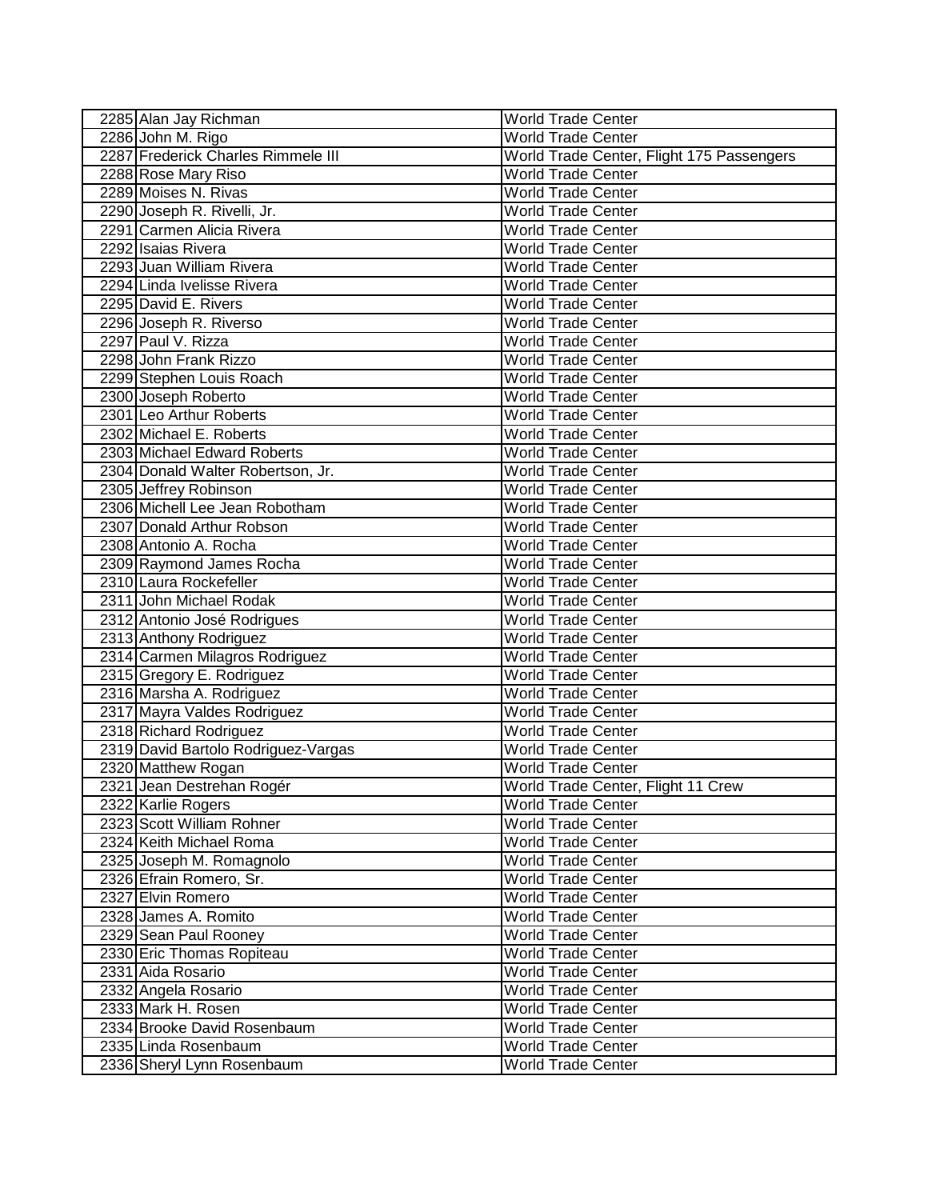| | | |
|---|---|---|
| 2285 | Alan Jay Richman | World Trade Center |
| 2286 | John M. Rigo | World Trade Center |
| 2287 | Frederick Charles Rimmele III | World Trade Center, Flight 175 Passengers |
| 2288 | Rose Mary Riso | World Trade Center |
| 2289 | Moises N. Rivas | World Trade Center |
| 2290 | Joseph R. Rivelli, Jr. | World Trade Center |
| 2291 | Carmen Alicia Rivera | World Trade Center |
| 2292 | Isaias Rivera | World Trade Center |
| 2293 | Juan William Rivera | World Trade Center |
| 2294 | Linda Ivelisse Rivera | World Trade Center |
| 2295 | David E. Rivers | World Trade Center |
| 2296 | Joseph R. Riverso | World Trade Center |
| 2297 | Paul V. Rizza | World Trade Center |
| 2298 | John Frank Rizzo | World Trade Center |
| 2299 | Stephen Louis Roach | World Trade Center |
| 2300 | Joseph Roberto | World Trade Center |
| 2301 | Leo Arthur Roberts | World Trade Center |
| 2302 | Michael E. Roberts | World Trade Center |
| 2303 | Michael Edward Roberts | World Trade Center |
| 2304 | Donald Walter Robertson, Jr. | World Trade Center |
| 2305 | Jeffrey Robinson | World Trade Center |
| 2306 | Michell Lee Jean Robotham | World Trade Center |
| 2307 | Donald Arthur Robson | World Trade Center |
| 2308 | Antonio A. Rocha | World Trade Center |
| 2309 | Raymond James Rocha | World Trade Center |
| 2310 | Laura Rockefeller | World Trade Center |
| 2311 | John Michael Rodak | World Trade Center |
| 2312 | Antonio José Rodrigues | World Trade Center |
| 2313 | Anthony Rodriguez | World Trade Center |
| 2314 | Carmen Milagros Rodriguez | World Trade Center |
| 2315 | Gregory E. Rodriguez | World Trade Center |
| 2316 | Marsha A. Rodriguez | World Trade Center |
| 2317 | Mayra Valdes Rodriguez | World Trade Center |
| 2318 | Richard Rodriguez | World Trade Center |
| 2319 | David Bartolo Rodriguez-Vargas | World Trade Center |
| 2320 | Matthew Rogan | World Trade Center |
| 2321 | Jean Destrehan Rogér | World Trade Center, Flight 11 Crew |
| 2322 | Karlie Rogers | World Trade Center |
| 2323 | Scott William Rohner | World Trade Center |
| 2324 | Keith Michael Roma | World Trade Center |
| 2325 | Joseph M. Romagnolo | World Trade Center |
| 2326 | Efrain Romero, Sr. | World Trade Center |
| 2327 | Elvin Romero | World Trade Center |
| 2328 | James A. Romito | World Trade Center |
| 2329 | Sean Paul Rooney | World Trade Center |
| 2330 | Eric Thomas Ropiteau | World Trade Center |
| 2331 | Aida Rosario | World Trade Center |
| 2332 | Angela Rosario | World Trade Center |
| 2333 | Mark H. Rosen | World Trade Center |
| 2334 | Brooke David Rosenbaum | World Trade Center |
| 2335 | Linda Rosenbaum | World Trade Center |
| 2336 | Sheryl Lynn Rosenbaum | World Trade Center |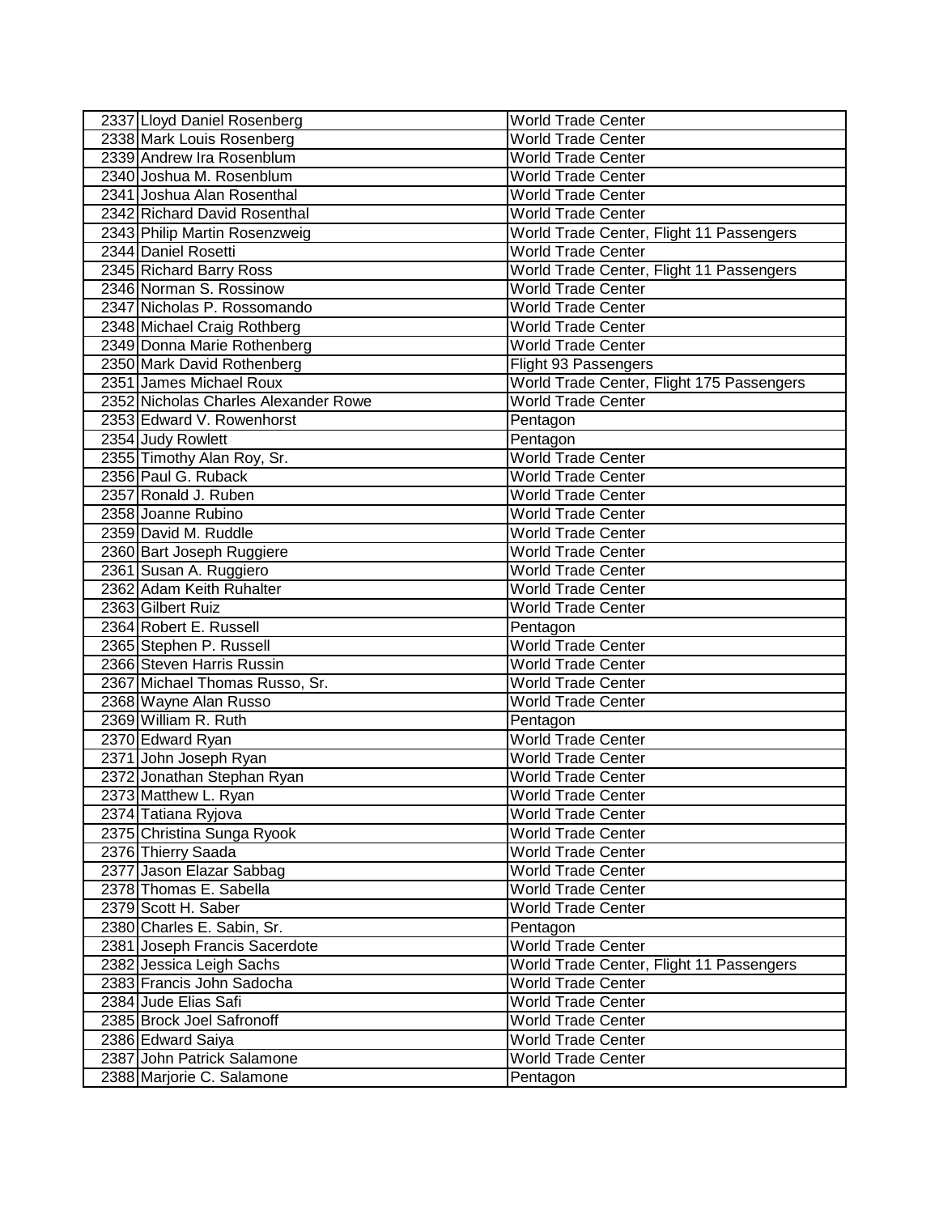| | | |
|---|---|---|
| 2337 | Lloyd Daniel Rosenberg | World Trade Center |
| 2338 | Mark Louis Rosenberg | World Trade Center |
| 2339 | Andrew Ira Rosenblum | World Trade Center |
| 2340 | Joshua M. Rosenblum | World Trade Center |
| 2341 | Joshua Alan Rosenthal | World Trade Center |
| 2342 | Richard David Rosenthal | World Trade Center |
| 2343 | Philip Martin Rosenzweig | World Trade Center, Flight 11 Passengers |
| 2344 | Daniel Rosetti | World Trade Center |
| 2345 | Richard Barry Ross | World Trade Center, Flight 11 Passengers |
| 2346 | Norman S. Rossinow | World Trade Center |
| 2347 | Nicholas P. Rossomando | World Trade Center |
| 2348 | Michael Craig Rothberg | World Trade Center |
| 2349 | Donna Marie Rothenberg | World Trade Center |
| 2350 | Mark David Rothenberg | Flight 93 Passengers |
| 2351 | James Michael Roux | World Trade Center, Flight 175 Passengers |
| 2352 | Nicholas Charles Alexander Rowe | World Trade Center |
| 2353 | Edward V. Rowenhorst | Pentagon |
| 2354 | Judy Rowlett | Pentagon |
| 2355 | Timothy Alan Roy, Sr. | World Trade Center |
| 2356 | Paul G. Ruback | World Trade Center |
| 2357 | Ronald J. Ruben | World Trade Center |
| 2358 | Joanne Rubino | World Trade Center |
| 2359 | David M. Ruddle | World Trade Center |
| 2360 | Bart Joseph Ruggiere | World Trade Center |
| 2361 | Susan A. Ruggiero | World Trade Center |
| 2362 | Adam Keith Ruhalter | World Trade Center |
| 2363 | Gilbert Ruiz | World Trade Center |
| 2364 | Robert E. Russell | Pentagon |
| 2365 | Stephen P. Russell | World Trade Center |
| 2366 | Steven Harris Russin | World Trade Center |
| 2367 | Michael Thomas Russo, Sr. | World Trade Center |
| 2368 | Wayne Alan Russo | World Trade Center |
| 2369 | William R. Ruth | Pentagon |
| 2370 | Edward Ryan | World Trade Center |
| 2371 | John Joseph Ryan | World Trade Center |
| 2372 | Jonathan Stephan Ryan | World Trade Center |
| 2373 | Matthew L. Ryan | World Trade Center |
| 2374 | Tatiana Ryjova | World Trade Center |
| 2375 | Christina Sunga Ryook | World Trade Center |
| 2376 | Thierry Saada | World Trade Center |
| 2377 | Jason Elazar Sabbag | World Trade Center |
| 2378 | Thomas E. Sabella | World Trade Center |
| 2379 | Scott H. Saber | World Trade Center |
| 2380 | Charles E. Sabin, Sr. | Pentagon |
| 2381 | Joseph Francis Sacerdote | World Trade Center |
| 2382 | Jessica Leigh Sachs | World Trade Center, Flight 11 Passengers |
| 2383 | Francis John Sadocha | World Trade Center |
| 2384 | Jude Elias Safi | World Trade Center |
| 2385 | Brock Joel Safronoff | World Trade Center |
| 2386 | Edward Saiya | World Trade Center |
| 2387 | John Patrick Salamone | World Trade Center |
| 2388 | Marjorie C. Salamone | Pentagon |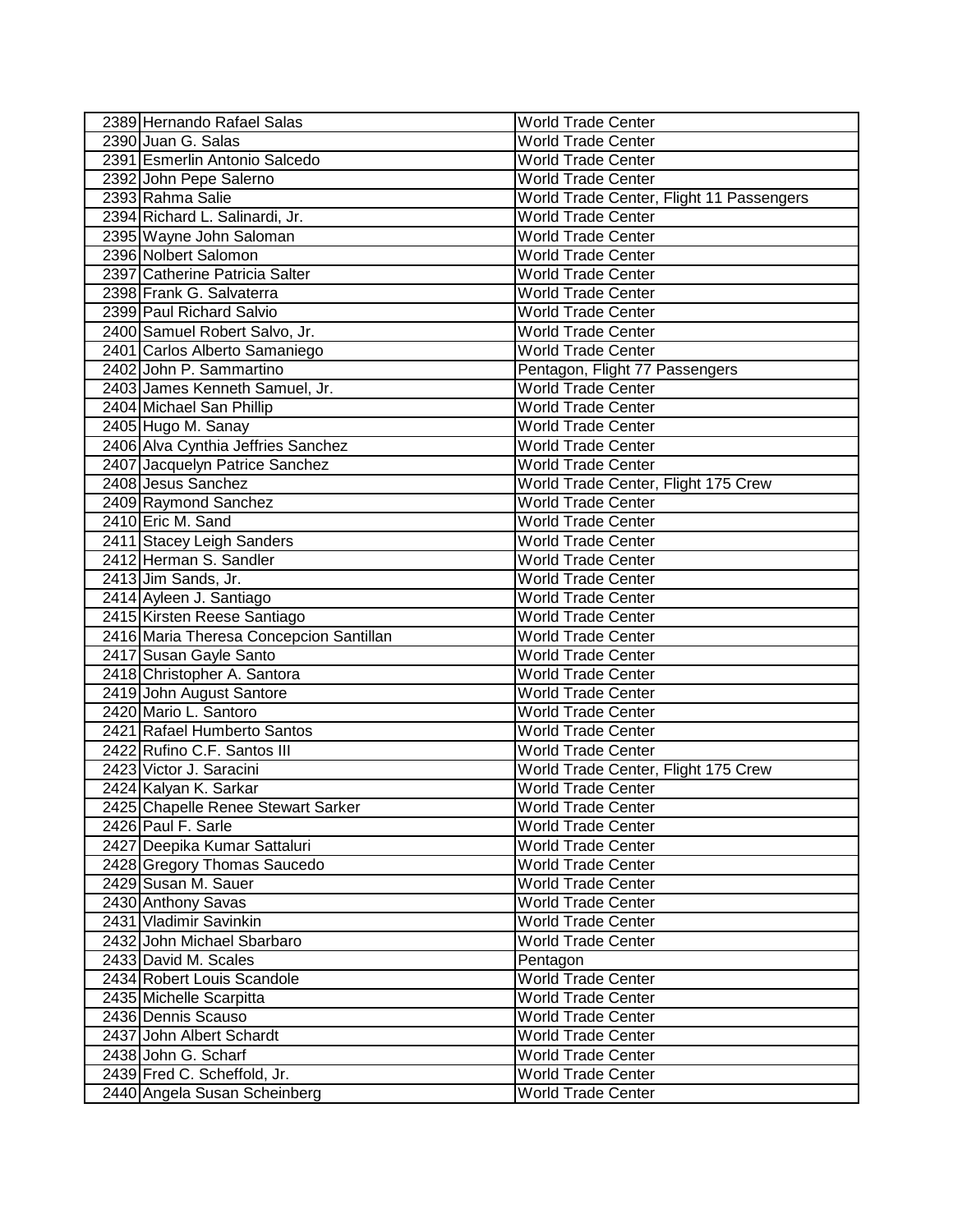| | | |
|---|---|---|
| 2389 | Hernando Rafael Salas | World Trade Center |
| 2390 | Juan G. Salas | World Trade Center |
| 2391 | Esmerlin Antonio Salcedo | World Trade Center |
| 2392 | John Pepe Salerno | World Trade Center |
| 2393 | Rahma Salie | World Trade Center, Flight 11 Passengers |
| 2394 | Richard L. Salinardi, Jr. | World Trade Center |
| 2395 | Wayne John Saloman | World Trade Center |
| 2396 | Nolbert Salomon | World Trade Center |
| 2397 | Catherine Patricia Salter | World Trade Center |
| 2398 | Frank G. Salvaterra | World Trade Center |
| 2399 | Paul Richard Salvio | World Trade Center |
| 2400 | Samuel Robert Salvo, Jr. | World Trade Center |
| 2401 | Carlos Alberto Samaniego | World Trade Center |
| 2402 | John P. Sammartino | Pentagon, Flight 77 Passengers |
| 2403 | James Kenneth Samuel, Jr. | World Trade Center |
| 2404 | Michael San Phillip | World Trade Center |
| 2405 | Hugo M. Sanay | World Trade Center |
| 2406 | Alva Cynthia Jeffries Sanchez | World Trade Center |
| 2407 | Jacquelyn Patrice Sanchez | World Trade Center |
| 2408 | Jesus Sanchez | World Trade Center, Flight 175 Crew |
| 2409 | Raymond Sanchez | World Trade Center |
| 2410 | Eric M. Sand | World Trade Center |
| 2411 | Stacey Leigh Sanders | World Trade Center |
| 2412 | Herman S. Sandler | World Trade Center |
| 2413 | Jim Sands, Jr. | World Trade Center |
| 2414 | Ayleen J. Santiago | World Trade Center |
| 2415 | Kirsten Reese Santiago | World Trade Center |
| 2416 | Maria Theresa Concepcion Santillan | World Trade Center |
| 2417 | Susan Gayle Santo | World Trade Center |
| 2418 | Christopher A. Santora | World Trade Center |
| 2419 | John August Santore | World Trade Center |
| 2420 | Mario L. Santoro | World Trade Center |
| 2421 | Rafael Humberto Santos | World Trade Center |
| 2422 | Rufino C.F. Santos III | World Trade Center |
| 2423 | Victor J. Saracini | World Trade Center, Flight 175 Crew |
| 2424 | Kalyan K. Sarkar | World Trade Center |
| 2425 | Chapelle Renee Stewart Sarker | World Trade Center |
| 2426 | Paul F. Sarle | World Trade Center |
| 2427 | Deepika Kumar Sattaluri | World Trade Center |
| 2428 | Gregory Thomas Saucedo | World Trade Center |
| 2429 | Susan M. Sauer | World Trade Center |
| 2430 | Anthony Savas | World Trade Center |
| 2431 | Vladimir Savinkin | World Trade Center |
| 2432 | John Michael Sbarbaro | World Trade Center |
| 2433 | David M. Scales | Pentagon |
| 2434 | Robert Louis Scandole | World Trade Center |
| 2435 | Michelle Scarpitta | World Trade Center |
| 2436 | Dennis Scauso | World Trade Center |
| 2437 | John Albert Schardt | World Trade Center |
| 2438 | John G. Scharf | World Trade Center |
| 2439 | Fred C. Scheffold, Jr. | World Trade Center |
| 2440 | Angela Susan Scheinberg | World Trade Center |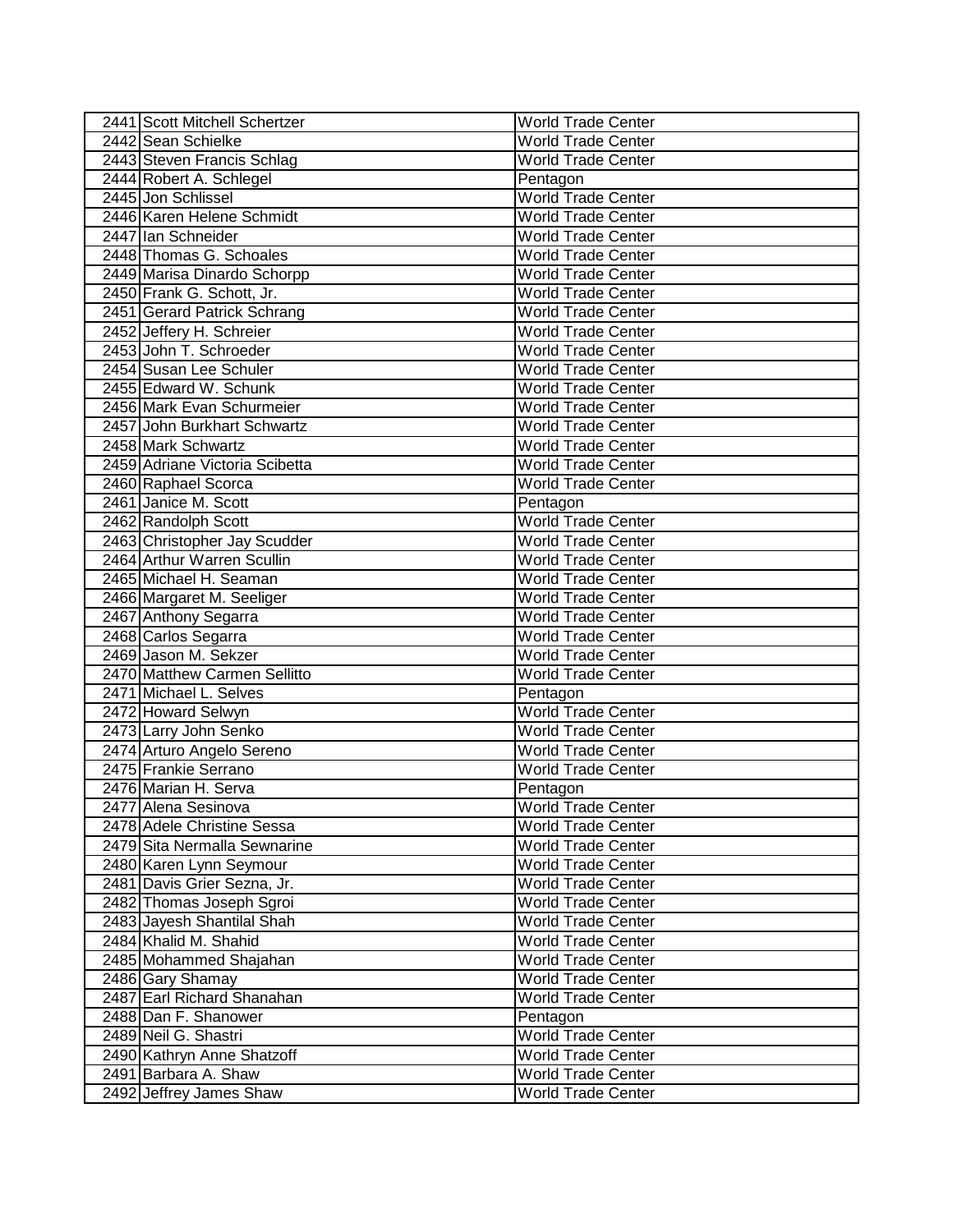| | | |
|---|---|---|
| 2441 | Scott Mitchell Schertzer | World Trade Center |
| 2442 | Sean Schielke | World Trade Center |
| 2443 | Steven Francis Schlag | World Trade Center |
| 2444 | Robert A. Schlegel | Pentagon |
| 2445 | Jon Schlissel | World Trade Center |
| 2446 | Karen Helene Schmidt | World Trade Center |
| 2447 | Ian Schneider | World Trade Center |
| 2448 | Thomas G. Schoales | World Trade Center |
| 2449 | Marisa Dinardo Schorpp | World Trade Center |
| 2450 | Frank G. Schott, Jr. | World Trade Center |
| 2451 | Gerard Patrick Schrang | World Trade Center |
| 2452 | Jeffery H. Schreier | World Trade Center |
| 2453 | John T. Schroeder | World Trade Center |
| 2454 | Susan Lee Schuler | World Trade Center |
| 2455 | Edward W. Schunk | World Trade Center |
| 2456 | Mark Evan Schurmeier | World Trade Center |
| 2457 | John Burkhart Schwartz | World Trade Center |
| 2458 | Mark Schwartz | World Trade Center |
| 2459 | Adriane Victoria Scibetta | World Trade Center |
| 2460 | Raphael Scorca | World Trade Center |
| 2461 | Janice M. Scott | Pentagon |
| 2462 | Randolph Scott | World Trade Center |
| 2463 | Christopher Jay Scudder | World Trade Center |
| 2464 | Arthur Warren Scullin | World Trade Center |
| 2465 | Michael H. Seaman | World Trade Center |
| 2466 | Margaret M. Seeliger | World Trade Center |
| 2467 | Anthony Segarra | World Trade Center |
| 2468 | Carlos Segarra | World Trade Center |
| 2469 | Jason M. Sekzer | World Trade Center |
| 2470 | Matthew Carmen Sellitto | World Trade Center |
| 2471 | Michael L. Selves | Pentagon |
| 2472 | Howard Selwyn | World Trade Center |
| 2473 | Larry John Senko | World Trade Center |
| 2474 | Arturo Angelo Sereno | World Trade Center |
| 2475 | Frankie Serrano | World Trade Center |
| 2476 | Marian H. Serva | Pentagon |
| 2477 | Alena Sesinova | World Trade Center |
| 2478 | Adele Christine Sessa | World Trade Center |
| 2479 | Sita Nermalla Sewnarine | World Trade Center |
| 2480 | Karen Lynn Seymour | World Trade Center |
| 2481 | Davis Grier Sezna, Jr. | World Trade Center |
| 2482 | Thomas Joseph Sgroi | World Trade Center |
| 2483 | Jayesh Shantilal Shah | World Trade Center |
| 2484 | Khalid M. Shahid | World Trade Center |
| 2485 | Mohammed Shajahan | World Trade Center |
| 2486 | Gary Shamay | World Trade Center |
| 2487 | Earl Richard Shanahan | World Trade Center |
| 2488 | Dan F. Shanower | Pentagon |
| 2489 | Neil G. Shastri | World Trade Center |
| 2490 | Kathryn Anne Shatzoff | World Trade Center |
| 2491 | Barbara A. Shaw | World Trade Center |
| 2492 | Jeffrey James Shaw | World Trade Center |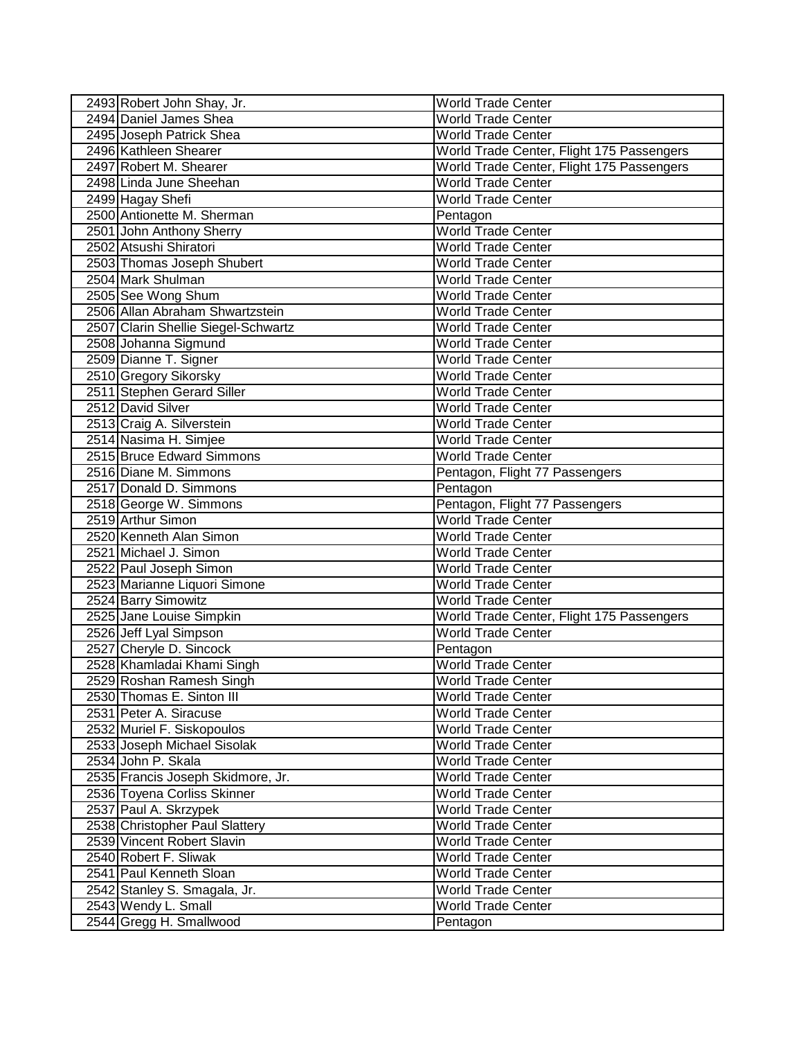| | | |
|---|---|---|
| 2493 | Robert John Shay, Jr. | World Trade Center |
| 2494 | Daniel James Shea | World Trade Center |
| 2495 | Joseph Patrick Shea | World Trade Center |
| 2496 | Kathleen Shearer | World Trade Center, Flight 175 Passengers |
| 2497 | Robert M. Shearer | World Trade Center, Flight 175 Passengers |
| 2498 | Linda June Sheehan | World Trade Center |
| 2499 | Hagay Shefi | World Trade Center |
| 2500 | Antionette M. Sherman | Pentagon |
| 2501 | John Anthony Sherry | World Trade Center |
| 2502 | Atsushi Shiratori | World Trade Center |
| 2503 | Thomas Joseph Shubert | World Trade Center |
| 2504 | Mark Shulman | World Trade Center |
| 2505 | See Wong Shum | World Trade Center |
| 2506 | Allan Abraham Shwartzstein | World Trade Center |
| 2507 | Clarin Shellie Siegel-Schwartz | World Trade Center |
| 2508 | Johanna Sigmund | World Trade Center |
| 2509 | Dianne T. Signer | World Trade Center |
| 2510 | Gregory Sikorsky | World Trade Center |
| 2511 | Stephen Gerard Siller | World Trade Center |
| 2512 | David Silver | World Trade Center |
| 2513 | Craig A. Silverstein | World Trade Center |
| 2514 | Nasima H. Simjee | World Trade Center |
| 2515 | Bruce Edward Simmons | World Trade Center |
| 2516 | Diane M. Simmons | Pentagon, Flight 77 Passengers |
| 2517 | Donald D. Simmons | Pentagon |
| 2518 | George W. Simmons | Pentagon, Flight 77 Passengers |
| 2519 | Arthur Simon | World Trade Center |
| 2520 | Kenneth Alan Simon | World Trade Center |
| 2521 | Michael J. Simon | World Trade Center |
| 2522 | Paul Joseph Simon | World Trade Center |
| 2523 | Marianne Liquori Simone | World Trade Center |
| 2524 | Barry Simowitz | World Trade Center |
| 2525 | Jane Louise Simpkin | World Trade Center, Flight 175 Passengers |
| 2526 | Jeff Lyal Simpson | World Trade Center |
| 2527 | Cheryle D. Sincock | Pentagon |
| 2528 | Khamladai Khami Singh | World Trade Center |
| 2529 | Roshan Ramesh Singh | World Trade Center |
| 2530 | Thomas E. Sinton III | World Trade Center |
| 2531 | Peter A. Siracuse | World Trade Center |
| 2532 | Muriel F. Siskopoulos | World Trade Center |
| 2533 | Joseph Michael Sisolak | World Trade Center |
| 2534 | John P. Skala | World Trade Center |
| 2535 | Francis Joseph Skidmore, Jr. | World Trade Center |
| 2536 | Toyena Corliss Skinner | World Trade Center |
| 2537 | Paul A. Skrzypek | World Trade Center |
| 2538 | Christopher Paul Slattery | World Trade Center |
| 2539 | Vincent Robert Slavin | World Trade Center |
| 2540 | Robert F. Sliwak | World Trade Center |
| 2541 | Paul Kenneth Sloan | World Trade Center |
| 2542 | Stanley S. Smagala, Jr. | World Trade Center |
| 2543 | Wendy L. Small | World Trade Center |
| 2544 | Gregg H. Smallwood | Pentagon |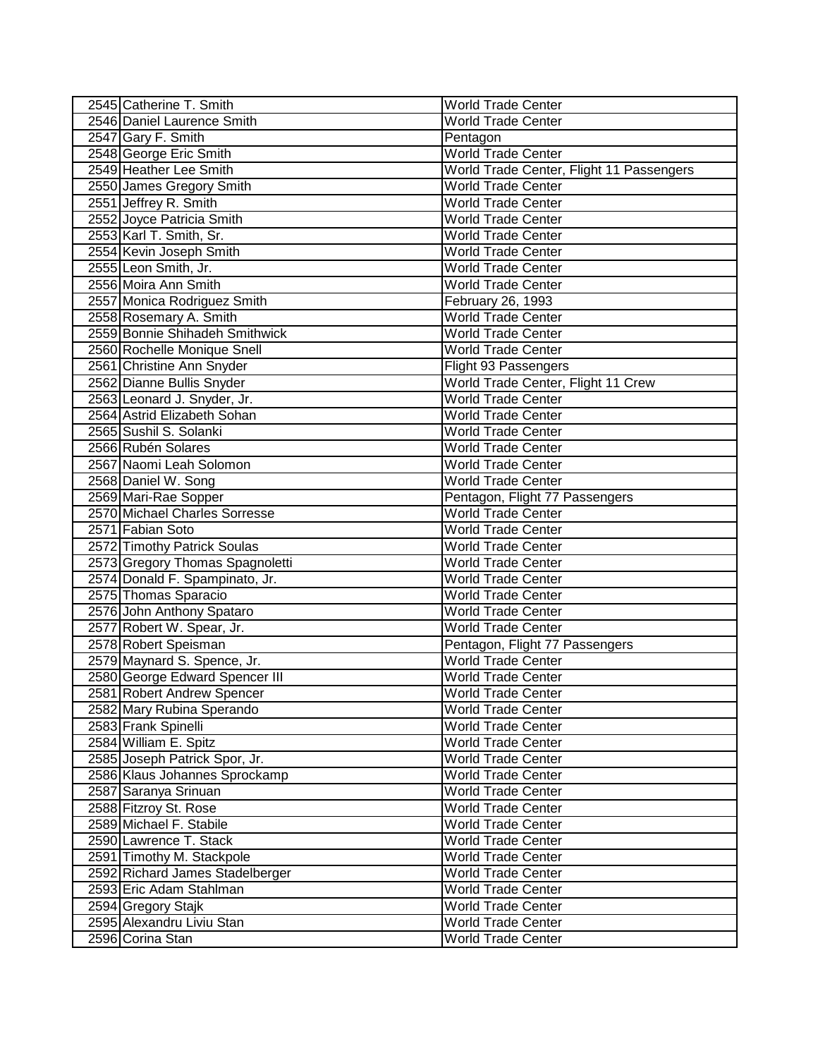| | | |
|---|---|---|
| 2545 | Catherine T. Smith | World Trade Center |
| 2546 | Daniel Laurence Smith | World Trade Center |
| 2547 | Gary F. Smith | Pentagon |
| 2548 | George Eric Smith | World Trade Center |
| 2549 | Heather Lee Smith | World Trade Center, Flight 11 Passengers |
| 2550 | James Gregory Smith | World Trade Center |
| 2551 | Jeffrey R. Smith | World Trade Center |
| 2552 | Joyce Patricia Smith | World Trade Center |
| 2553 | Karl T. Smith, Sr. | World Trade Center |
| 2554 | Kevin Joseph Smith | World Trade Center |
| 2555 | Leon Smith, Jr. | World Trade Center |
| 2556 | Moira Ann Smith | World Trade Center |
| 2557 | Monica Rodriguez Smith | February 26, 1993 |
| 2558 | Rosemary A. Smith | World Trade Center |
| 2559 | Bonnie Shihadeh Smithwick | World Trade Center |
| 2560 | Rochelle Monique Snell | World Trade Center |
| 2561 | Christine Ann Snyder | Flight 93 Passengers |
| 2562 | Dianne Bullis Snyder | World Trade Center, Flight 11 Crew |
| 2563 | Leonard J. Snyder, Jr. | World Trade Center |
| 2564 | Astrid Elizabeth Sohan | World Trade Center |
| 2565 | Sushil S. Solanki | World Trade Center |
| 2566 | Rubén Solares | World Trade Center |
| 2567 | Naomi Leah Solomon | World Trade Center |
| 2568 | Daniel W. Song | World Trade Center |
| 2569 | Mari-Rae Sopper | Pentagon, Flight 77 Passengers |
| 2570 | Michael Charles Sorresse | World Trade Center |
| 2571 | Fabian Soto | World Trade Center |
| 2572 | Timothy Patrick Soulas | World Trade Center |
| 2573 | Gregory Thomas Spagnoletti | World Trade Center |
| 2574 | Donald F. Spampinato, Jr. | World Trade Center |
| 2575 | Thomas Sparacio | World Trade Center |
| 2576 | John Anthony Spataro | World Trade Center |
| 2577 | Robert W. Spear, Jr. | World Trade Center |
| 2578 | Robert Speisman | Pentagon, Flight 77 Passengers |
| 2579 | Maynard S. Spence, Jr. | World Trade Center |
| 2580 | George Edward Spencer III | World Trade Center |
| 2581 | Robert Andrew Spencer | World Trade Center |
| 2582 | Mary Rubina Sperando | World Trade Center |
| 2583 | Frank Spinelli | World Trade Center |
| 2584 | William E. Spitz | World Trade Center |
| 2585 | Joseph Patrick Spor, Jr. | World Trade Center |
| 2586 | Klaus Johannes Sprockamp | World Trade Center |
| 2587 | Saranya Srinuan | World Trade Center |
| 2588 | Fitzroy St. Rose | World Trade Center |
| 2589 | Michael F. Stabile | World Trade Center |
| 2590 | Lawrence T. Stack | World Trade Center |
| 2591 | Timothy M. Stackpole | World Trade Center |
| 2592 | Richard James Stadelberger | World Trade Center |
| 2593 | Eric Adam Stahlman | World Trade Center |
| 2594 | Gregory Stajk | World Trade Center |
| 2595 | Alexandru Liviu Stan | World Trade Center |
| 2596 | Corina Stan | World Trade Center |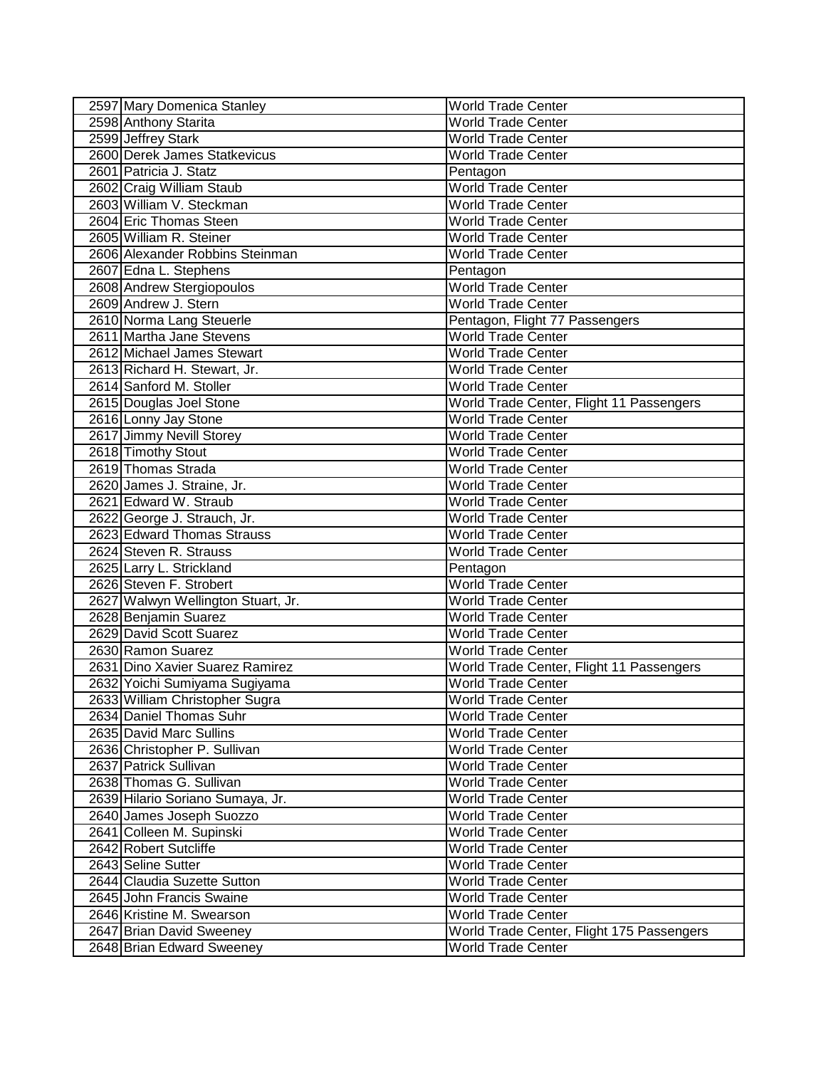| | | |
|---|---|---|
| 2597 | Mary Domenica Stanley | World Trade Center |
| 2598 | Anthony Starita | World Trade Center |
| 2599 | Jeffrey Stark | World Trade Center |
| 2600 | Derek James Statkevicus | World Trade Center |
| 2601 | Patricia J. Statz | Pentagon |
| 2602 | Craig William Staub | World Trade Center |
| 2603 | William V. Steckman | World Trade Center |
| 2604 | Eric Thomas Steen | World Trade Center |
| 2605 | William R. Steiner | World Trade Center |
| 2606 | Alexander Robbins Steinman | World Trade Center |
| 2607 | Edna L. Stephens | Pentagon |
| 2608 | Andrew Stergiopoulos | World Trade Center |
| 2609 | Andrew J. Stern | World Trade Center |
| 2610 | Norma Lang Steuerle | Pentagon, Flight 77 Passengers |
| 2611 | Martha Jane Stevens | World Trade Center |
| 2612 | Michael James Stewart | World Trade Center |
| 2613 | Richard H. Stewart, Jr. | World Trade Center |
| 2614 | Sanford M. Stoller | World Trade Center |
| 2615 | Douglas Joel Stone | World Trade Center, Flight 11 Passengers |
| 2616 | Lonny Jay Stone | World Trade Center |
| 2617 | Jimmy Nevill Storey | World Trade Center |
| 2618 | Timothy Stout | World Trade Center |
| 2619 | Thomas Strada | World Trade Center |
| 2620 | James J. Straine, Jr. | World Trade Center |
| 2621 | Edward W. Straub | World Trade Center |
| 2622 | George J. Strauch, Jr. | World Trade Center |
| 2623 | Edward Thomas Strauss | World Trade Center |
| 2624 | Steven R. Strauss | World Trade Center |
| 2625 | Larry L. Strickland | Pentagon |
| 2626 | Steven F. Strobert | World Trade Center |
| 2627 | Walwyn Wellington Stuart, Jr. | World Trade Center |
| 2628 | Benjamin Suarez | World Trade Center |
| 2629 | David Scott Suarez | World Trade Center |
| 2630 | Ramon Suarez | World Trade Center |
| 2631 | Dino Xavier Suarez Ramirez | World Trade Center, Flight 11 Passengers |
| 2632 | Yoichi Sumiyama Sugiyama | World Trade Center |
| 2633 | William Christopher Sugra | World Trade Center |
| 2634 | Daniel Thomas Suhr | World Trade Center |
| 2635 | David Marc Sullins | World Trade Center |
| 2636 | Christopher P. Sullivan | World Trade Center |
| 2637 | Patrick Sullivan | World Trade Center |
| 2638 | Thomas G. Sullivan | World Trade Center |
| 2639 | Hilario Soriano Sumaya, Jr. | World Trade Center |
| 2640 | James Joseph Suozzo | World Trade Center |
| 2641 | Colleen M. Supinski | World Trade Center |
| 2642 | Robert Sutcliffe | World Trade Center |
| 2643 | Seline Sutter | World Trade Center |
| 2644 | Claudia Suzette Sutton | World Trade Center |
| 2645 | John Francis Swaine | World Trade Center |
| 2646 | Kristine M. Swearson | World Trade Center |
| 2647 | Brian David Sweeney | World Trade Center, Flight 175 Passengers |
| 2648 | Brian Edward Sweeney | World Trade Center |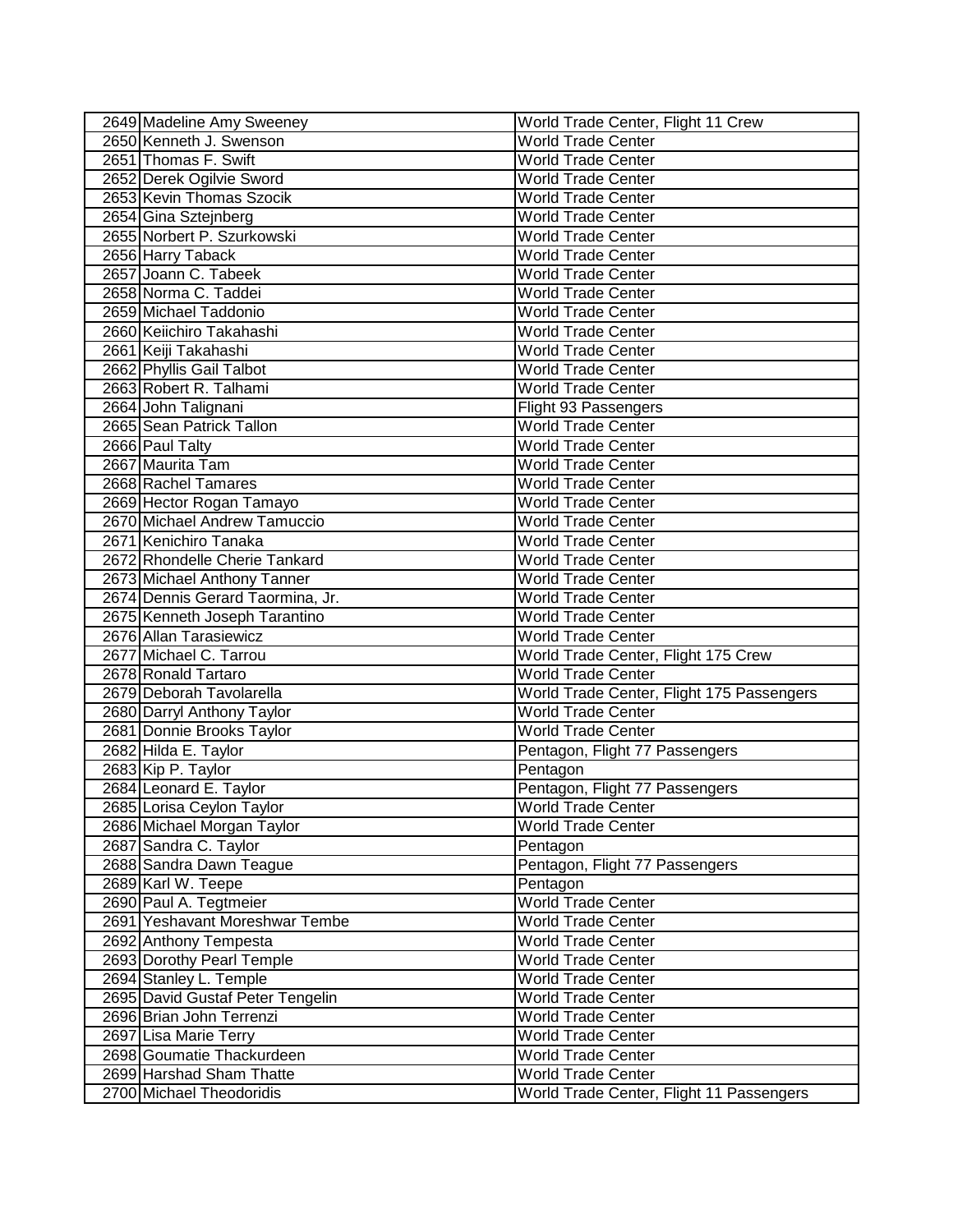| | | |
|---|---|---|
| 2649 | Madeline Amy Sweeney | World Trade Center, Flight 11 Crew |
| 2650 | Kenneth J. Swenson | World Trade Center |
| 2651 | Thomas F. Swift | World Trade Center |
| 2652 | Derek Ogilvie Sword | World Trade Center |
| 2653 | Kevin Thomas Szocik | World Trade Center |
| 2654 | Gina Sztejnberg | World Trade Center |
| 2655 | Norbert P. Szurkowski | World Trade Center |
| 2656 | Harry Taback | World Trade Center |
| 2657 | Joann C. Tabeek | World Trade Center |
| 2658 | Norma C. Taddei | World Trade Center |
| 2659 | Michael Taddonio | World Trade Center |
| 2660 | Keiichiro Takahashi | World Trade Center |
| 2661 | Keiji Takahashi | World Trade Center |
| 2662 | Phyllis Gail Talbot | World Trade Center |
| 2663 | Robert R. Talhami | World Trade Center |
| 2664 | John Talignani | Flight 93 Passengers |
| 2665 | Sean Patrick Tallon | World Trade Center |
| 2666 | Paul Talty | World Trade Center |
| 2667 | Maurita Tam | World Trade Center |
| 2668 | Rachel Tamares | World Trade Center |
| 2669 | Hector Rogan Tamayo | World Trade Center |
| 2670 | Michael Andrew Tamuccio | World Trade Center |
| 2671 | Kenichiro Tanaka | World Trade Center |
| 2672 | Rhondelle Cherie Tankard | World Trade Center |
| 2673 | Michael Anthony Tanner | World Trade Center |
| 2674 | Dennis Gerard Taormina, Jr. | World Trade Center |
| 2675 | Kenneth Joseph Tarantino | World Trade Center |
| 2676 | Allan Tarasiewicz | World Trade Center |
| 2677 | Michael C. Tarrou | World Trade Center, Flight 175 Crew |
| 2678 | Ronald Tartaro | World Trade Center |
| 2679 | Deborah Tavolarella | World Trade Center, Flight 175 Passengers |
| 2680 | Darryl Anthony Taylor | World Trade Center |
| 2681 | Donnie Brooks Taylor | World Trade Center |
| 2682 | Hilda E. Taylor | Pentagon, Flight 77 Passengers |
| 2683 | Kip P. Taylor | Pentagon |
| 2684 | Leonard E. Taylor | Pentagon, Flight 77 Passengers |
| 2685 | Lorisa Ceylon Taylor | World Trade Center |
| 2686 | Michael Morgan Taylor | World Trade Center |
| 2687 | Sandra C. Taylor | Pentagon |
| 2688 | Sandra Dawn Teague | Pentagon, Flight 77 Passengers |
| 2689 | Karl W. Teepe | Pentagon |
| 2690 | Paul A. Tegtmeier | World Trade Center |
| 2691 | Yeshavant Moreshwar Tembe | World Trade Center |
| 2692 | Anthony Tempesta | World Trade Center |
| 2693 | Dorothy Pearl Temple | World Trade Center |
| 2694 | Stanley L. Temple | World Trade Center |
| 2695 | David Gustaf Peter Tengelin | World Trade Center |
| 2696 | Brian John Terrenzi | World Trade Center |
| 2697 | Lisa Marie Terry | World Trade Center |
| 2698 | Goumatie Thackurdeen | World Trade Center |
| 2699 | Harshad Sham Thatte | World Trade Center |
| 2700 | Michael Theodoridis | World Trade Center, Flight 11 Passengers |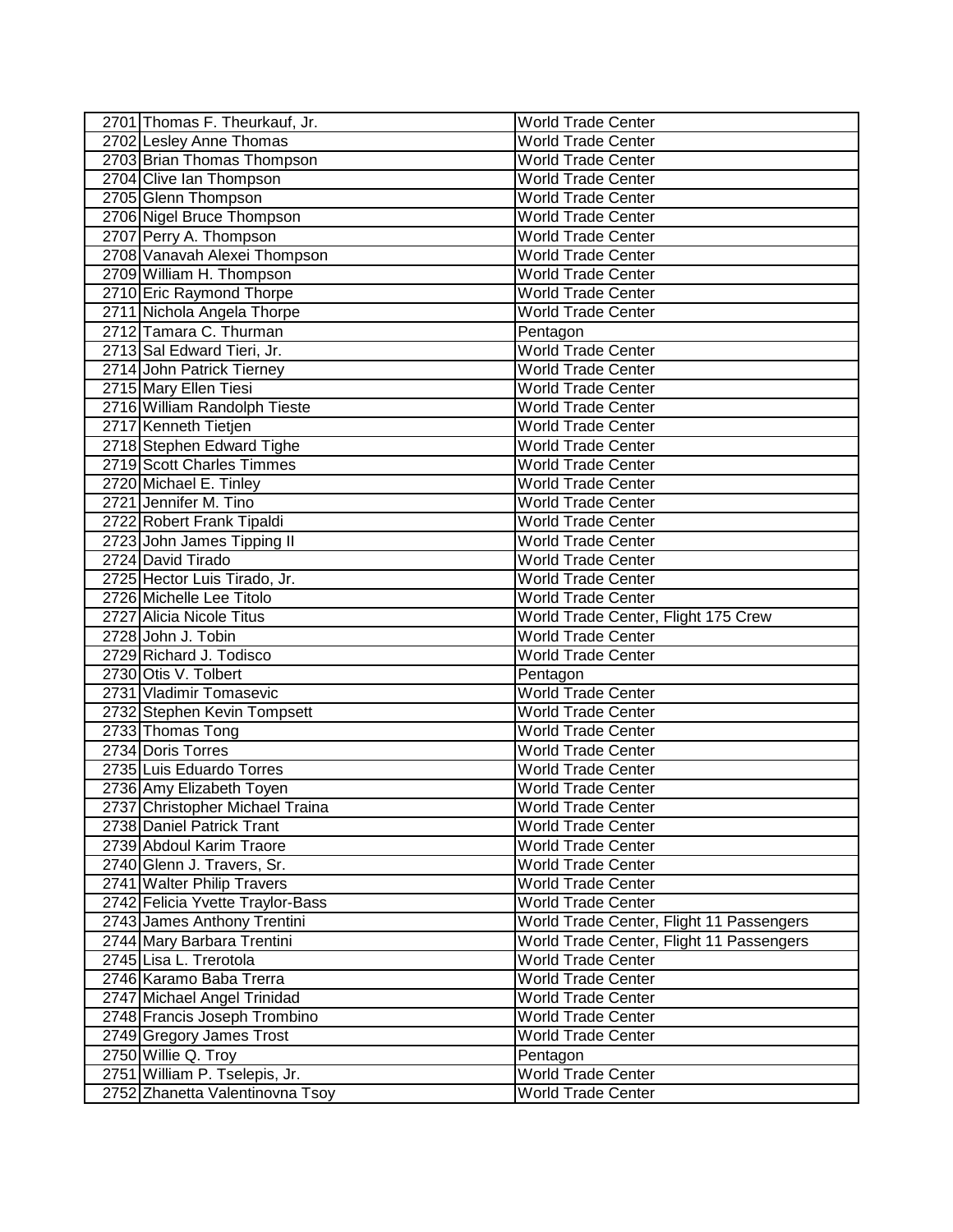| | | |
|---|---|---|
| 2701 | Thomas F. Theurkauf, Jr. | World Trade Center |
| 2702 | Lesley Anne Thomas | World Trade Center |
| 2703 | Brian Thomas Thompson | World Trade Center |
| 2704 | Clive Ian Thompson | World Trade Center |
| 2705 | Glenn Thompson | World Trade Center |
| 2706 | Nigel Bruce Thompson | World Trade Center |
| 2707 | Perry A. Thompson | World Trade Center |
| 2708 | Vanavah Alexei Thompson | World Trade Center |
| 2709 | William H. Thompson | World Trade Center |
| 2710 | Eric Raymond Thorpe | World Trade Center |
| 2711 | Nichola Angela Thorpe | World Trade Center |
| 2712 | Tamara C. Thurman | Pentagon |
| 2713 | Sal Edward Tieri, Jr. | World Trade Center |
| 2714 | John Patrick Tierney | World Trade Center |
| 2715 | Mary Ellen Tiesi | World Trade Center |
| 2716 | William Randolph Tieste | World Trade Center |
| 2717 | Kenneth Tietjen | World Trade Center |
| 2718 | Stephen Edward Tighe | World Trade Center |
| 2719 | Scott Charles Timmes | World Trade Center |
| 2720 | Michael E. Tinley | World Trade Center |
| 2721 | Jennifer M. Tino | World Trade Center |
| 2722 | Robert Frank Tipaldi | World Trade Center |
| 2723 | John James Tipping II | World Trade Center |
| 2724 | David Tirado | World Trade Center |
| 2725 | Hector Luis Tirado, Jr. | World Trade Center |
| 2726 | Michelle Lee Titolo | World Trade Center |
| 2727 | Alicia Nicole Titus | World Trade Center, Flight 175 Crew |
| 2728 | John J. Tobin | World Trade Center |
| 2729 | Richard J. Todisco | World Trade Center |
| 2730 | Otis V. Tolbert | Pentagon |
| 2731 | Vladimir Tomasevic | World Trade Center |
| 2732 | Stephen Kevin Tompsett | World Trade Center |
| 2733 | Thomas Tong | World Trade Center |
| 2734 | Doris Torres | World Trade Center |
| 2735 | Luis Eduardo Torres | World Trade Center |
| 2736 | Amy Elizabeth Toyen | World Trade Center |
| 2737 | Christopher Michael Traina | World Trade Center |
| 2738 | Daniel Patrick Trant | World Trade Center |
| 2739 | Abdoul Karim Traore | World Trade Center |
| 2740 | Glenn J. Travers, Sr. | World Trade Center |
| 2741 | Walter Philip Travers | World Trade Center |
| 2742 | Felicia Yvette Traylor-Bass | World Trade Center |
| 2743 | James Anthony Trentini | World Trade Center, Flight 11 Passengers |
| 2744 | Mary Barbara Trentini | World Trade Center, Flight 11 Passengers |
| 2745 | Lisa L. Trerotola | World Trade Center |
| 2746 | Karamo Baba Trerra | World Trade Center |
| 2747 | Michael Angel Trinidad | World Trade Center |
| 2748 | Francis Joseph Trombino | World Trade Center |
| 2749 | Gregory James Trost | World Trade Center |
| 2750 | Willie Q. Troy | Pentagon |
| 2751 | William P. Tselepis, Jr. | World Trade Center |
| 2752 | Zhanetta Valentinovna Tsoy | World Trade Center |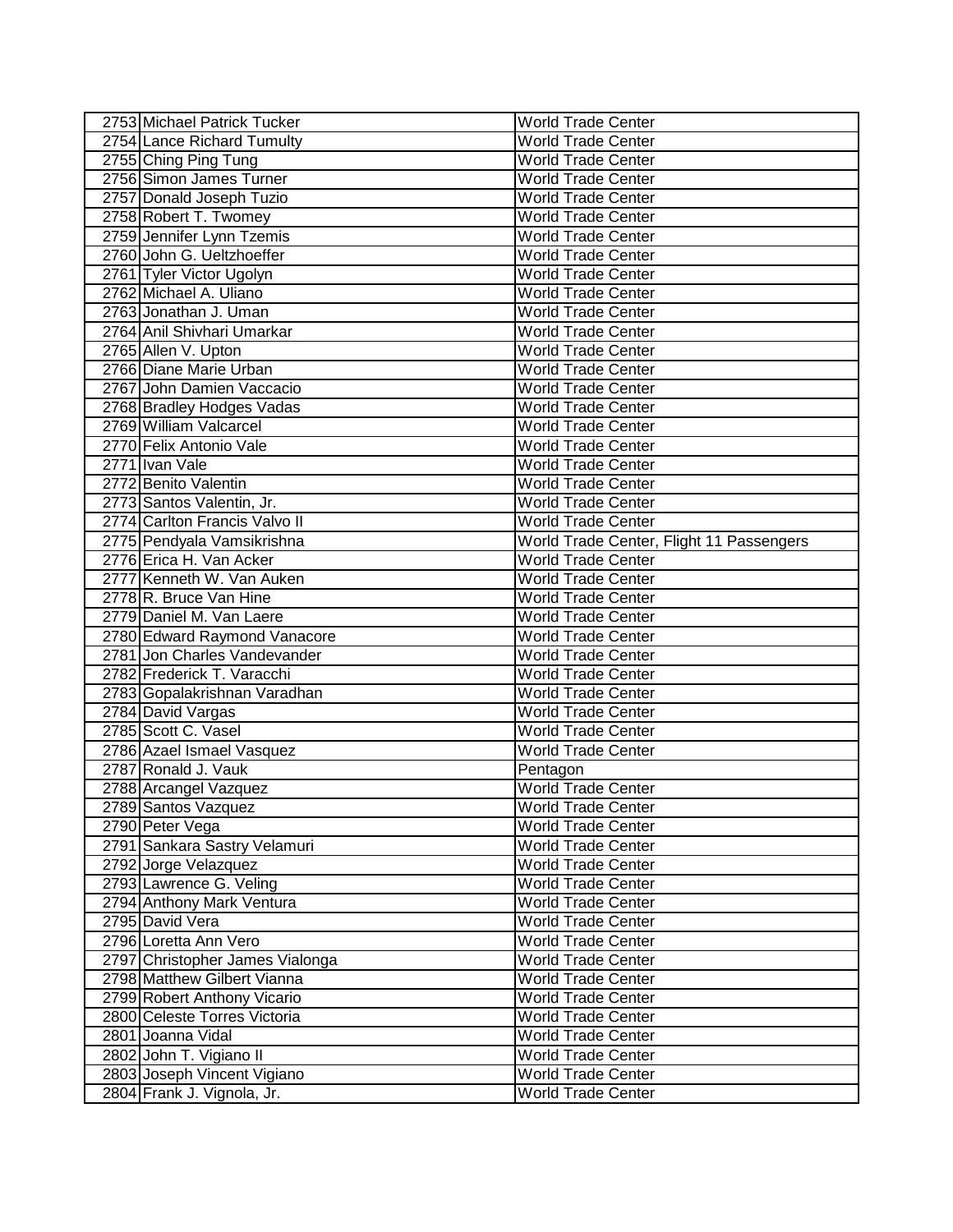| | | |
|---|---|---|
| 2753 | Michael Patrick Tucker | World Trade Center |
| 2754 | Lance Richard Tumulty | World Trade Center |
| 2755 | Ching Ping Tung | World Trade Center |
| 2756 | Simon James Turner | World Trade Center |
| 2757 | Donald Joseph Tuzio | World Trade Center |
| 2758 | Robert T. Twomey | World Trade Center |
| 2759 | Jennifer Lynn Tzemis | World Trade Center |
| 2760 | John G. Ueltzhoeffer | World Trade Center |
| 2761 | Tyler Victor Ugolyn | World Trade Center |
| 2762 | Michael A. Uliano | World Trade Center |
| 2763 | Jonathan J. Uman | World Trade Center |
| 2764 | Anil Shivhari Umarkar | World Trade Center |
| 2765 | Allen V. Upton | World Trade Center |
| 2766 | Diane Marie Urban | World Trade Center |
| 2767 | John Damien Vaccacio | World Trade Center |
| 2768 | Bradley Hodges Vadas | World Trade Center |
| 2769 | William Valcarcel | World Trade Center |
| 2770 | Felix Antonio Vale | World Trade Center |
| 2771 | Ivan Vale | World Trade Center |
| 2772 | Benito Valentin | World Trade Center |
| 2773 | Santos Valentin, Jr. | World Trade Center |
| 2774 | Carlton Francis Valvo II | World Trade Center |
| 2775 | Pendyala Vamsikrishna | World Trade Center, Flight 11 Passengers |
| 2776 | Erica H. Van Acker | World Trade Center |
| 2777 | Kenneth W. Van Auken | World Trade Center |
| 2778 | R. Bruce Van Hine | World Trade Center |
| 2779 | Daniel M. Van Laere | World Trade Center |
| 2780 | Edward Raymond Vanacore | World Trade Center |
| 2781 | Jon Charles Vandevander | World Trade Center |
| 2782 | Frederick T. Varacchi | World Trade Center |
| 2783 | Gopalakrishnan Varadhan | World Trade Center |
| 2784 | David Vargas | World Trade Center |
| 2785 | Scott C. Vasel | World Trade Center |
| 2786 | Azael Ismael Vasquez | World Trade Center |
| 2787 | Ronald J. Vauk | Pentagon |
| 2788 | Arcangel Vazquez | World Trade Center |
| 2789 | Santos Vazquez | World Trade Center |
| 2790 | Peter Vega | World Trade Center |
| 2791 | Sankara Sastry Velamuri | World Trade Center |
| 2792 | Jorge Velazquez | World Trade Center |
| 2793 | Lawrence G. Veling | World Trade Center |
| 2794 | Anthony Mark Ventura | World Trade Center |
| 2795 | David Vera | World Trade Center |
| 2796 | Loretta Ann Vero | World Trade Center |
| 2797 | Christopher James Vialonga | World Trade Center |
| 2798 | Matthew Gilbert Vianna | World Trade Center |
| 2799 | Robert Anthony Vicario | World Trade Center |
| 2800 | Celeste Torres Victoria | World Trade Center |
| 2801 | Joanna Vidal | World Trade Center |
| 2802 | John T. Vigiano II | World Trade Center |
| 2803 | Joseph Vincent Vigiano | World Trade Center |
| 2804 | Frank J. Vignola, Jr. | World Trade Center |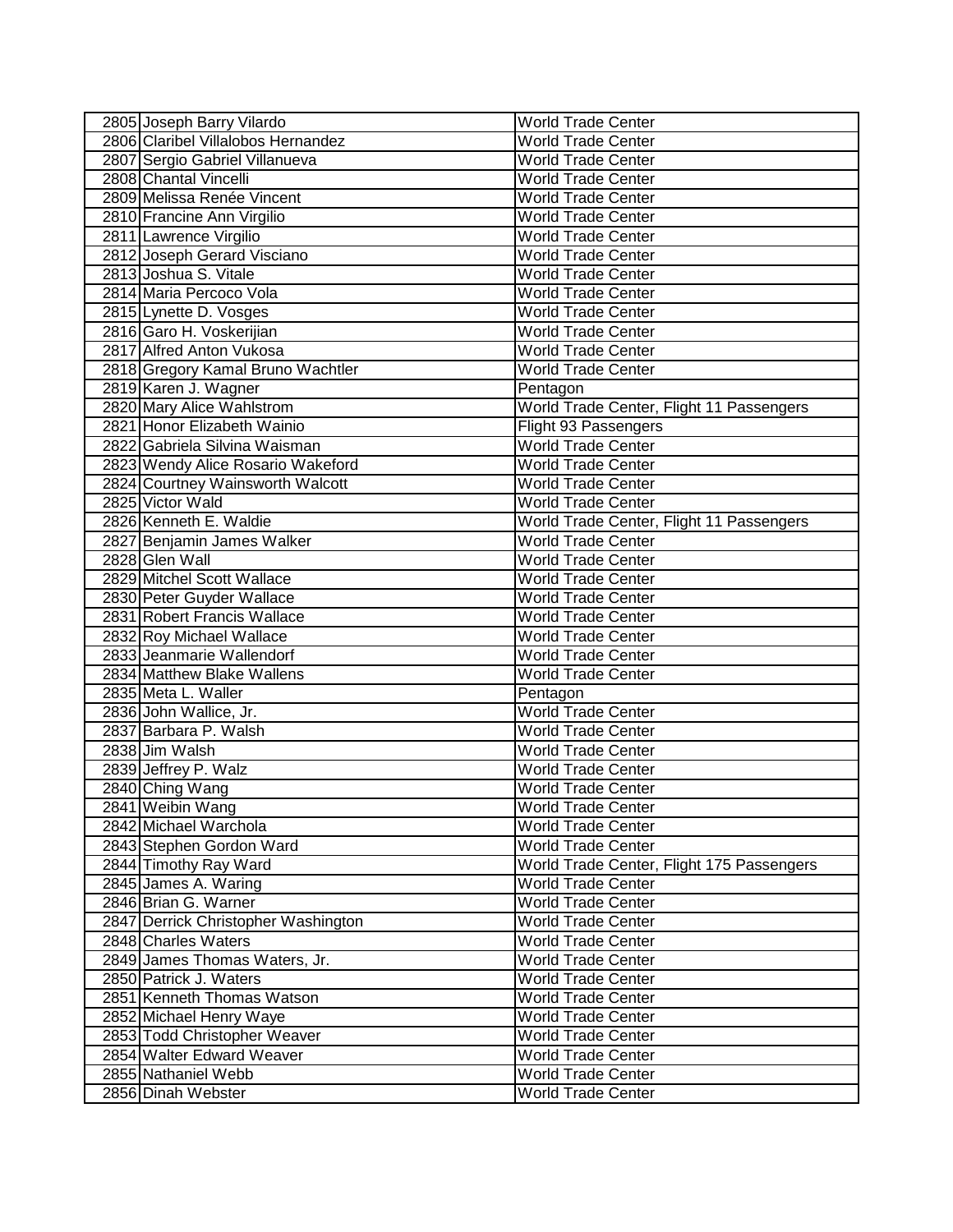| | | |
|---|---|---|
| 2805 | Joseph Barry Vilardo | World Trade Center |
| 2806 | Claribel Villalobos Hernandez | World Trade Center |
| 2807 | Sergio Gabriel Villanueva | World Trade Center |
| 2808 | Chantal Vincelli | World Trade Center |
| 2809 | Melissa Renée Vincent | World Trade Center |
| 2810 | Francine Ann Virgilio | World Trade Center |
| 2811 | Lawrence Virgilio | World Trade Center |
| 2812 | Joseph Gerard Visciano | World Trade Center |
| 2813 | Joshua S. Vitale | World Trade Center |
| 2814 | Maria Percoco Vola | World Trade Center |
| 2815 | Lynette D. Vosges | World Trade Center |
| 2816 | Garo H. Voskerijian | World Trade Center |
| 2817 | Alfred Anton Vukosa | World Trade Center |
| 2818 | Gregory Kamal Bruno Wachtler | World Trade Center |
| 2819 | Karen J. Wagner | Pentagon |
| 2820 | Mary Alice Wahlstrom | World Trade Center, Flight 11 Passengers |
| 2821 | Honor Elizabeth Wainio | Flight 93 Passengers |
| 2822 | Gabriela Silvina Waisman | World Trade Center |
| 2823 | Wendy Alice Rosario Wakeford | World Trade Center |
| 2824 | Courtney Wainsworth Walcott | World Trade Center |
| 2825 | Victor Wald | World Trade Center |
| 2826 | Kenneth E. Waldie | World Trade Center, Flight 11 Passengers |
| 2827 | Benjamin James Walker | World Trade Center |
| 2828 | Glen Wall | World Trade Center |
| 2829 | Mitchel Scott Wallace | World Trade Center |
| 2830 | Peter Guyder Wallace | World Trade Center |
| 2831 | Robert Francis Wallace | World Trade Center |
| 2832 | Roy Michael Wallace | World Trade Center |
| 2833 | Jeanmarie Wallendorf | World Trade Center |
| 2834 | Matthew Blake Wallens | World Trade Center |
| 2835 | Meta L. Waller | Pentagon |
| 2836 | John Wallice, Jr. | World Trade Center |
| 2837 | Barbara P. Walsh | World Trade Center |
| 2838 | Jim Walsh | World Trade Center |
| 2839 | Jeffrey P. Walz | World Trade Center |
| 2840 | Ching Wang | World Trade Center |
| 2841 | Weibin Wang | World Trade Center |
| 2842 | Michael Warchola | World Trade Center |
| 2843 | Stephen Gordon Ward | World Trade Center |
| 2844 | Timothy Ray Ward | World Trade Center, Flight 175 Passengers |
| 2845 | James A. Waring | World Trade Center |
| 2846 | Brian G. Warner | World Trade Center |
| 2847 | Derrick Christopher Washington | World Trade Center |
| 2848 | Charles Waters | World Trade Center |
| 2849 | James Thomas Waters, Jr. | World Trade Center |
| 2850 | Patrick J. Waters | World Trade Center |
| 2851 | Kenneth Thomas Watson | World Trade Center |
| 2852 | Michael Henry Waye | World Trade Center |
| 2853 | Todd Christopher Weaver | World Trade Center |
| 2854 | Walter Edward Weaver | World Trade Center |
| 2855 | Nathaniel Webb | World Trade Center |
| 2856 | Dinah Webster | World Trade Center |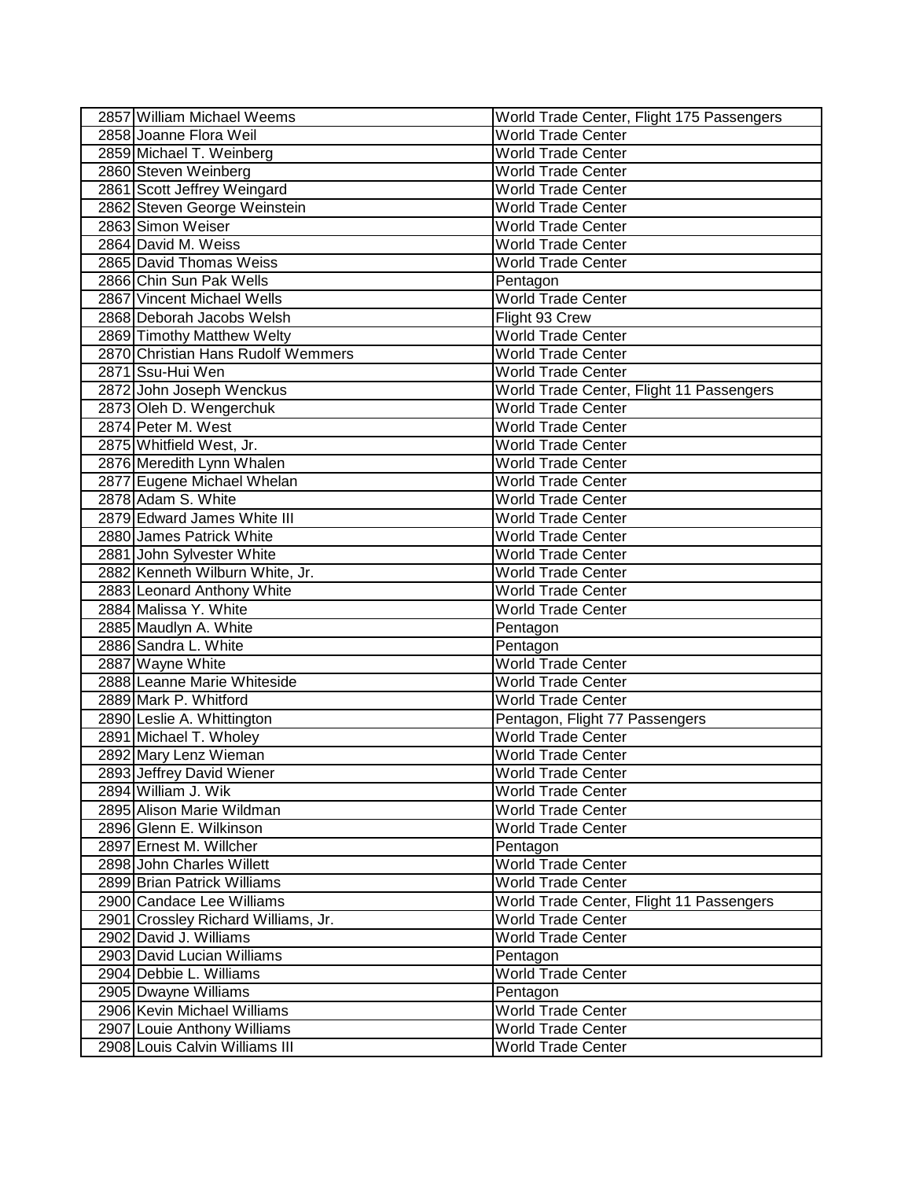| | | |
|---|---|---|
| 2857 | William Michael Weems | World Trade Center, Flight 175 Passengers |
| 2858 | Joanne Flora Weil | World Trade Center |
| 2859 | Michael T. Weinberg | World Trade Center |
| 2860 | Steven Weinberg | World Trade Center |
| 2861 | Scott Jeffrey Weingard | World Trade Center |
| 2862 | Steven George Weinstein | World Trade Center |
| 2863 | Simon Weiser | World Trade Center |
| 2864 | David M. Weiss | World Trade Center |
| 2865 | David Thomas Weiss | World Trade Center |
| 2866 | Chin Sun Pak Wells | Pentagon |
| 2867 | Vincent Michael Wells | World Trade Center |
| 2868 | Deborah Jacobs Welsh | Flight 93 Crew |
| 2869 | Timothy Matthew Welty | World Trade Center |
| 2870 | Christian Hans Rudolf Wemmers | World Trade Center |
| 2871 | Ssu-Hui Wen | World Trade Center |
| 2872 | John Joseph Wenckus | World Trade Center, Flight 11 Passengers |
| 2873 | Oleh D. Wengerchuk | World Trade Center |
| 2874 | Peter M. West | World Trade Center |
| 2875 | Whitfield West, Jr. | World Trade Center |
| 2876 | Meredith Lynn Whalen | World Trade Center |
| 2877 | Eugene Michael Whelan | World Trade Center |
| 2878 | Adam S. White | World Trade Center |
| 2879 | Edward James White III | World Trade Center |
| 2880 | James Patrick White | World Trade Center |
| 2881 | John Sylvester White | World Trade Center |
| 2882 | Kenneth Wilburn White, Jr. | World Trade Center |
| 2883 | Leonard Anthony White | World Trade Center |
| 2884 | Malissa Y. White | World Trade Center |
| 2885 | Maudlyn A. White | Pentagon |
| 2886 | Sandra L. White | Pentagon |
| 2887 | Wayne White | World Trade Center |
| 2888 | Leanne Marie Whiteside | World Trade Center |
| 2889 | Mark P. Whitford | World Trade Center |
| 2890 | Leslie A. Whittington | Pentagon, Flight 77 Passengers |
| 2891 | Michael T. Wholey | World Trade Center |
| 2892 | Mary Lenz Wieman | World Trade Center |
| 2893 | Jeffrey David Wiener | World Trade Center |
| 2894 | William J. Wik | World Trade Center |
| 2895 | Alison Marie Wildman | World Trade Center |
| 2896 | Glenn E. Wilkinson | World Trade Center |
| 2897 | Ernest M. Willcher | Pentagon |
| 2898 | John Charles Willett | World Trade Center |
| 2899 | Brian Patrick Williams | World Trade Center |
| 2900 | Candace Lee Williams | World Trade Center, Flight 11 Passengers |
| 2901 | Crossley Richard Williams, Jr. | World Trade Center |
| 2902 | David J. Williams | World Trade Center |
| 2903 | David Lucian Williams | Pentagon |
| 2904 | Debbie L. Williams | World Trade Center |
| 2905 | Dwayne Williams | Pentagon |
| 2906 | Kevin Michael Williams | World Trade Center |
| 2907 | Louie Anthony Williams | World Trade Center |
| 2908 | Louis Calvin Williams III | World Trade Center |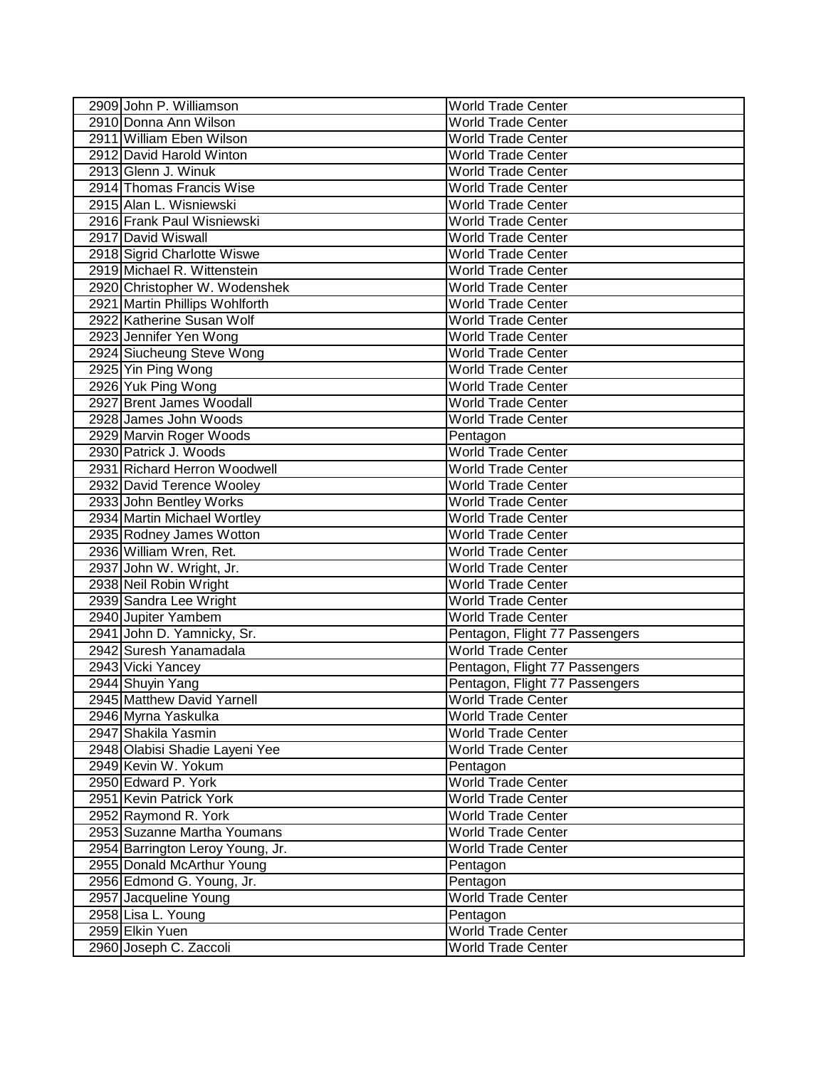| | | |
|---|---|---|
| 2909 | John P. Williamson | World Trade Center |
| 2910 | Donna Ann Wilson | World Trade Center |
| 2911 | William Eben Wilson | World Trade Center |
| 2912 | David Harold Winton | World Trade Center |
| 2913 | Glenn J. Winuk | World Trade Center |
| 2914 | Thomas Francis Wise | World Trade Center |
| 2915 | Alan L. Wisniewski | World Trade Center |
| 2916 | Frank Paul Wisniewski | World Trade Center |
| 2917 | David Wiswall | World Trade Center |
| 2918 | Sigrid Charlotte Wiswe | World Trade Center |
| 2919 | Michael R. Wittenstein | World Trade Center |
| 2920 | Christopher W. Wodenshek | World Trade Center |
| 2921 | Martin Phillips Wohlforth | World Trade Center |
| 2922 | Katherine Susan Wolf | World Trade Center |
| 2923 | Jennifer Yen Wong | World Trade Center |
| 2924 | Siucheung Steve Wong | World Trade Center |
| 2925 | Yin Ping Wong | World Trade Center |
| 2926 | Yuk Ping Wong | World Trade Center |
| 2927 | Brent James Woodall | World Trade Center |
| 2928 | James John Woods | World Trade Center |
| 2929 | Marvin Roger Woods | Pentagon |
| 2930 | Patrick J. Woods | World Trade Center |
| 2931 | Richard Herron Woodwell | World Trade Center |
| 2932 | David Terence Wooley | World Trade Center |
| 2933 | John Bentley Works | World Trade Center |
| 2934 | Martin Michael Wortley | World Trade Center |
| 2935 | Rodney James Wotton | World Trade Center |
| 2936 | William Wren, Ret. | World Trade Center |
| 2937 | John W. Wright, Jr. | World Trade Center |
| 2938 | Neil Robin Wright | World Trade Center |
| 2939 | Sandra Lee Wright | World Trade Center |
| 2940 | Jupiter Yambem | World Trade Center |
| 2941 | John D. Yamnicky, Sr. | Pentagon, Flight 77 Passengers |
| 2942 | Suresh Yanamadala | World Trade Center |
| 2943 | Vicki Yancey | Pentagon, Flight 77 Passengers |
| 2944 | Shuyin Yang | Pentagon, Flight 77 Passengers |
| 2945 | Matthew David Yarnell | World Trade Center |
| 2946 | Myrna Yaskulka | World Trade Center |
| 2947 | Shakila Yasmin | World Trade Center |
| 2948 | Olabisi Shadie Layeni Yee | World Trade Center |
| 2949 | Kevin W. Yokum | Pentagon |
| 2950 | Edward P. York | World Trade Center |
| 2951 | Kevin Patrick York | World Trade Center |
| 2952 | Raymond R. York | World Trade Center |
| 2953 | Suzanne Martha Youmans | World Trade Center |
| 2954 | Barrington Leroy Young, Jr. | World Trade Center |
| 2955 | Donald McArthur Young | Pentagon |
| 2956 | Edmond G. Young, Jr. | Pentagon |
| 2957 | Jacqueline Young | World Trade Center |
| 2958 | Lisa L. Young | Pentagon |
| 2959 | Elkin Yuen | World Trade Center |
| 2960 | Joseph C. Zaccoli | World Trade Center |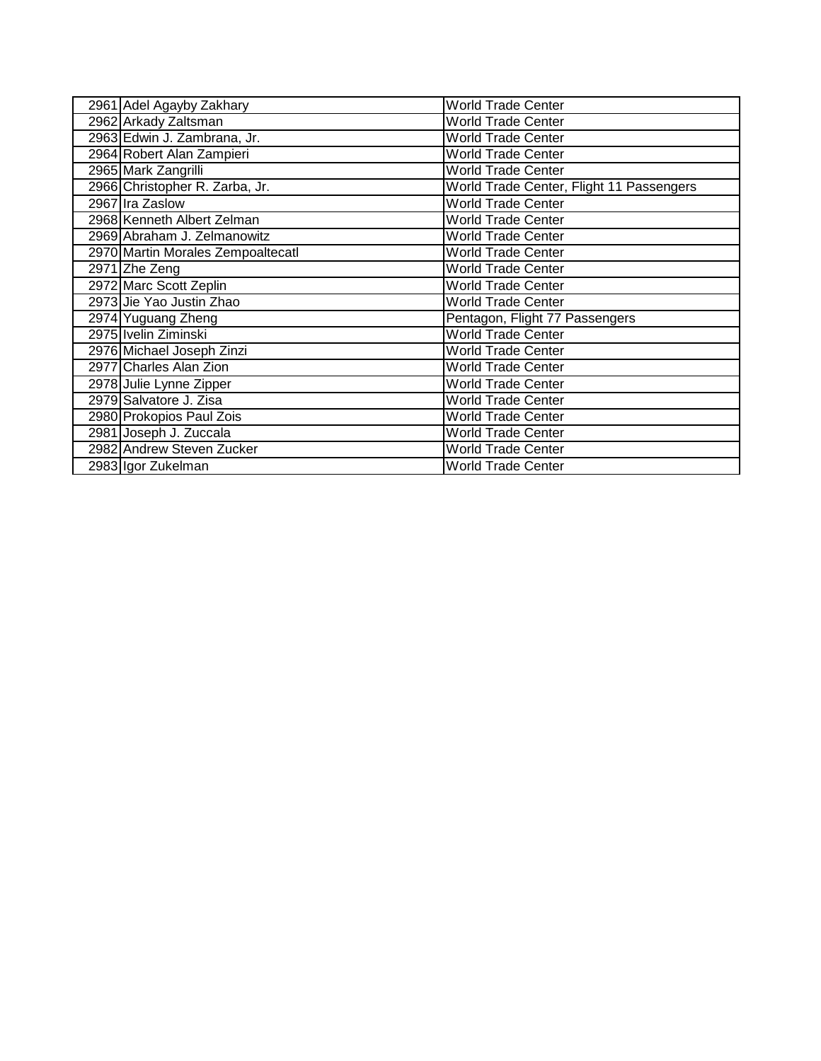| | | |
|---|---|---|
| 2961 | Adel Agayby Zakhary | World Trade Center |
| 2962 | Arkady Zaltsman | World Trade Center |
| 2963 | Edwin J. Zambrana, Jr. | World Trade Center |
| 2964 | Robert Alan Zampieri | World Trade Center |
| 2965 | Mark Zangrilli | World Trade Center |
| 2966 | Christopher R. Zarba, Jr. | World Trade Center, Flight 11 Passengers |
| 2967 | Ira Zaslow | World Trade Center |
| 2968 | Kenneth Albert Zelman | World Trade Center |
| 2969 | Abraham J. Zelmanowitz | World Trade Center |
| 2970 | Martin Morales Zempoaltecatl | World Trade Center |
| 2971 | Zhe Zeng | World Trade Center |
| 2972 | Marc Scott Zeplin | World Trade Center |
| 2973 | Jie Yao Justin Zhao | World Trade Center |
| 2974 | Yuguang Zheng | Pentagon, Flight 77 Passengers |
| 2975 | Ivelin Ziminski | World Trade Center |
| 2976 | Michael Joseph Zinzi | World Trade Center |
| 2977 | Charles Alan Zion | World Trade Center |
| 2978 | Julie Lynne Zipper | World Trade Center |
| 2979 | Salvatore J. Zisa | World Trade Center |
| 2980 | Prokopios Paul Zois | World Trade Center |
| 2981 | Joseph J. Zuccala | World Trade Center |
| 2982 | Andrew Steven Zucker | World Trade Center |
| 2983 | Igor Zukelman | World Trade Center |